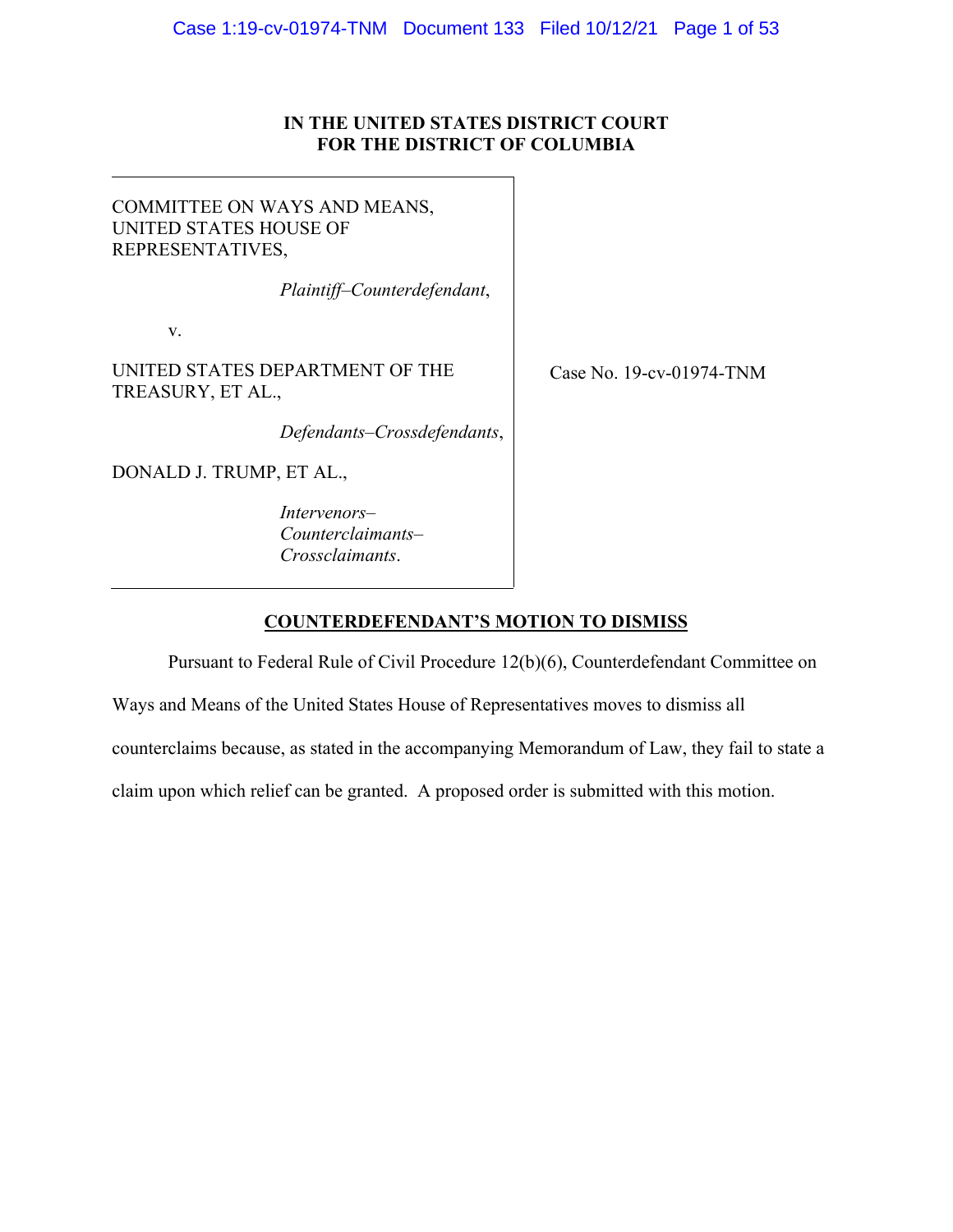**IN THE UNITED STATES DISTRICT COURT**
**FOR THE DISTRICT OF COLUMBIA**

COMMITTEE ON WAYS AND MEANS, UNITED STATES HOUSE OF REPRESENTATIVES,

*Plaintiff–Counterdefendant*,

v.

UNITED STATES DEPARTMENT OF THE TREASURY, ET AL.,

*Defendants–Crossdefendants*,

DONALD J. TRUMP, ET AL.,

*Intervenors–Counterclaimants–Crossclaimants*.

Case No. 19-cv-01974-TNM

## COUNTERDEFENDANT'S MOTION TO DISMISS

Pursuant to Federal Rule of Civil Procedure 12(b)(6), Counterdefendant Committee on Ways and Means of the United States House of Representatives moves to dismiss all counterclaims because, as stated in the accompanying Memorandum of Law, they fail to state a claim upon which relief can be granted. A proposed order is submitted with this motion.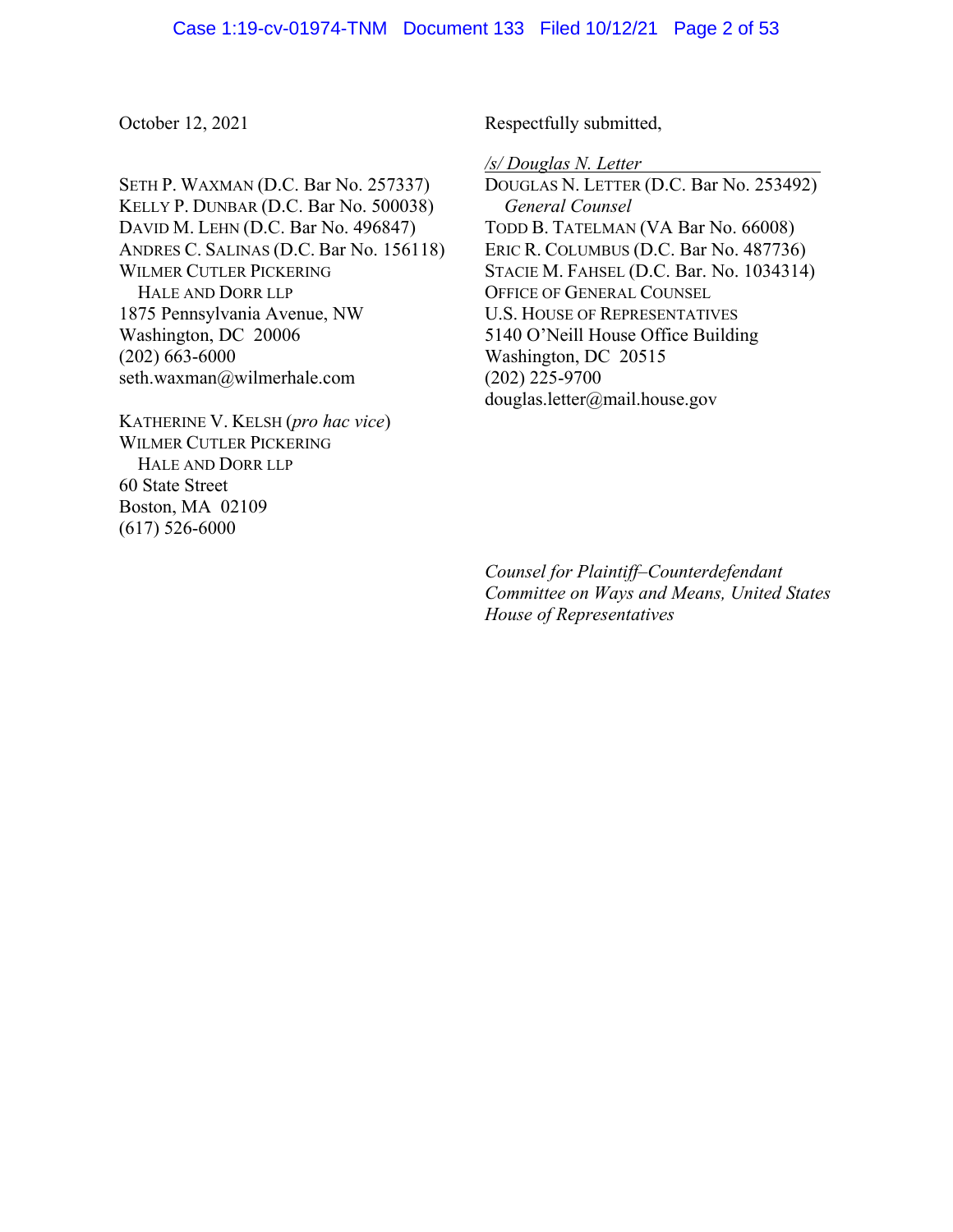October 12, 2021

Respectfully submitted,

*/s/ Douglas N. Letter*

DOUGLAS N. LETTER (D.C. Bar No. 253492)
*General Counsel*
TODD B. TATELMAN (VA Bar No. 66008)
ERIC R. COLUMBUS (D.C. Bar No. 487736)
STACIE M. FAHSEL (D.C. Bar. No. 1034314)
OFFICE OF GENERAL COUNSEL
U.S. HOUSE OF REPRESENTATIVES
5140 O'Neill House Office Building
Washington, DC 20515
(202) 225-9700
douglas.letter@mail.house.gov

SETH P. WAXMAN (D.C. Bar No. 257337)
KELLY P. DUNBAR (D.C. Bar No. 500038)
DAVID M. LEHN (D.C. Bar No. 496847)
ANDRES C. SALINAS (D.C. Bar No. 156118)
WILMER CUTLER PICKERING
HALE AND DORR LLP
1875 Pennsylvania Avenue, NW
Washington, DC 20006
(202) 663-6000
seth.waxman@wilmerhale.com

KATHERINE V. KELSH (*pro hac vice*)
WILMER CUTLER PICKERING
HALE AND DORR LLP
60 State Street
Boston, MA 02109
(617) 526-6000

*Counsel for Plaintiff–Counterdefendant Committee on Ways and Means, United States House of Representatives*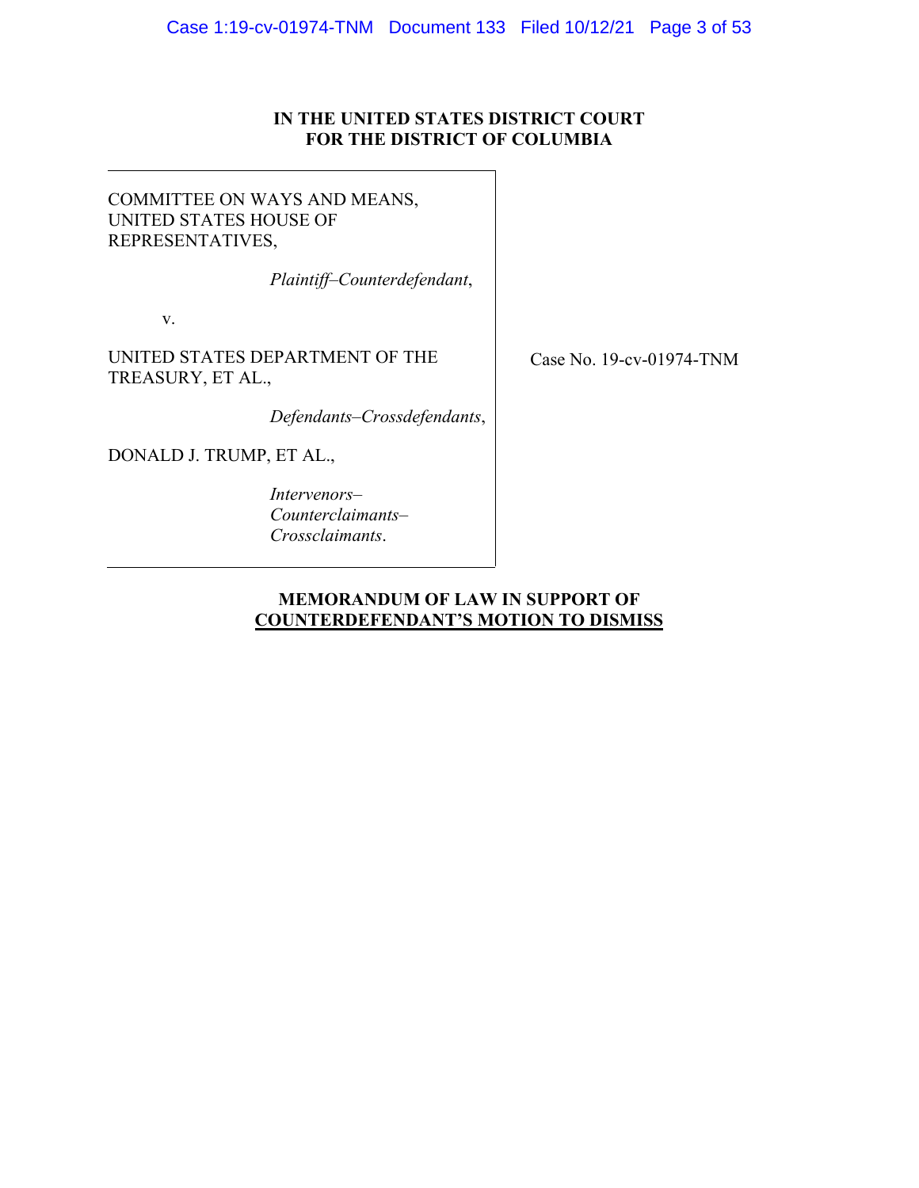**IN THE UNITED STATES DISTRICT COURT**
**FOR THE DISTRICT OF COLUMBIA**

COMMITTEE ON WAYS AND MEANS, UNITED STATES HOUSE OF REPRESENTATIVES,

*Plaintiff–Counterdefendant*,

v.

UNITED STATES DEPARTMENT OF THE TREASURY, ET AL.,

*Defendants–Crossdefendants*,

DONALD J. TRUMP, ET AL.,

*Intervenors–Counterclaimants–Crossclaimants*.

Case No. 19-cv-01974-TNM

**MEMORANDUM OF LAW IN SUPPORT OF COUNTERDEFENDANT'S MOTION TO DISMISS**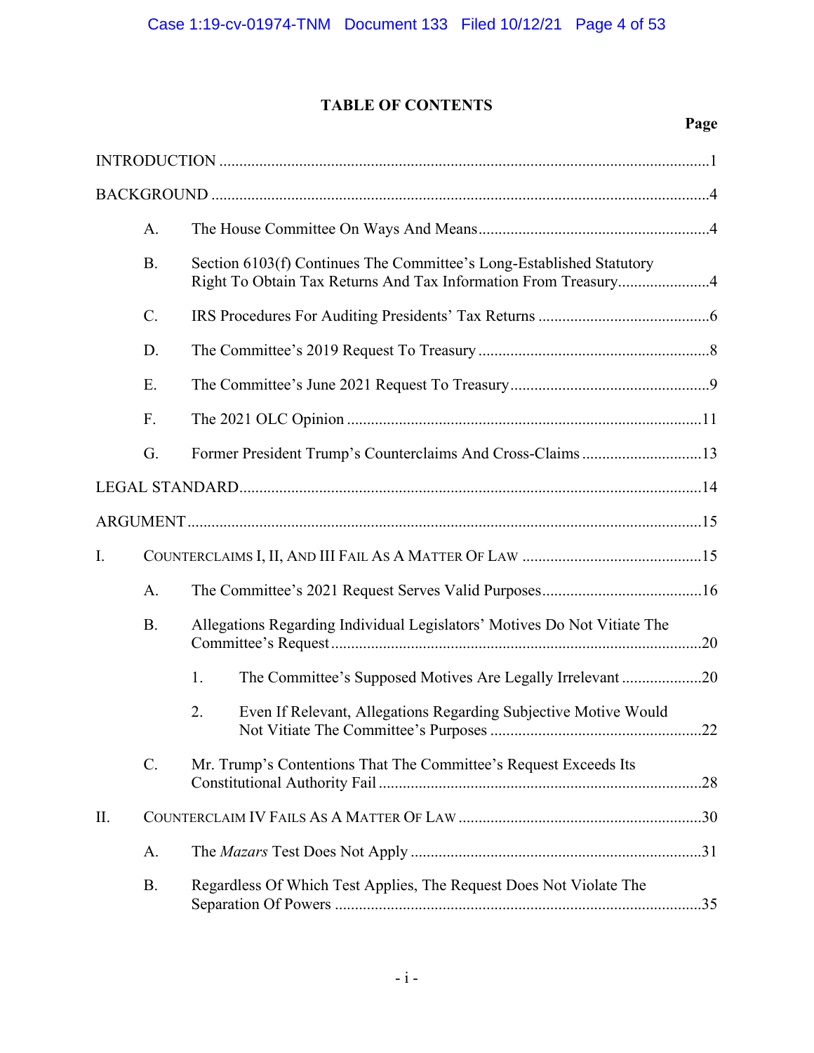# TABLE OF CONTENTS

| | Page |
|---|---|
| INTRODUCTION | 1 |
| BACKGROUND | 4 |
| A. The House Committee On Ways And Means | 4 |
| B. Section 6103(f) Continues The Committee's Long-Established Statutory Right To Obtain Tax Returns And Tax Information From Treasury | 4 |
| C. IRS Procedures For Auditing Presidents' Tax Returns | 6 |
| D. The Committee's 2019 Request To Treasury | 8 |
| E. The Committee's June 2021 Request To Treasury | 9 |
| F. The 2021 OLC Opinion | 11 |
| G. Former President Trump's Counterclaims And Cross-Claims | 13 |
| LEGAL STANDARD | 14 |
| ARGUMENT | 15 |
| I. COUNTERCLAIMS I, II, AND III FAIL AS A MATTER OF LAW | 15 |
| A. The Committee's 2021 Request Serves Valid Purposes | 16 |
| B. Allegations Regarding Individual Legislators' Motives Do Not Vitiate The Committee's Request | 20 |
| 1. The Committee's Supposed Motives Are Legally Irrelevant | 20 |
| 2. Even If Relevant, Allegations Regarding Subjective Motive Would Not Vitiate The Committee's Purposes | 22 |
| C. Mr. Trump's Contentions That The Committee's Request Exceeds Its Constitutional Authority Fail | 28 |
| II. COUNTERCLAIM IV FAILS AS A MATTER OF LAW | 30 |
| A. The *Mazars* Test Does Not Apply | 31 |
| B. Regardless Of Which Test Applies, The Request Does Not Violate The Separation Of Powers | 35 |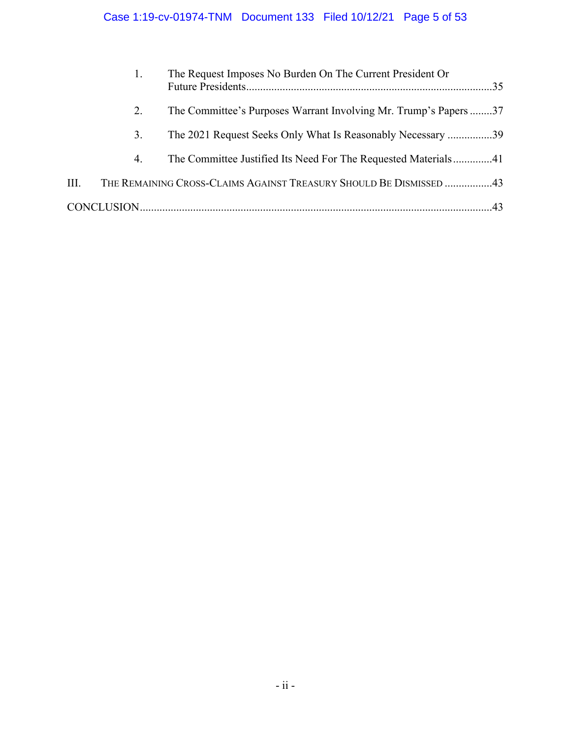1. The Request Imposes No Burden On The Current President Or Future Presidents ........................................................................................35

2. The Committee's Purposes Warrant Involving Mr. Trump's Papers ........37

3. The 2021 Request Seeks Only What Is Reasonably Necessary ................39

4. The Committee Justified Its Need For The Requested Materials ..............41

III. THE REMAINING CROSS-CLAIMS AGAINST TREASURY SHOULD BE DISMISSED .................43

CONCLUSION ............................................................................................................................43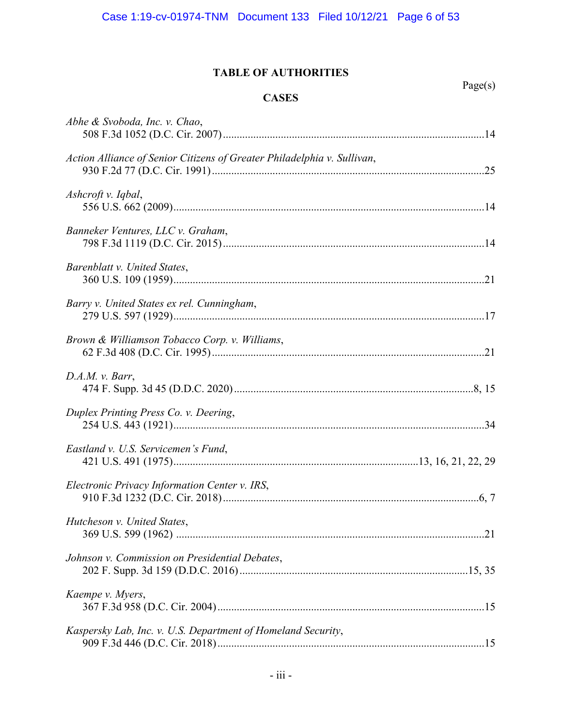# TABLE OF AUTHORITIES

Page(s)

## CASES

*Abhe & Svoboda, Inc. v. Chao*,
508 F.3d 1052 (D.C. Cir. 2007)...............................................................................................14

*Action Alliance of Senior Citizens of Greater Philadelphia v. Sullivan*,
930 F.2d 77 (D.C. Cir. 1991)...................................................................................................25

*Ashcroft v. Iqbal*,
556 U.S. 662 (2009).................................................................................................................14

*Banneker Ventures, LLC v. Graham*,
798 F.3d 1119 (D.C. Cir. 2015)...............................................................................................14

*Barenblatt v. United States*,
360 U.S. 109 (1959).................................................................................................................21

*Barry v. United States ex rel. Cunningham*,
279 U.S. 597 (1929).................................................................................................................17

*Brown & Williamson Tobacco Corp. v. Williams*,
62 F.3d 408 (D.C. Cir. 1995)...................................................................................................21

*D.A.M. v. Barr*,
474 F. Supp. 3d 45 (D.D.C. 2020)......................................................................................8, 15

*Duplex Printing Press Co. v. Deering*,
254 U.S. 443 (1921).................................................................................................................34

*Eastland v. U.S. Servicemen's Fund*,
421 U.S. 491 (1975)........................................................................................13, 16, 21, 22, 29

*Electronic Privacy Information Center v. IRS*,
910 F.3d 1232 (D.C. Cir. 2018)............................................................................................6, 7

*Hutcheson v. United States*,
369 U.S. 599 (1962) ...............................................................................................................21

*Johnson v. Commission on Presidential Debates*,
202 F. Supp. 3d 159 (D.D.C. 2016)...................................................................................15, 35

*Kaempe v. Myers*,
367 F.3d 958 (D.C. Cir. 2004).................................................................................................15

*Kaspersky Lab, Inc. v. U.S. Department of Homeland Security*,
909 F.3d 446 (D.C. Cir. 2018).................................................................................................15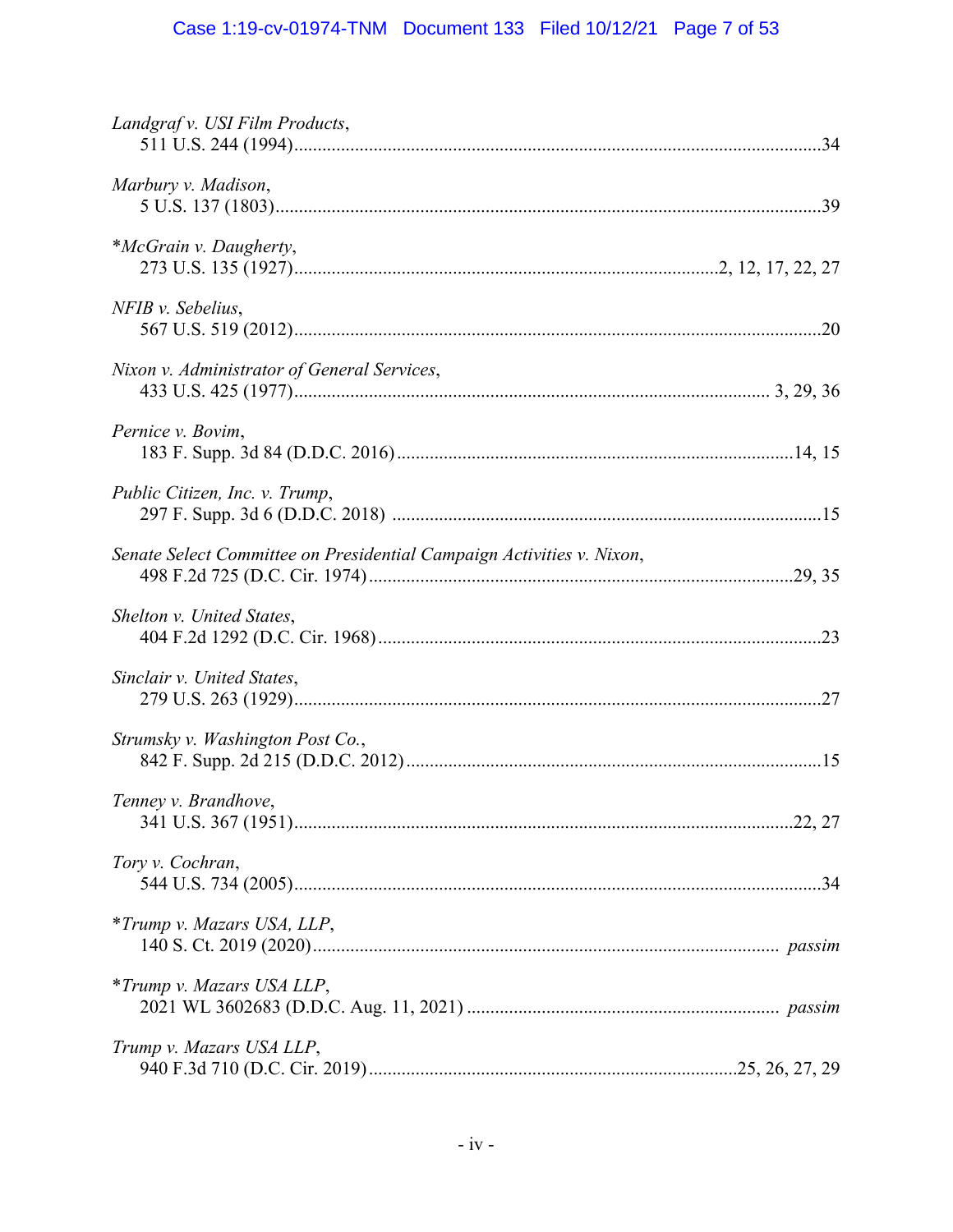*Landgraf v. USI Film Products*,
511 U.S. 244 (1994) .......... 34

*Marbury v. Madison*,
5 U.S. 137 (1803) .......... 39

**McGrain v. Daugherty*,
273 U.S. 135 (1927) .......... 2, 12, 17, 22, 27

*NFIB v. Sebelius*,
567 U.S. 519 (2012) .......... 20

*Nixon v. Administrator of General Services*,
433 U.S. 425 (1977) .......... 3, 29, 36

*Pernice v. Bovim*,
183 F. Supp. 3d 84 (D.D.C. 2016) .......... 14, 15

*Public Citizen, Inc. v. Trump*,
297 F. Supp. 3d 6 (D.D.C. 2018) .......... 15

*Senate Select Committee on Presidential Campaign Activities v. Nixon*,
498 F.2d 725 (D.C. Cir. 1974) .......... 29, 35

*Shelton v. United States*,
404 F.2d 1292 (D.C. Cir. 1968) .......... 23

*Sinclair v. United States*,
279 U.S. 263 (1929) .......... 27

*Strumsky v. Washington Post Co.*,
842 F. Supp. 2d 215 (D.D.C. 2012) .......... 15

*Tenney v. Brandhove*,
341 U.S. 367 (1951) .......... 22, 27

*Tory v. Cochran*,
544 U.S. 734 (2005) .......... 34

**Trump v. Mazars USA, LLP*,
140 S. Ct. 2019 (2020) .......... *passim*

**Trump v. Mazars USA LLP*,
2021 WL 3602683 (D.D.C. Aug. 11, 2021) .......... *passim*

*Trump v. Mazars USA LLP*,
940 F.3d 710 (D.C. Cir. 2019) .......... 25, 26, 27, 29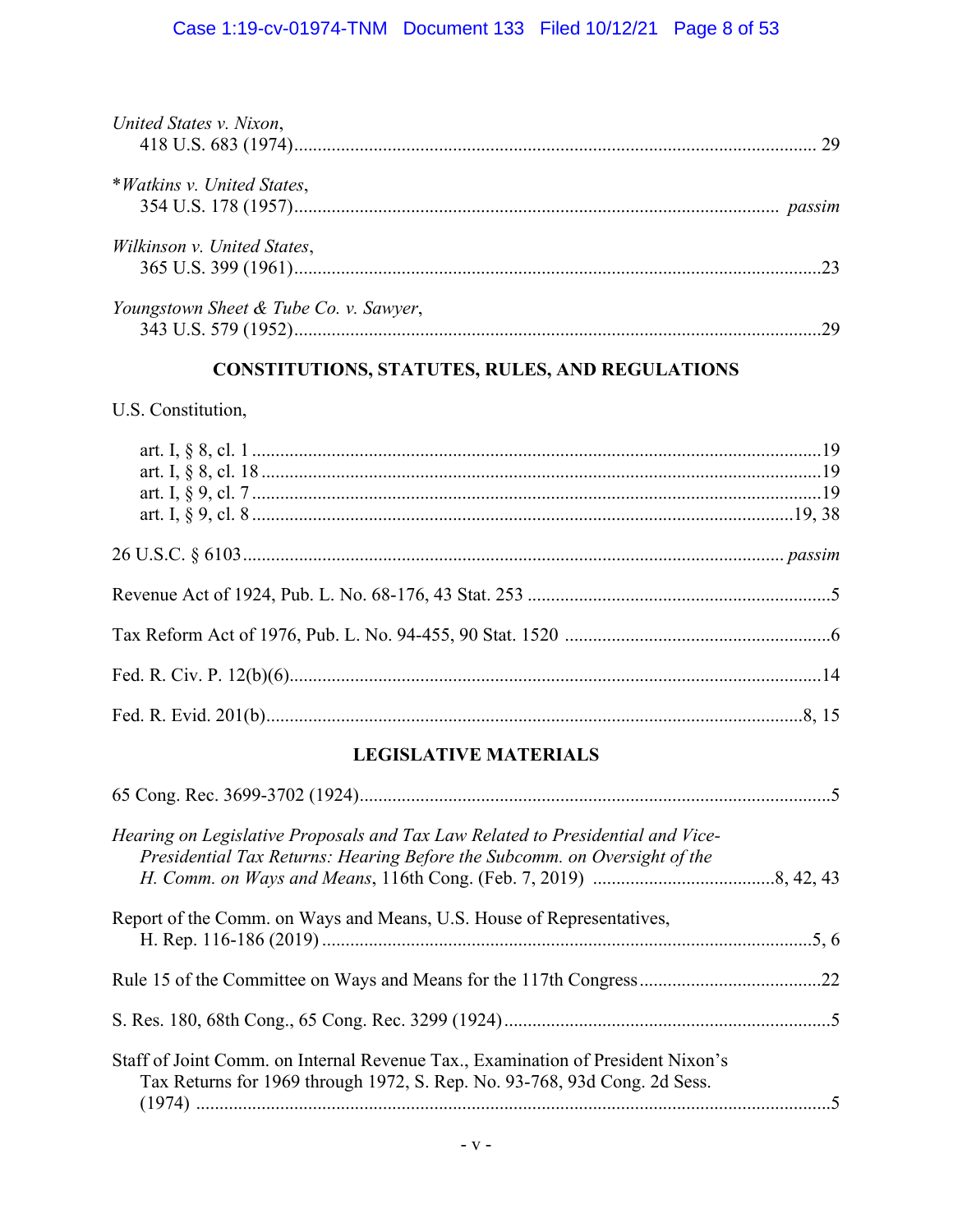*United States v. Nixon*,
418 U.S. 683 (1974)............................................................................................................. 29

**Watkins v. United States*,
354 U.S. 178 (1957)...................................................................................................... *passim*

*Wilkinson v. United States*,
365 U.S. 399 (1961)..............................................................................................................23

*Youngstown Sheet & Tube Co. v. Sawyer*,
343 U.S. 579 (1952)..............................................................................................................29

## CONSTITUTIONS, STATUTES, RULES, AND REGULATIONS

U.S. Constitution,

art. I, § 8, cl. 1 ......................................................................................................................19
art. I, § 8, cl. 18 ....................................................................................................................19
art. I, § 9, cl. 7 ......................................................................................................................19
art. I, § 9, cl. 8 .................................................................................................................19, 38

26 U.S.C. § 6103 ................................................................................................................ *passim*

Revenue Act of 1924, Pub. L. No. 68-176, 43 Stat. 253 ...............................................................5

Tax Reform Act of 1976, Pub. L. No. 94-455, 90 Stat. 1520 .......................................................6

Fed. R. Civ. P. 12(b)(6)................................................................................................................14

Fed. R. Evid. 201(b).................................................................................................................8, 15

## LEGISLATIVE MATERIALS

65 Cong. Rec. 3699-3702 (1924)...................................................................................................5

*Hearing on Legislative Proposals and Tax Law Related to Presidential and Vice-Presidential Tax Returns: Hearing Before the Subcomm. on Oversight of the H. Comm. on Ways and Means*, 116th Cong. (Feb. 7, 2019) ......................................8, 42, 43

Report of the Comm. on Ways and Means, U.S. House of Representatives,
H. Rep. 116-186 (2019) .......................................................................................................5, 6

Rule 15 of the Committee on Ways and Means for the 117th Congress......................................22

S. Res. 180, 68th Cong., 65 Cong. Rec. 3299 (1924).....................................................................5

Staff of Joint Comm. on Internal Revenue Tax., Examination of President Nixon's Tax Returns for 1969 through 1972, S. Rep. No. 93-768, 93d Cong. 2d Sess. (1974) ......................................................................................................................................5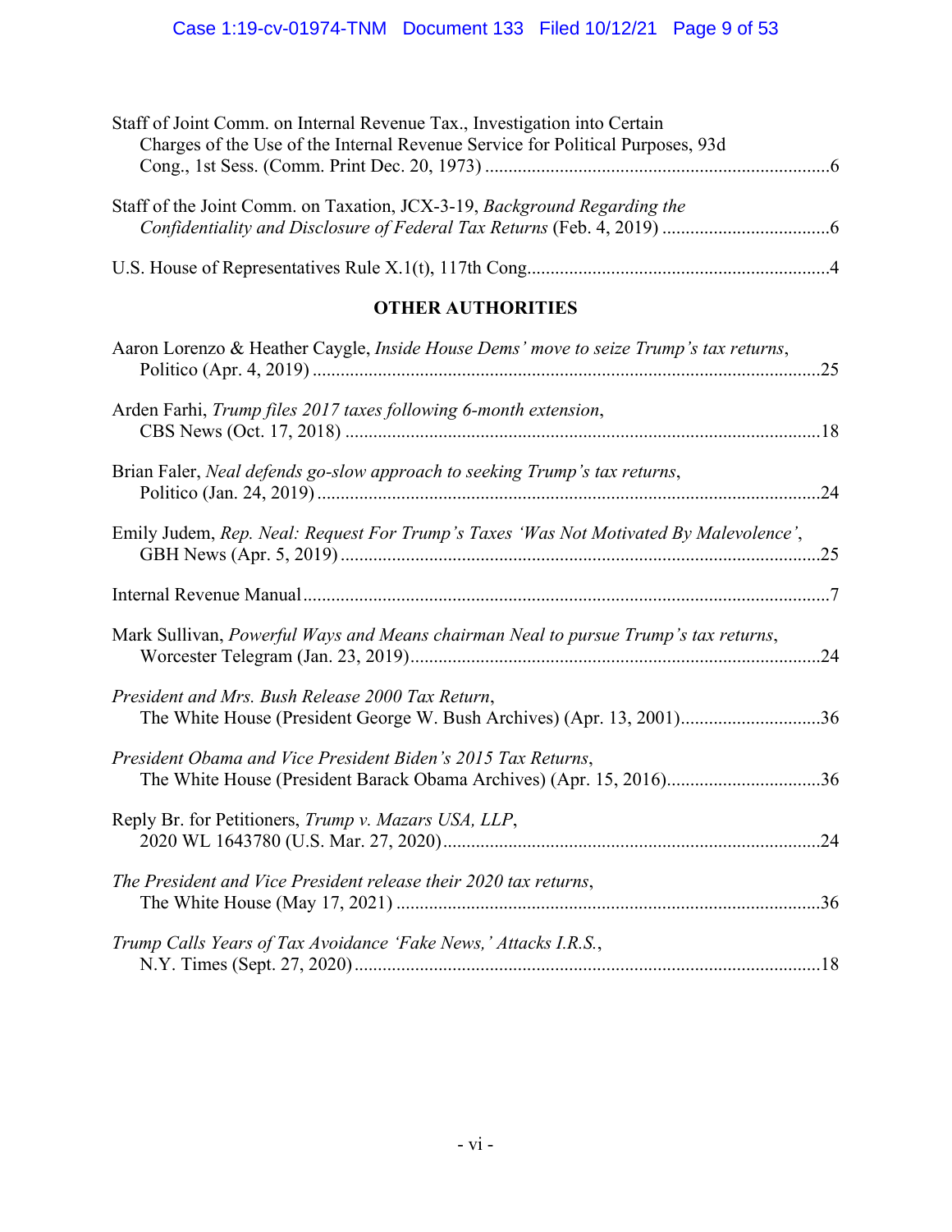Staff of Joint Comm. on Internal Revenue Tax., Investigation into Certain Charges of the Use of the Internal Revenue Service for Political Purposes, 93d Cong., 1st Sess. (Comm. Print Dec. 20, 1973) ..........6

Staff of the Joint Comm. on Taxation, JCX-3-19, *Background Regarding the Confidentiality and Disclosure of Federal Tax Returns* (Feb. 4, 2019) ..........6

U.S. House of Representatives Rule X.1(t), 117th Cong. ..........4

## OTHER AUTHORITIES

Aaron Lorenzo & Heather Caygle, *Inside House Dems' move to seize Trump's tax returns*, Politico (Apr. 4, 2019) ..........25

Arden Farhi, *Trump files 2017 taxes following 6-month extension*, CBS News (Oct. 17, 2018) ..........18

Brian Faler, *Neal defends go-slow approach to seeking Trump's tax returns*, Politico (Jan. 24, 2019) ..........24

Emily Judem, *Rep. Neal: Request For Trump's Taxes 'Was Not Motivated By Malevolence'*, GBH News (Apr. 5, 2019) ..........25

Internal Revenue Manual ..........7

Mark Sullivan, *Powerful Ways and Means chairman Neal to pursue Trump's tax returns*, Worcester Telegram (Jan. 23, 2019) ..........24

*President and Mrs. Bush Release 2000 Tax Return*, The White House (President George W. Bush Archives) (Apr. 13, 2001) ..........36

*President Obama and Vice President Biden's 2015 Tax Returns*, The White House (President Barack Obama Archives) (Apr. 15, 2016) ..........36

Reply Br. for Petitioners, *Trump v. Mazars USA, LLP*, 2020 WL 1643780 (U.S. Mar. 27, 2020) ..........24

*The President and Vice President release their 2020 tax returns*, The White House (May 17, 2021) ..........36

*Trump Calls Years of Tax Avoidance 'Fake News,' Attacks I.R.S.*, N.Y. Times (Sept. 27, 2020) ..........18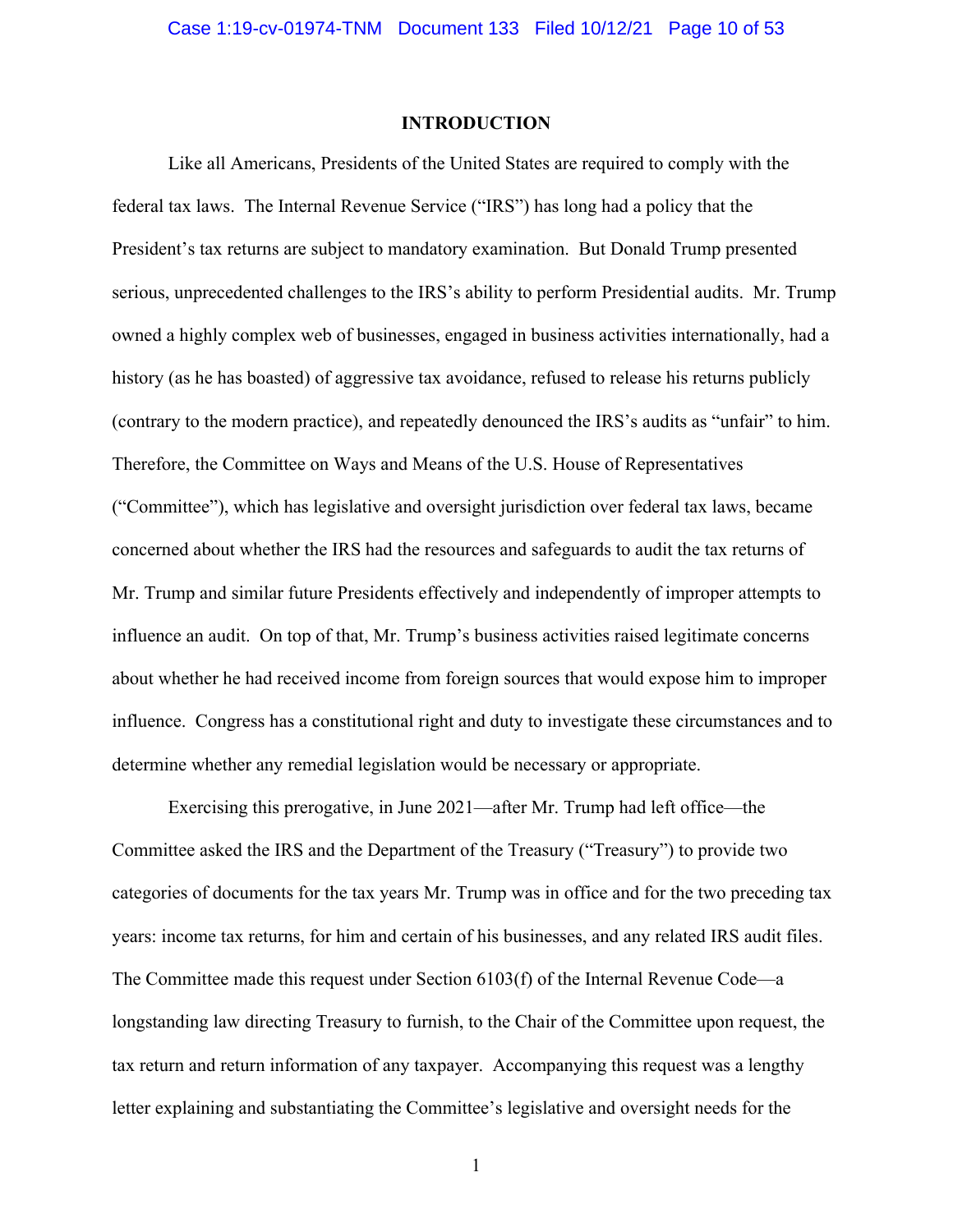## INTRODUCTION

Like all Americans, Presidents of the United States are required to comply with the federal tax laws. The Internal Revenue Service ("IRS") has long had a policy that the President's tax returns are subject to mandatory examination. But Donald Trump presented serious, unprecedented challenges to the IRS's ability to perform Presidential audits. Mr. Trump owned a highly complex web of businesses, engaged in business activities internationally, had a history (as he has boasted) of aggressive tax avoidance, refused to release his returns publicly (contrary to the modern practice), and repeatedly denounced the IRS's audits as "unfair" to him. Therefore, the Committee on Ways and Means of the U.S. House of Representatives ("Committee"), which has legislative and oversight jurisdiction over federal tax laws, became concerned about whether the IRS had the resources and safeguards to audit the tax returns of Mr. Trump and similar future Presidents effectively and independently of improper attempts to influence an audit. On top of that, Mr. Trump's business activities raised legitimate concerns about whether he had received income from foreign sources that would expose him to improper influence. Congress has a constitutional right and duty to investigate these circumstances and to determine whether any remedial legislation would be necessary or appropriate.

Exercising this prerogative, in June 2021—after Mr. Trump had left office—the Committee asked the IRS and the Department of the Treasury ("Treasury") to provide two categories of documents for the tax years Mr. Trump was in office and for the two preceding tax years: income tax returns, for him and certain of his businesses, and any related IRS audit files. The Committee made this request under Section 6103(f) of the Internal Revenue Code—a longstanding law directing Treasury to furnish, to the Chair of the Committee upon request, the tax return and return information of any taxpayer. Accompanying this request was a lengthy letter explaining and substantiating the Committee's legislative and oversight needs for the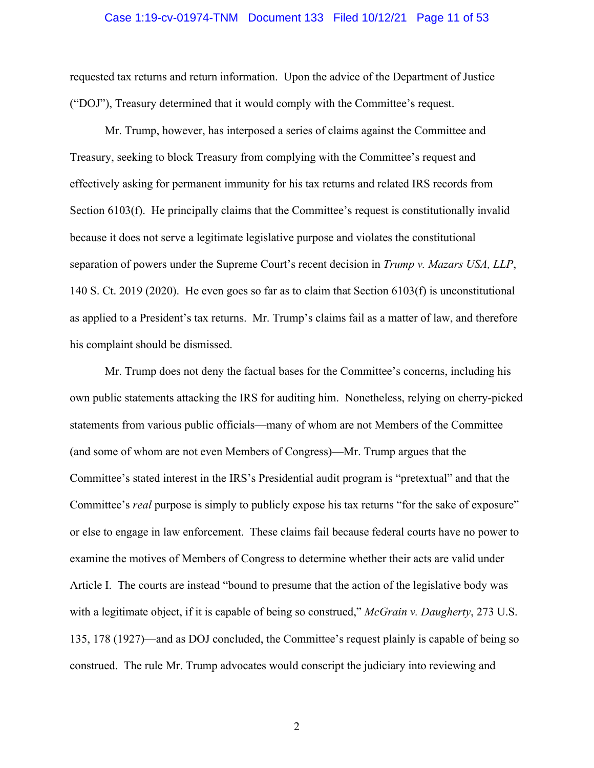requested tax returns and return information. Upon the advice of the Department of Justice ("DOJ"), Treasury determined that it would comply with the Committee's request.

Mr. Trump, however, has interposed a series of claims against the Committee and Treasury, seeking to block Treasury from complying with the Committee's request and effectively asking for permanent immunity for his tax returns and related IRS records from Section 6103(f). He principally claims that the Committee's request is constitutionally invalid because it does not serve a legitimate legislative purpose and violates the constitutional separation of powers under the Supreme Court's recent decision in *Trump v. Mazars USA, LLP*, 140 S. Ct. 2019 (2020). He even goes so far as to claim that Section 6103(f) is unconstitutional as applied to a President's tax returns. Mr. Trump's claims fail as a matter of law, and therefore his complaint should be dismissed.

Mr. Trump does not deny the factual bases for the Committee's concerns, including his own public statements attacking the IRS for auditing him. Nonetheless, relying on cherry-picked statements from various public officials—many of whom are not Members of the Committee (and some of whom are not even Members of Congress)—Mr. Trump argues that the Committee's stated interest in the IRS's Presidential audit program is "pretextual" and that the Committee's *real* purpose is simply to publicly expose his tax returns "for the sake of exposure" or else to engage in law enforcement. These claims fail because federal courts have no power to examine the motives of Members of Congress to determine whether their acts are valid under Article I. The courts are instead "bound to presume that the action of the legislative body was with a legitimate object, if it is capable of being so construed," *McGrain v. Daugherty*, 273 U.S. 135, 178 (1927)—and as DOJ concluded, the Committee's request plainly is capable of being so construed. The rule Mr. Trump advocates would conscript the judiciary into reviewing and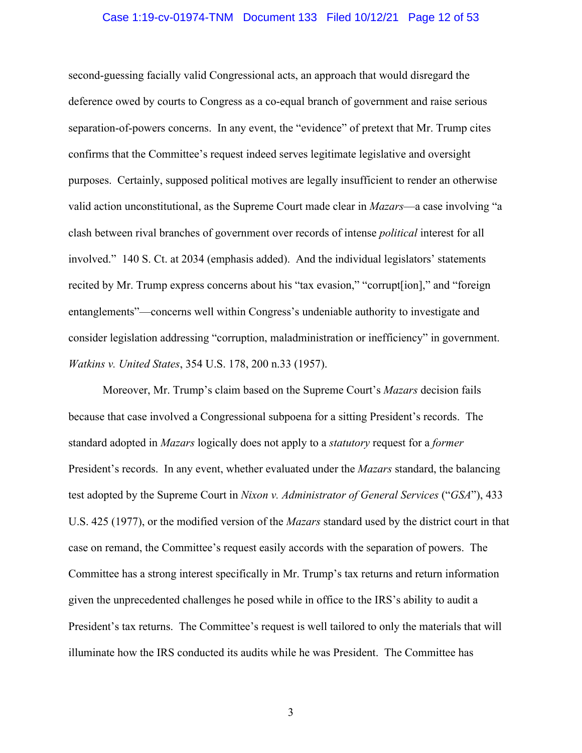second-guessing facially valid Congressional acts, an approach that would disregard the deference owed by courts to Congress as a co-equal branch of government and raise serious separation-of-powers concerns. In any event, the "evidence" of pretext that Mr. Trump cites confirms that the Committee's request indeed serves legitimate legislative and oversight purposes. Certainly, supposed political motives are legally insufficient to render an otherwise valid action unconstitutional, as the Supreme Court made clear in *Mazars*—a case involving "a clash between rival branches of government over records of intense *political* interest for all involved." 140 S. Ct. at 2034 (emphasis added). And the individual legislators' statements recited by Mr. Trump express concerns about his "tax evasion," "corrupt[ion]," and "foreign entanglements"—concerns well within Congress's undeniable authority to investigate and consider legislation addressing "corruption, maladministration or inefficiency" in government. *Watkins v. United States*, 354 U.S. 178, 200 n.33 (1957).

Moreover, Mr. Trump's claim based on the Supreme Court's *Mazars* decision fails because that case involved a Congressional subpoena for a sitting President's records. The standard adopted in *Mazars* logically does not apply to a *statutory* request for a *former* President's records. In any event, whether evaluated under the *Mazars* standard, the balancing test adopted by the Supreme Court in *Nixon v. Administrator of General Services* ("*GSA*"), 433 U.S. 425 (1977), or the modified version of the *Mazars* standard used by the district court in that case on remand, the Committee's request easily accords with the separation of powers. The Committee has a strong interest specifically in Mr. Trump's tax returns and return information given the unprecedented challenges he posed while in office to the IRS's ability to audit a President's tax returns. The Committee's request is well tailored to only the materials that will illuminate how the IRS conducted its audits while he was President. The Committee has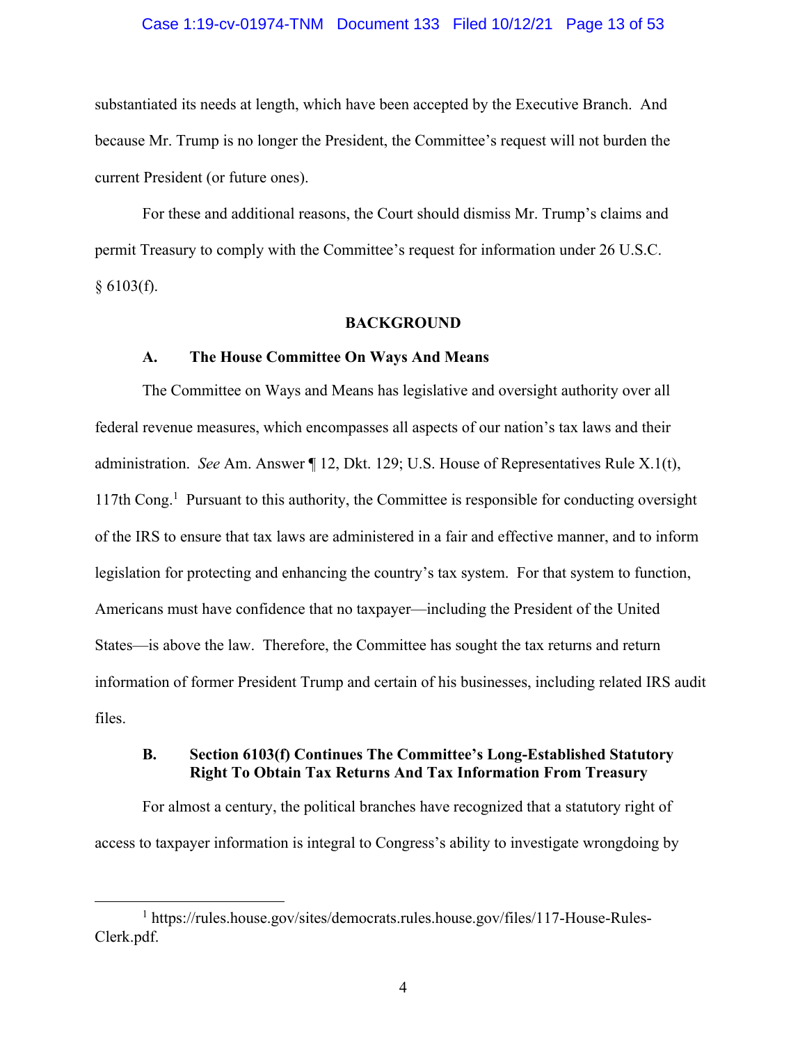substantiated its needs at length, which have been accepted by the Executive Branch. And because Mr. Trump is no longer the President, the Committee's request will not burden the current President (or future ones).

For these and additional reasons, the Court should dismiss Mr. Trump's claims and permit Treasury to comply with the Committee's request for information under 26 U.S.C. § 6103(f).

## BACKGROUND

### A. The House Committee On Ways And Means

The Committee on Ways and Means has legislative and oversight authority over all federal revenue measures, which encompasses all aspects of our nation's tax laws and their administration. *See* Am. Answer ¶ 12, Dkt. 129; U.S. House of Representatives Rule X.1(t), 117th Cong.[1] Pursuant to this authority, the Committee is responsible for conducting oversight of the IRS to ensure that tax laws are administered in a fair and effective manner, and to inform legislation for protecting and enhancing the country's tax system. For that system to function, Americans must have confidence that no taxpayer—including the President of the United States—is above the law. Therefore, the Committee has sought the tax returns and return information of former President Trump and certain of his businesses, including related IRS audit files.

### B. Section 6103(f) Continues The Committee's Long-Established Statutory Right To Obtain Tax Returns And Tax Information From Treasury

For almost a century, the political branches have recognized that a statutory right of access to taxpayer information is integral to Congress's ability to investigate wrongdoing by

[1] https://rules.house.gov/sites/democrats.rules.house.gov/files/117-House-Rules-Clerk.pdf.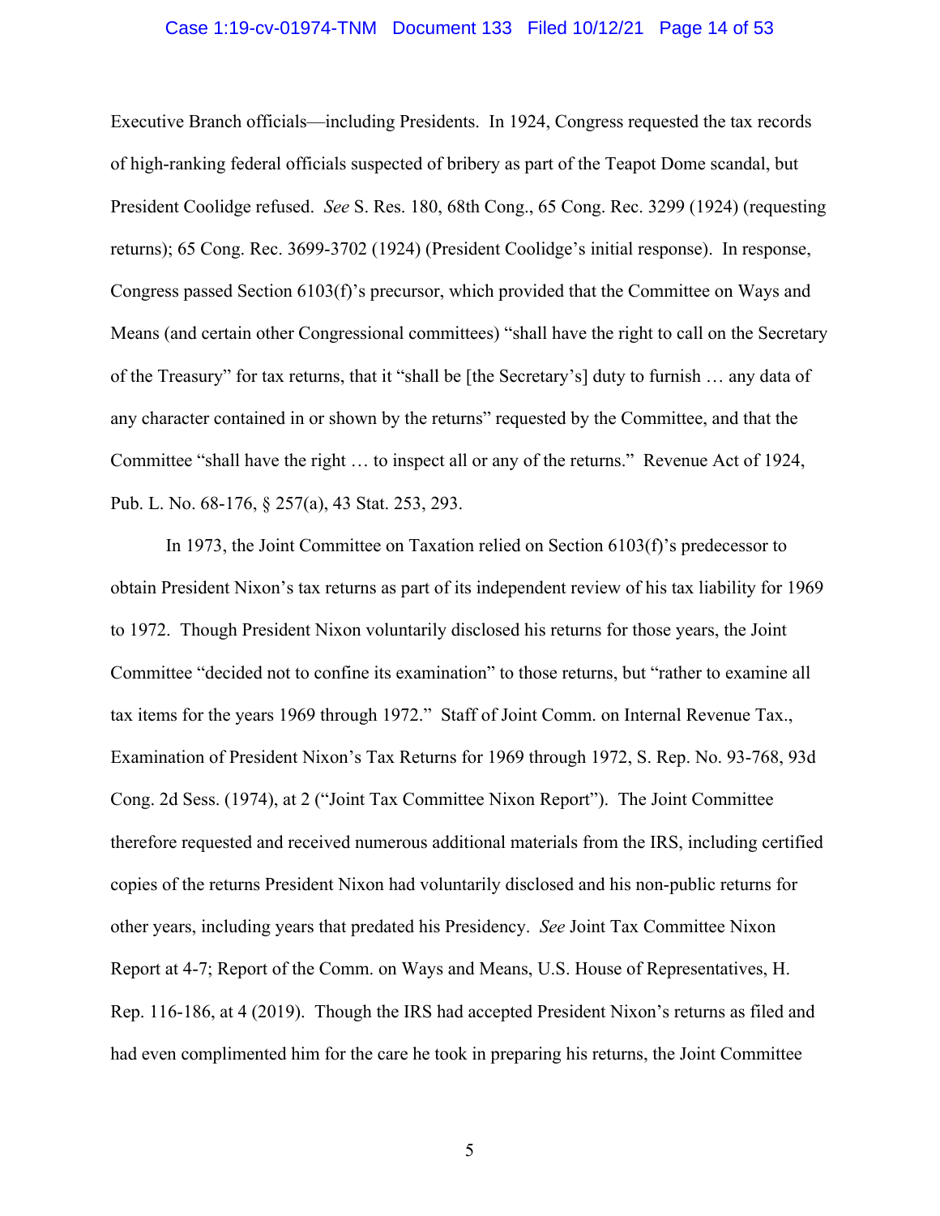Executive Branch officials—including Presidents. In 1924, Congress requested the tax records of high-ranking federal officials suspected of bribery as part of the Teapot Dome scandal, but President Coolidge refused. *See* S. Res. 180, 68th Cong., 65 Cong. Rec. 3299 (1924) (requesting returns); 65 Cong. Rec. 3699-3702 (1924) (President Coolidge's initial response). In response, Congress passed Section 6103(f)'s precursor, which provided that the Committee on Ways and Means (and certain other Congressional committees) "shall have the right to call on the Secretary of the Treasury" for tax returns, that it "shall be [the Secretary's] duty to furnish … any data of any character contained in or shown by the returns" requested by the Committee, and that the Committee "shall have the right … to inspect all or any of the returns." Revenue Act of 1924, Pub. L. No. 68-176, § 257(a), 43 Stat. 253, 293.

In 1973, the Joint Committee on Taxation relied on Section 6103(f)'s predecessor to obtain President Nixon's tax returns as part of its independent review of his tax liability for 1969 to 1972. Though President Nixon voluntarily disclosed his returns for those years, the Joint Committee "decided not to confine its examination" to those returns, but "rather to examine all tax items for the years 1969 through 1972." Staff of Joint Comm. on Internal Revenue Tax., Examination of President Nixon's Tax Returns for 1969 through 1972, S. Rep. No. 93-768, 93d Cong. 2d Sess. (1974), at 2 ("Joint Tax Committee Nixon Report"). The Joint Committee therefore requested and received numerous additional materials from the IRS, including certified copies of the returns President Nixon had voluntarily disclosed and his non-public returns for other years, including years that predated his Presidency. *See* Joint Tax Committee Nixon Report at 4-7; Report of the Comm. on Ways and Means, U.S. House of Representatives, H. Rep. 116-186, at 4 (2019). Though the IRS had accepted President Nixon's returns as filed and had even complimented him for the care he took in preparing his returns, the Joint Committee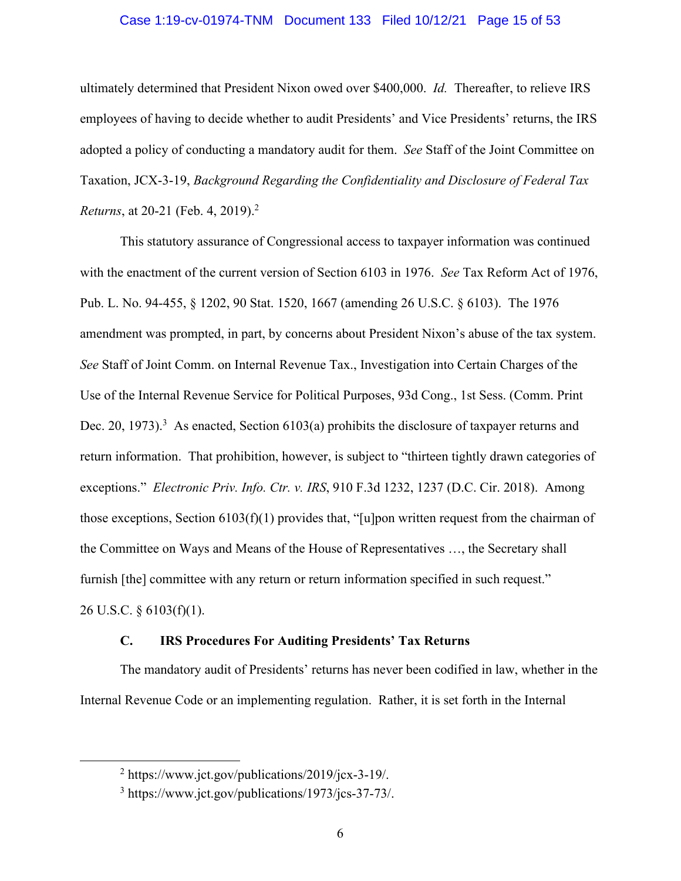ultimately determined that President Nixon owed over $400,000. *Id.* Thereafter, to relieve IRS employees of having to decide whether to audit Presidents' and Vice Presidents' returns, the IRS adopted a policy of conducting a mandatory audit for them. *See* Staff of the Joint Committee on Taxation, JCX-3-19, *Background Regarding the Confidentiality and Disclosure of Federal Tax Returns*, at 20-21 (Feb. 4, 2019).[2]

This statutory assurance of Congressional access to taxpayer information was continued with the enactment of the current version of Section 6103 in 1976. *See* Tax Reform Act of 1976, Pub. L. No. 94-455, § 1202, 90 Stat. 1520, 1667 (amending 26 U.S.C. § 6103). The 1976 amendment was prompted, in part, by concerns about President Nixon's abuse of the tax system. *See* Staff of Joint Comm. on Internal Revenue Tax., Investigation into Certain Charges of the Use of the Internal Revenue Service for Political Purposes, 93d Cong., 1st Sess. (Comm. Print Dec. 20, 1973).[3] As enacted, Section 6103(a) prohibits the disclosure of taxpayer returns and return information. That prohibition, however, is subject to "thirteen tightly drawn categories of exceptions." *Electronic Priv. Info. Ctr. v. IRS*, 910 F.3d 1232, 1237 (D.C. Cir. 2018). Among those exceptions, Section 6103(f)(1) provides that, "[u]pon written request from the chairman of the Committee on Ways and Means of the House of Representatives …, the Secretary shall furnish [the] committee with any return or return information specified in such request." 26 U.S.C. § 6103(f)(1).

### C. IRS Procedures For Auditing Presidents' Tax Returns

The mandatory audit of Presidents' returns has never been codified in law, whether in the Internal Revenue Code or an implementing regulation. Rather, it is set forth in the Internal

---

[2] https://www.jct.gov/publications/2019/jcx-3-19/.

[3] https://www.jct.gov/publications/1973/jcs-37-73/.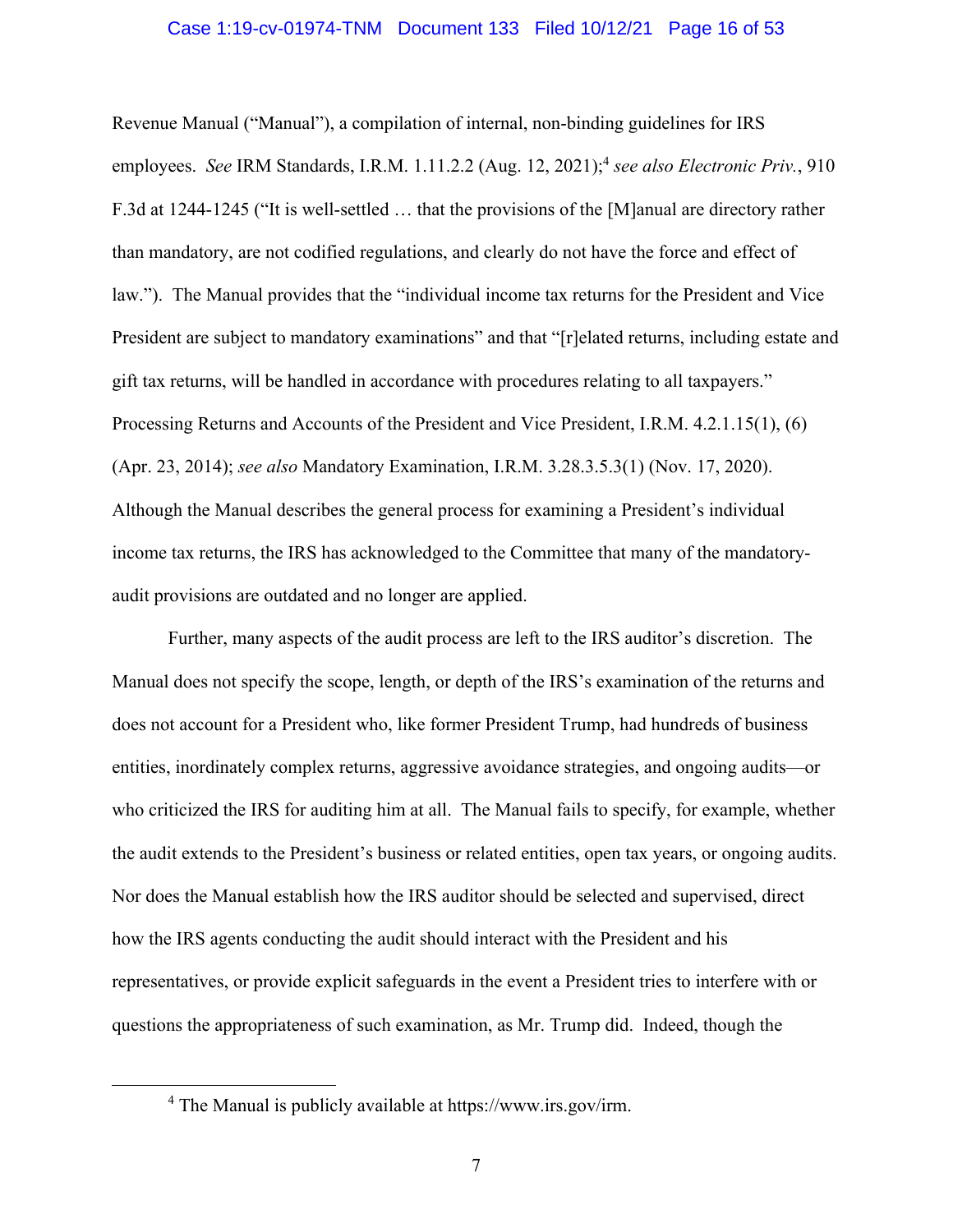Revenue Manual ("Manual"), a compilation of internal, non-binding guidelines for IRS employees. *See* IRM Standards, I.R.M. 1.11.2.2 (Aug. 12, 2021);[4] *see also Electronic Priv.*, 910 F.3d at 1244-1245 ("It is well-settled … that the provisions of the [M]anual are directory rather than mandatory, are not codified regulations, and clearly do not have the force and effect of law."). The Manual provides that the "individual income tax returns for the President and Vice President are subject to mandatory examinations" and that "[r]elated returns, including estate and gift tax returns, will be handled in accordance with procedures relating to all taxpayers." Processing Returns and Accounts of the President and Vice President, I.R.M. 4.2.1.15(1), (6) (Apr. 23, 2014); *see also* Mandatory Examination, I.R.M. 3.28.3.5.3(1) (Nov. 17, 2020). Although the Manual describes the general process for examining a President's individual income tax returns, the IRS has acknowledged to the Committee that many of the mandatory-audit provisions are outdated and no longer are applied.

Further, many aspects of the audit process are left to the IRS auditor's discretion. The Manual does not specify the scope, length, or depth of the IRS's examination of the returns and does not account for a President who, like former President Trump, had hundreds of business entities, inordinately complex returns, aggressive avoidance strategies, and ongoing audits—or who criticized the IRS for auditing him at all. The Manual fails to specify, for example, whether the audit extends to the President's business or related entities, open tax years, or ongoing audits. Nor does the Manual establish how the IRS auditor should be selected and supervised, direct how the IRS agents conducting the audit should interact with the President and his representatives, or provide explicit safeguards in the event a President tries to interfere with or questions the appropriateness of such examination, as Mr. Trump did. Indeed, though the

[4] The Manual is publicly available at https://www.irs.gov/irm.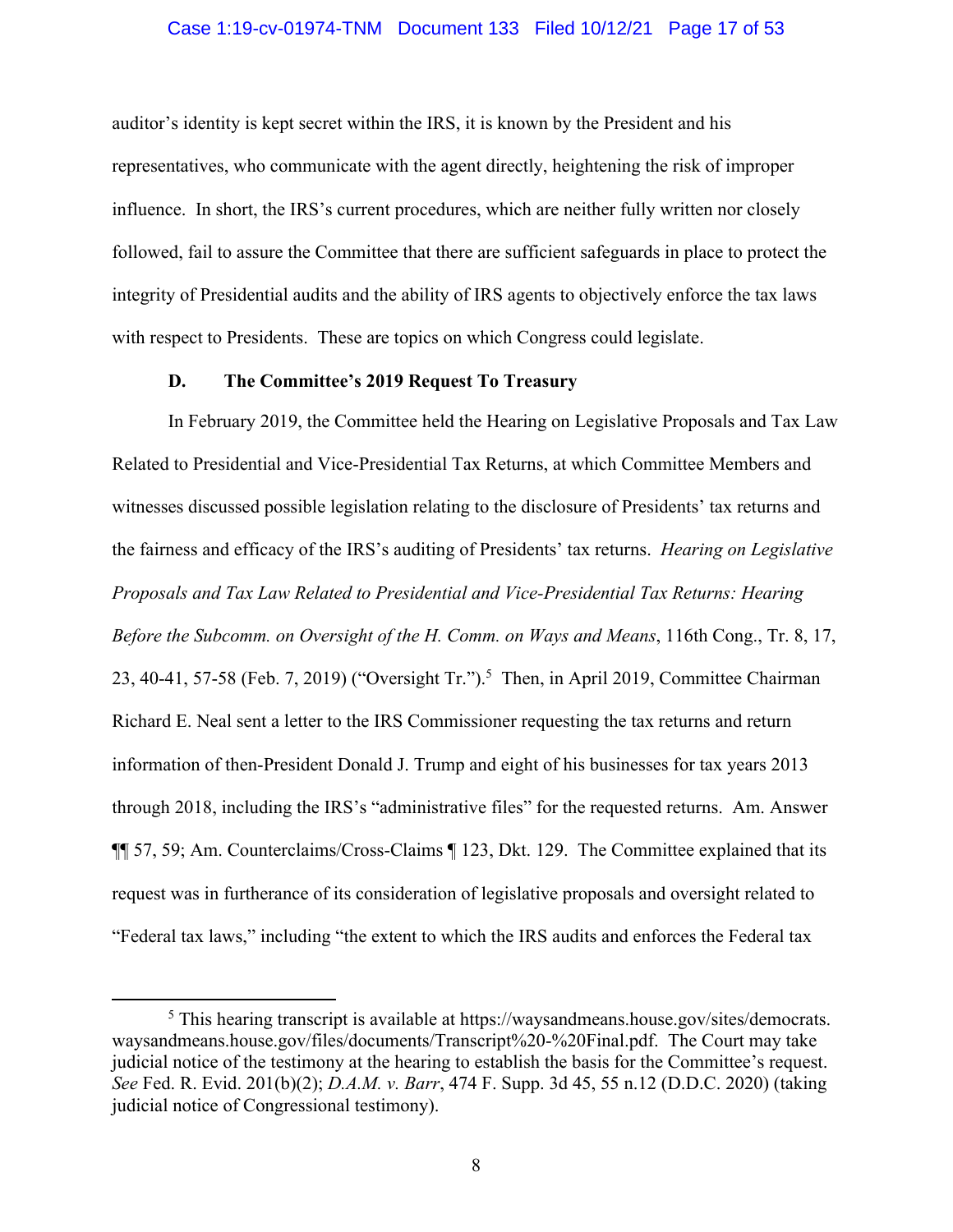auditor's identity is kept secret within the IRS, it is known by the President and his representatives, who communicate with the agent directly, heightening the risk of improper influence. In short, the IRS's current procedures, which are neither fully written nor closely followed, fail to assure the Committee that there are sufficient safeguards in place to protect the integrity of Presidential audits and the ability of IRS agents to objectively enforce the tax laws with respect to Presidents. These are topics on which Congress could legislate.

### D. The Committee's 2019 Request To Treasury

In February 2019, the Committee held the Hearing on Legislative Proposals and Tax Law Related to Presidential and Vice-Presidential Tax Returns, at which Committee Members and witnesses discussed possible legislation relating to the disclosure of Presidents' tax returns and the fairness and efficacy of the IRS's auditing of Presidents' tax returns. *Hearing on Legislative Proposals and Tax Law Related to Presidential and Vice-Presidential Tax Returns: Hearing Before the Subcomm. on Oversight of the H. Comm. on Ways and Means*, 116th Cong., Tr. 8, 17, 23, 40-41, 57-58 (Feb. 7, 2019) ("Oversight Tr.").[5] Then, in April 2019, Committee Chairman Richard E. Neal sent a letter to the IRS Commissioner requesting the tax returns and return information of then-President Donald J. Trump and eight of his businesses for tax years 2013 through 2018, including the IRS's "administrative files" for the requested returns. Am. Answer ¶¶ 57, 59; Am. Counterclaims/Cross-Claims ¶ 123, Dkt. 129. The Committee explained that its request was in furtherance of its consideration of legislative proposals and oversight related to "Federal tax laws," including "the extent to which the IRS audits and enforces the Federal tax

---

[5] This hearing transcript is available at https://waysandmeans.house.gov/sites/democrats.waysandmeans.house.gov/files/documents/Transcript%20-%20Final.pdf. The Court may take judicial notice of the testimony at the hearing to establish the basis for the Committee's request. *See* Fed. R. Evid. 201(b)(2); *D.A.M. v. Barr*, 474 F. Supp. 3d 45, 55 n.12 (D.D.C. 2020) (taking judicial notice of Congressional testimony).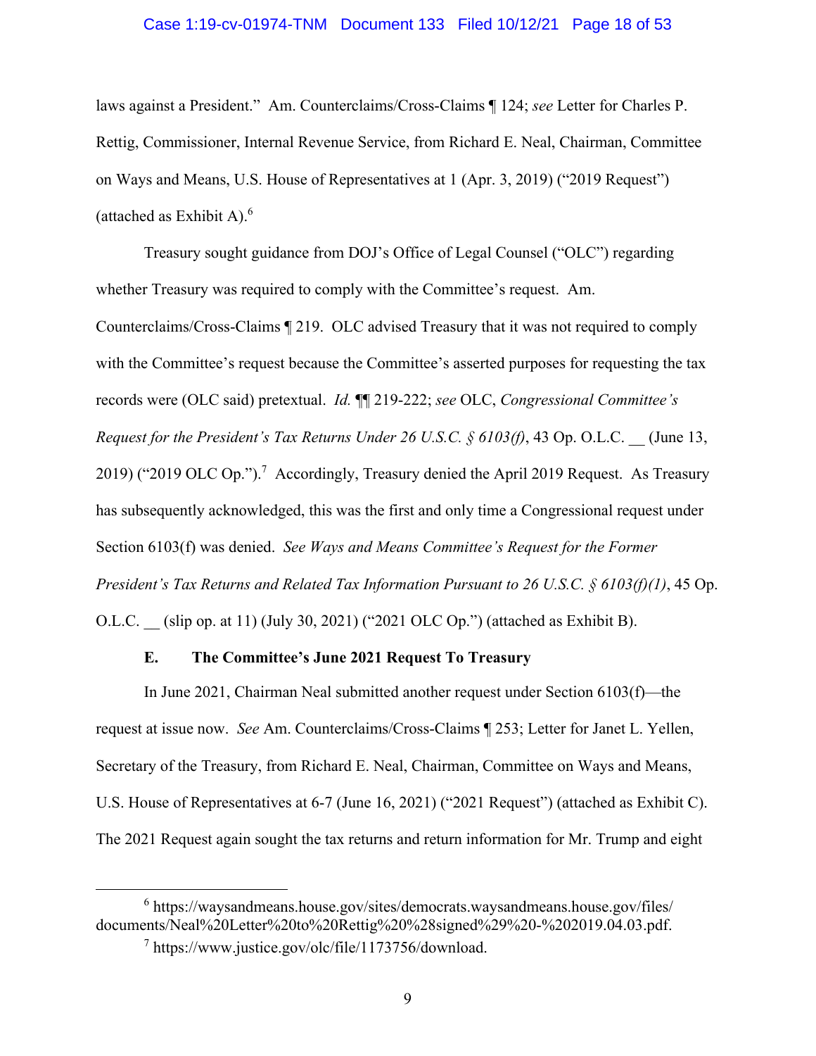laws against a President." Am. Counterclaims/Cross-Claims ¶ 124; *see* Letter for Charles P. Rettig, Commissioner, Internal Revenue Service, from Richard E. Neal, Chairman, Committee on Ways and Means, U.S. House of Representatives at 1 (Apr. 3, 2019) ("2019 Request") (attached as Exhibit A).[6]

Treasury sought guidance from DOJ's Office of Legal Counsel ("OLC") regarding whether Treasury was required to comply with the Committee's request. Am. Counterclaims/Cross-Claims ¶ 219. OLC advised Treasury that it was not required to comply with the Committee's request because the Committee's asserted purposes for requesting the tax records were (OLC said) pretextual. *Id.* ¶¶ 219-222; *see* OLC, *Congressional Committee's Request for the President's Tax Returns Under 26 U.S.C. § 6103(f)*, 43 Op. O.L.C. __ (June 13, 2019) ("2019 OLC Op.").[7] Accordingly, Treasury denied the April 2019 Request. As Treasury has subsequently acknowledged, this was the first and only time a Congressional request under Section 6103(f) was denied. *See Ways and Means Committee's Request for the Former President's Tax Returns and Related Tax Information Pursuant to 26 U.S.C. § 6103(f)(1)*, 45 Op. O.L.C. __ (slip op. at 11) (July 30, 2021) ("2021 OLC Op.") (attached as Exhibit B).

### E. The Committee's June 2021 Request To Treasury

In June 2021, Chairman Neal submitted another request under Section 6103(f)—the request at issue now. *See* Am. Counterclaims/Cross-Claims ¶ 253; Letter for Janet L. Yellen, Secretary of the Treasury, from Richard E. Neal, Chairman, Committee on Ways and Means, U.S. House of Representatives at 6-7 (June 16, 2021) ("2021 Request") (attached as Exhibit C). The 2021 Request again sought the tax returns and return information for Mr. Trump and eight

---

[6] https://waysandmeans.house.gov/sites/democrats.waysandmeans.house.gov/files/documents/Neal%20Letter%20to%20Rettig%20%28signed%29%20-%202019.04.03.pdf.

[7] https://www.justice.gov/olc/file/1173756/download.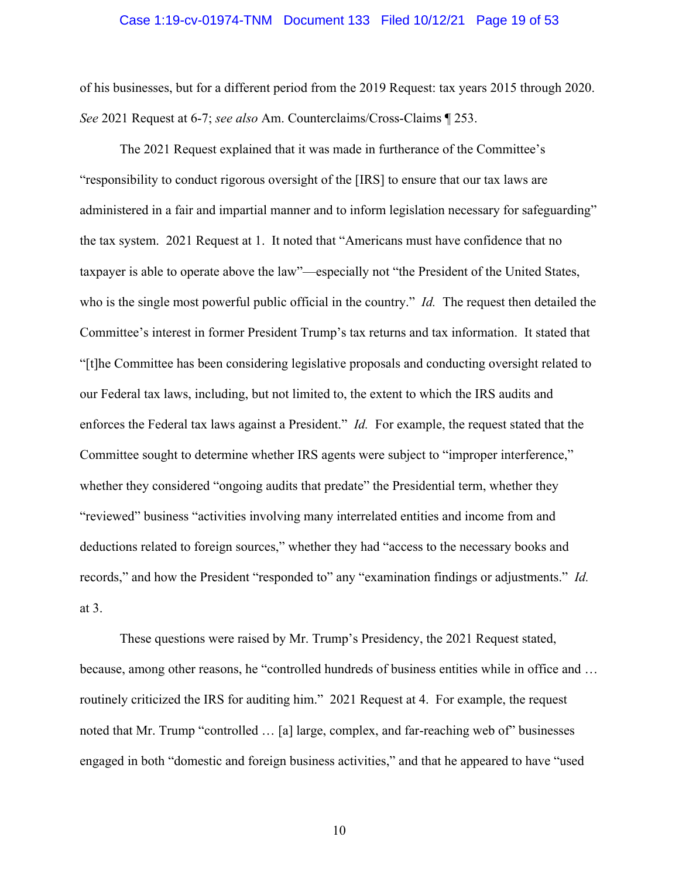of his businesses, but for a different period from the 2019 Request: tax years 2015 through 2020. *See* 2021 Request at 6-7; *see also* Am. Counterclaims/Cross-Claims ¶ 253.

The 2021 Request explained that it was made in furtherance of the Committee's "responsibility to conduct rigorous oversight of the [IRS] to ensure that our tax laws are administered in a fair and impartial manner and to inform legislation necessary for safeguarding" the tax system. 2021 Request at 1. It noted that "Americans must have confidence that no taxpayer is able to operate above the law"—especially not "the President of the United States, who is the single most powerful public official in the country." *Id.* The request then detailed the Committee's interest in former President Trump's tax returns and tax information. It stated that "[t]he Committee has been considering legislative proposals and conducting oversight related to our Federal tax laws, including, but not limited to, the extent to which the IRS audits and enforces the Federal tax laws against a President." *Id.* For example, the request stated that the Committee sought to determine whether IRS agents were subject to "improper interference," whether they considered "ongoing audits that predate" the Presidential term, whether they "reviewed" business "activities involving many interrelated entities and income from and deductions related to foreign sources," whether they had "access to the necessary books and records," and how the President "responded to" any "examination findings or adjustments." *Id.* at 3.

These questions were raised by Mr. Trump's Presidency, the 2021 Request stated, because, among other reasons, he "controlled hundreds of business entities while in office and … routinely criticized the IRS for auditing him." 2021 Request at 4. For example, the request noted that Mr. Trump "controlled … [a] large, complex, and far-reaching web of" businesses engaged in both "domestic and foreign business activities," and that he appeared to have "used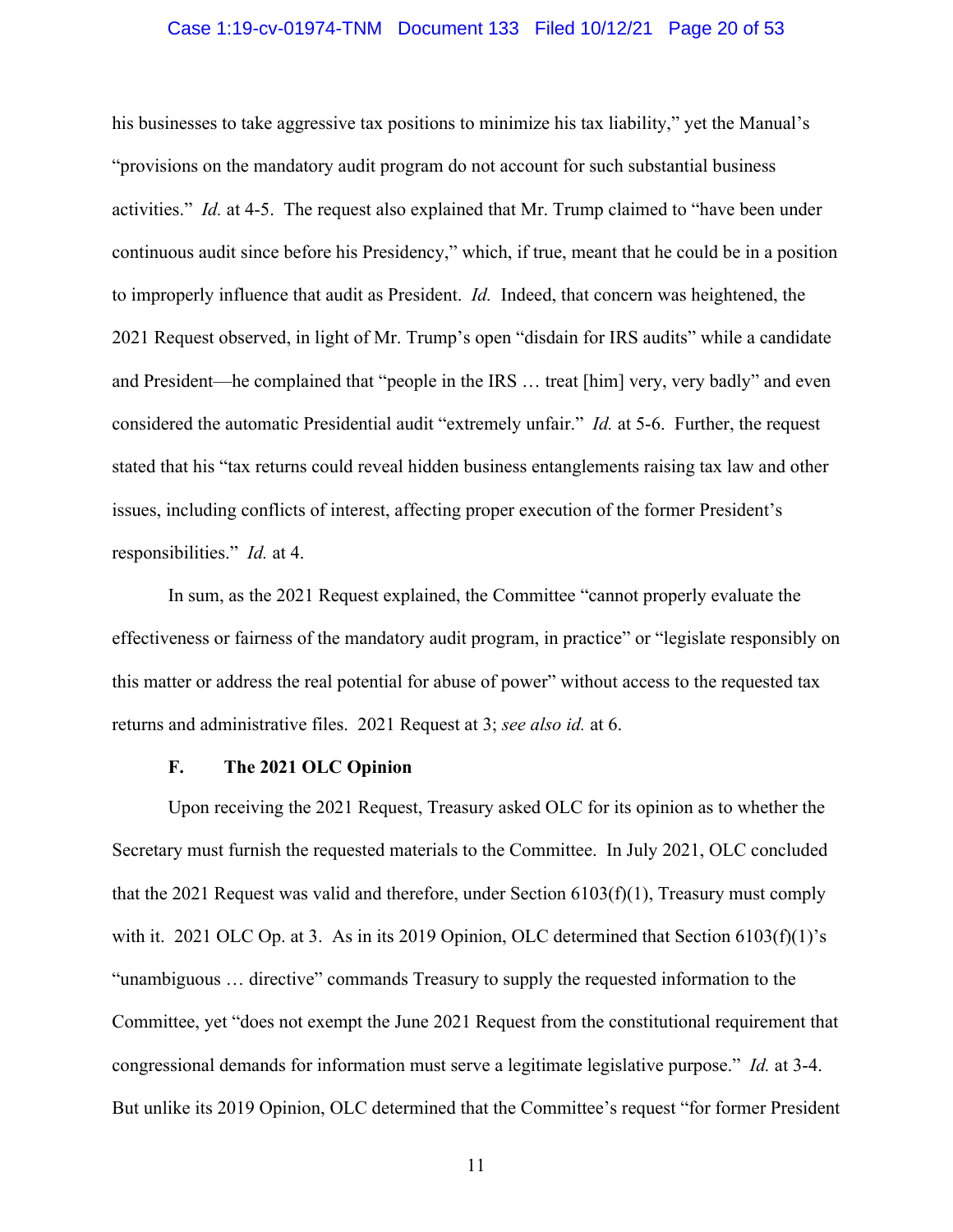his businesses to take aggressive tax positions to minimize his tax liability," yet the Manual's "provisions on the mandatory audit program do not account for such substantial business activities." *Id.* at 4-5. The request also explained that Mr. Trump claimed to "have been under continuous audit since before his Presidency," which, if true, meant that he could be in a position to improperly influence that audit as President. *Id.* Indeed, that concern was heightened, the 2021 Request observed, in light of Mr. Trump's open "disdain for IRS audits" while a candidate and President—he complained that "people in the IRS … treat [him] very, very badly" and even considered the automatic Presidential audit "extremely unfair." *Id.* at 5-6. Further, the request stated that his "tax returns could reveal hidden business entanglements raising tax law and other issues, including conflicts of interest, affecting proper execution of the former President's responsibilities." *Id.* at 4.

In sum, as the 2021 Request explained, the Committee "cannot properly evaluate the effectiveness or fairness of the mandatory audit program, in practice" or "legislate responsibly on this matter or address the real potential for abuse of power" without access to the requested tax returns and administrative files. 2021 Request at 3; *see also id.* at 6.

### F. The 2021 OLC Opinion

Upon receiving the 2021 Request, Treasury asked OLC for its opinion as to whether the Secretary must furnish the requested materials to the Committee. In July 2021, OLC concluded that the 2021 Request was valid and therefore, under Section 6103(f)(1), Treasury must comply with it. 2021 OLC Op. at 3. As in its 2019 Opinion, OLC determined that Section 6103(f)(1)'s "unambiguous … directive" commands Treasury to supply the requested information to the Committee, yet "does not exempt the June 2021 Request from the constitutional requirement that congressional demands for information must serve a legitimate legislative purpose." *Id.* at 3-4. But unlike its 2019 Opinion, OLC determined that the Committee's request "for former President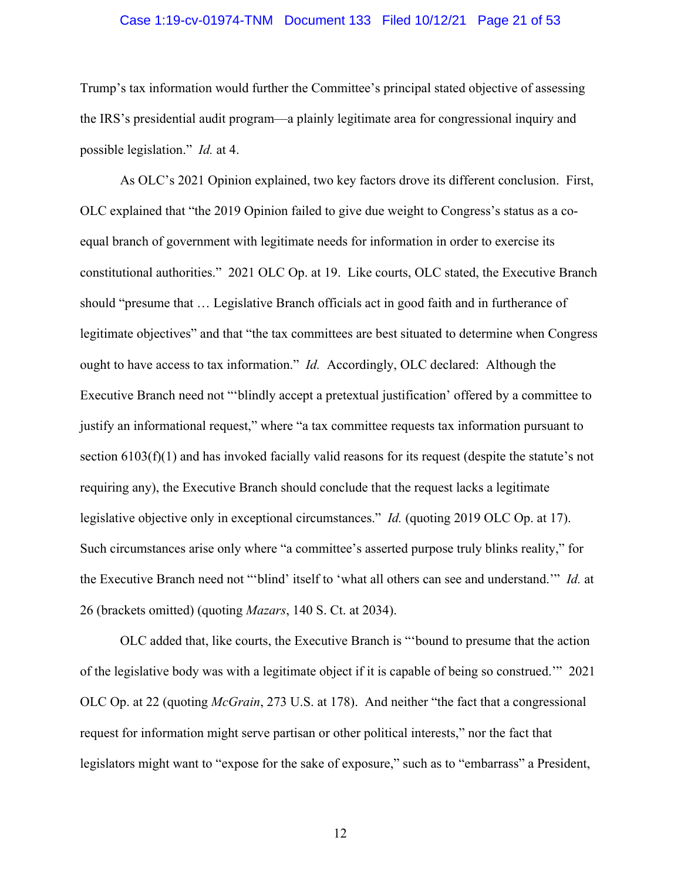Trump's tax information would further the Committee's principal stated objective of assessing the IRS's presidential audit program—a plainly legitimate area for congressional inquiry and possible legislation." *Id.* at 4.

As OLC's 2021 Opinion explained, two key factors drove its different conclusion. First, OLC explained that "the 2019 Opinion failed to give due weight to Congress's status as a co-equal branch of government with legitimate needs for information in order to exercise its constitutional authorities." 2021 OLC Op. at 19. Like courts, OLC stated, the Executive Branch should "presume that … Legislative Branch officials act in good faith and in furtherance of legitimate objectives" and that "the tax committees are best situated to determine when Congress ought to have access to tax information." *Id.* Accordingly, OLC declared: Although the Executive Branch need not "'blindly accept a pretextual justification' offered by a committee to justify an informational request," where "a tax committee requests tax information pursuant to section 6103(f)(1) and has invoked facially valid reasons for its request (despite the statute's not requiring any), the Executive Branch should conclude that the request lacks a legitimate legislative objective only in exceptional circumstances." *Id.* (quoting 2019 OLC Op. at 17). Such circumstances arise only where "a committee's asserted purpose truly blinks reality," for the Executive Branch need not "'blind' itself to 'what all others can see and understand.'" *Id.* at 26 (brackets omitted) (quoting *Mazars*, 140 S. Ct. at 2034).

OLC added that, like courts, the Executive Branch is "'bound to presume that the action of the legislative body was with a legitimate object if it is capable of being so construed.'" 2021 OLC Op. at 22 (quoting *McGrain*, 273 U.S. at 178). And neither "the fact that a congressional request for information might serve partisan or other political interests," nor the fact that legislators might want to "expose for the sake of exposure," such as to "embarrass" a President,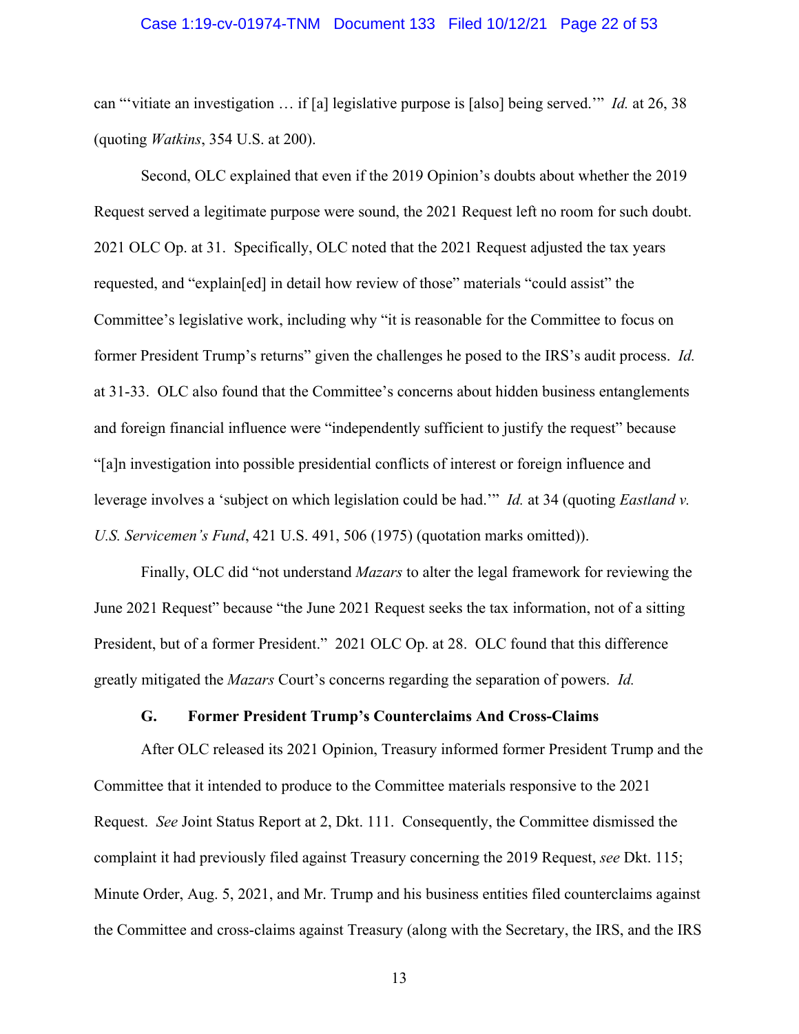can "'vitiate an investigation … if [a] legislative purpose is [also] being served.'" *Id.* at 26, 38 (quoting *Watkins*, 354 U.S. at 200).

Second, OLC explained that even if the 2019 Opinion's doubts about whether the 2019 Request served a legitimate purpose were sound, the 2021 Request left no room for such doubt. 2021 OLC Op. at 31. Specifically, OLC noted that the 2021 Request adjusted the tax years requested, and "explain[ed] in detail how review of those" materials "could assist" the Committee's legislative work, including why "it is reasonable for the Committee to focus on former President Trump's returns" given the challenges he posed to the IRS's audit process. *Id.* at 31-33. OLC also found that the Committee's concerns about hidden business entanglements and foreign financial influence were "independently sufficient to justify the request" because "[a]n investigation into possible presidential conflicts of interest or foreign influence and leverage involves a 'subject on which legislation could be had.'" *Id.* at 34 (quoting *Eastland v. U.S. Servicemen's Fund*, 421 U.S. 491, 506 (1975) (quotation marks omitted)).

Finally, OLC did "not understand *Mazars* to alter the legal framework for reviewing the June 2021 Request" because "the June 2021 Request seeks the tax information, not of a sitting President, but of a former President." 2021 OLC Op. at 28. OLC found that this difference greatly mitigated the *Mazars* Court's concerns regarding the separation of powers. *Id.*

### G. Former President Trump's Counterclaims And Cross-Claims

After OLC released its 2021 Opinion, Treasury informed former President Trump and the Committee that it intended to produce to the Committee materials responsive to the 2021 Request. *See* Joint Status Report at 2, Dkt. 111. Consequently, the Committee dismissed the complaint it had previously filed against Treasury concerning the 2019 Request, *see* Dkt. 115; Minute Order, Aug. 5, 2021, and Mr. Trump and his business entities filed counterclaims against the Committee and cross-claims against Treasury (along with the Secretary, the IRS, and the IRS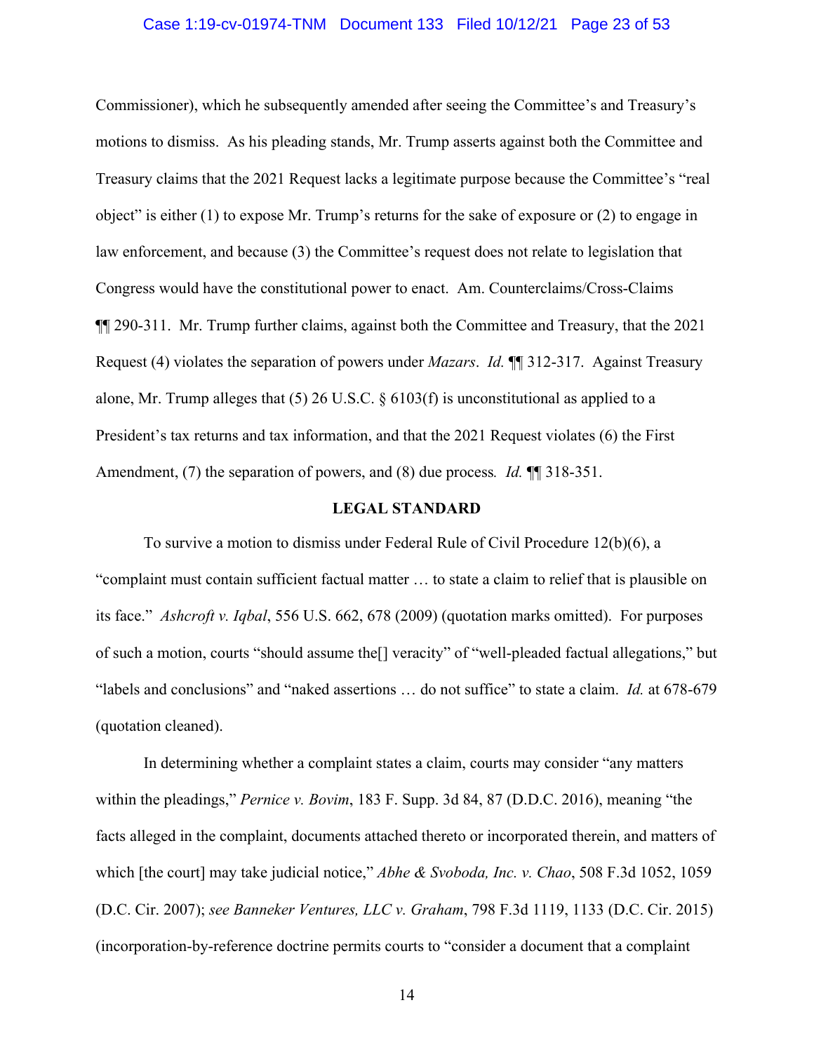Commissioner), which he subsequently amended after seeing the Committee's and Treasury's motions to dismiss. As his pleading stands, Mr. Trump asserts against both the Committee and Treasury claims that the 2021 Request lacks a legitimate purpose because the Committee's "real object" is either (1) to expose Mr. Trump's returns for the sake of exposure or (2) to engage in law enforcement, and because (3) the Committee's request does not relate to legislation that Congress would have the constitutional power to enact. Am. Counterclaims/Cross-Claims ¶¶ 290-311. Mr. Trump further claims, against both the Committee and Treasury, that the 2021 Request (4) violates the separation of powers under *Mazars*. *Id.* ¶¶ 312-317. Against Treasury alone, Mr. Trump alleges that (5) 26 U.S.C. § 6103(f) is unconstitutional as applied to a President's tax returns and tax information, and that the 2021 Request violates (6) the First Amendment, (7) the separation of powers, and (8) due process*.* *Id.* ¶¶ 318-351.

## LEGAL STANDARD

To survive a motion to dismiss under Federal Rule of Civil Procedure 12(b)(6), a "complaint must contain sufficient factual matter … to state a claim to relief that is plausible on its face." *Ashcroft v. Iqbal*, 556 U.S. 662, 678 (2009) (quotation marks omitted). For purposes of such a motion, courts "should assume the[] veracity" of "well-pleaded factual allegations," but "labels and conclusions" and "naked assertions … do not suffice" to state a claim. *Id.* at 678-679 (quotation cleaned).

In determining whether a complaint states a claim, courts may consider "any matters within the pleadings," *Pernice v. Bovim*, 183 F. Supp. 3d 84, 87 (D.D.C. 2016), meaning "the facts alleged in the complaint, documents attached thereto or incorporated therein, and matters of which [the court] may take judicial notice," *Abhe & Svoboda, Inc. v. Chao*, 508 F.3d 1052, 1059 (D.C. Cir. 2007); *see Banneker Ventures, LLC v. Graham*, 798 F.3d 1119, 1133 (D.C. Cir. 2015) (incorporation-by-reference doctrine permits courts to "consider a document that a complaint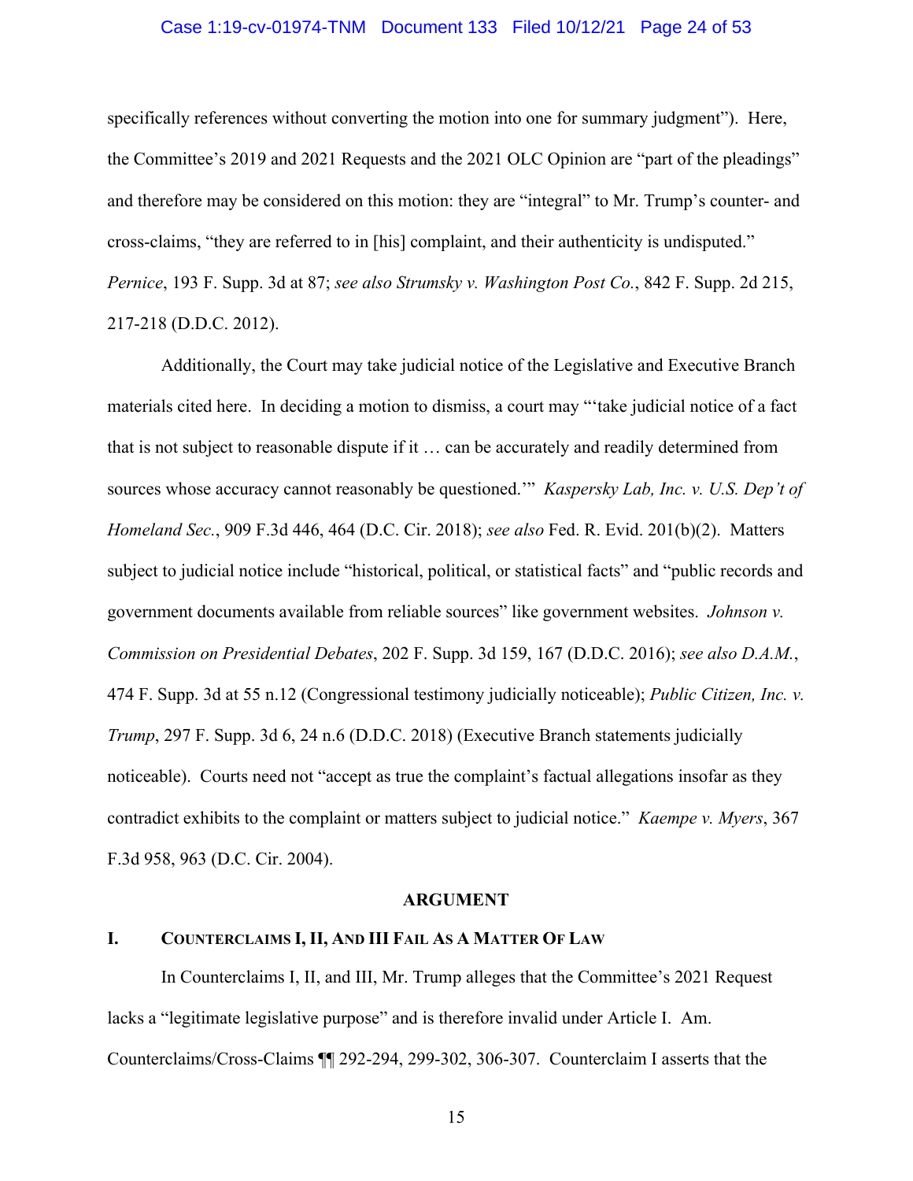specifically references without converting the motion into one for summary judgment"). Here, the Committee's 2019 and 2021 Requests and the 2021 OLC Opinion are "part of the pleadings" and therefore may be considered on this motion: they are "integral" to Mr. Trump's counter- and cross-claims, "they are referred to in [his] complaint, and their authenticity is undisputed." *Pernice*, 193 F. Supp. 3d at 87; *see also Strumsky v. Washington Post Co.*, 842 F. Supp. 2d 215, 217-218 (D.D.C. 2012).

Additionally, the Court may take judicial notice of the Legislative and Executive Branch materials cited here. In deciding a motion to dismiss, a court may "'take judicial notice of a fact that is not subject to reasonable dispute if it … can be accurately and readily determined from sources whose accuracy cannot reasonably be questioned.'" *Kaspersky Lab, Inc. v. U.S. Dep't of Homeland Sec.*, 909 F.3d 446, 464 (D.C. Cir. 2018); *see also* Fed. R. Evid. 201(b)(2). Matters subject to judicial notice include "historical, political, or statistical facts" and "public records and government documents available from reliable sources" like government websites. *Johnson v. Commission on Presidential Debates*, 202 F. Supp. 3d 159, 167 (D.D.C. 2016); *see also D.A.M.*, 474 F. Supp. 3d at 55 n.12 (Congressional testimony judicially noticeable); *Public Citizen, Inc. v. Trump*, 297 F. Supp. 3d 6, 24 n.6 (D.D.C. 2018) (Executive Branch statements judicially noticeable). Courts need not "accept as true the complaint's factual allegations insofar as they contradict exhibits to the complaint or matters subject to judicial notice." *Kaempe v. Myers*, 367 F.3d 958, 963 (D.C. Cir. 2004).

## ARGUMENT

### I. COUNTERCLAIMS I, II, AND III FAIL AS A MATTER OF LAW

In Counterclaims I, II, and III, Mr. Trump alleges that the Committee's 2021 Request lacks a "legitimate legislative purpose" and is therefore invalid under Article I. Am. Counterclaims/Cross-Claims ¶¶ 292-294, 299-302, 306-307. Counterclaim I asserts that the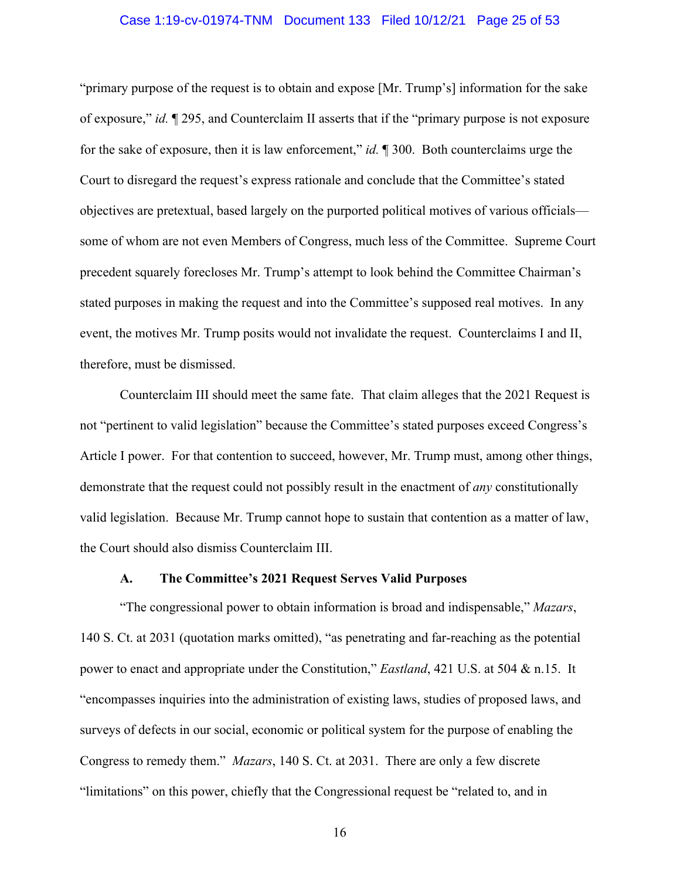"primary purpose of the request is to obtain and expose [Mr. Trump's] information for the sake of exposure," *id.* ¶ 295, and Counterclaim II asserts that if the "primary purpose is not exposure for the sake of exposure, then it is law enforcement," *id.* ¶ 300. Both counterclaims urge the Court to disregard the request's express rationale and conclude that the Committee's stated objectives are pretextual, based largely on the purported political motives of various officials—some of whom are not even Members of Congress, much less of the Committee. Supreme Court precedent squarely forecloses Mr. Trump's attempt to look behind the Committee Chairman's stated purposes in making the request and into the Committee's supposed real motives. In any event, the motives Mr. Trump posits would not invalidate the request. Counterclaims I and II, therefore, must be dismissed.

Counterclaim III should meet the same fate. That claim alleges that the 2021 Request is not "pertinent to valid legislation" because the Committee's stated purposes exceed Congress's Article I power. For that contention to succeed, however, Mr. Trump must, among other things, demonstrate that the request could not possibly result in the enactment of *any* constitutionally valid legislation. Because Mr. Trump cannot hope to sustain that contention as a matter of law, the Court should also dismiss Counterclaim III.

### A. The Committee's 2021 Request Serves Valid Purposes

"The congressional power to obtain information is broad and indispensable," *Mazars*, 140 S. Ct. at 2031 (quotation marks omitted), "as penetrating and far-reaching as the potential power to enact and appropriate under the Constitution," *Eastland*, 421 U.S. at 504 & n.15. It "encompasses inquiries into the administration of existing laws, studies of proposed laws, and surveys of defects in our social, economic or political system for the purpose of enabling the Congress to remedy them." *Mazars*, 140 S. Ct. at 2031. There are only a few discrete "limitations" on this power, chiefly that the Congressional request be "related to, and in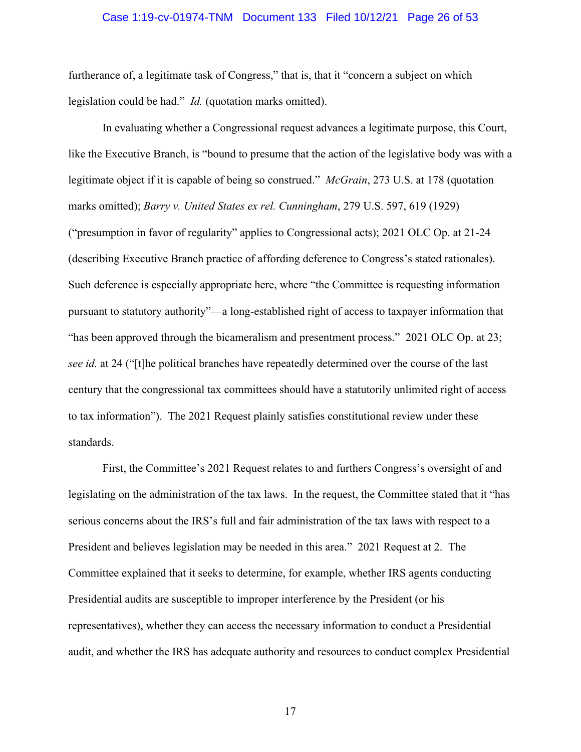furtherance of, a legitimate task of Congress," that is, that it "concern a subject on which legislation could be had." *Id.* (quotation marks omitted).

In evaluating whether a Congressional request advances a legitimate purpose, this Court, like the Executive Branch, is "bound to presume that the action of the legislative body was with a legitimate object if it is capable of being so construed." *McGrain*, 273 U.S. at 178 (quotation marks omitted); *Barry v. United States ex rel. Cunningham*, 279 U.S. 597, 619 (1929) ("presumption in favor of regularity" applies to Congressional acts); 2021 OLC Op. at 21-24 (describing Executive Branch practice of affording deference to Congress's stated rationales). Such deference is especially appropriate here, where "the Committee is requesting information pursuant to statutory authority"—a long-established right of access to taxpayer information that "has been approved through the bicameralism and presentment process." 2021 OLC Op. at 23; *see id.* at 24 ("[t]he political branches have repeatedly determined over the course of the last century that the congressional tax committees should have a statutorily unlimited right of access to tax information"). The 2021 Request plainly satisfies constitutional review under these standards.

First, the Committee's 2021 Request relates to and furthers Congress's oversight of and legislating on the administration of the tax laws. In the request, the Committee stated that it "has serious concerns about the IRS's full and fair administration of the tax laws with respect to a President and believes legislation may be needed in this area." 2021 Request at 2. The Committee explained that it seeks to determine, for example, whether IRS agents conducting Presidential audits are susceptible to improper interference by the President (or his representatives), whether they can access the necessary information to conduct a Presidential audit, and whether the IRS has adequate authority and resources to conduct complex Presidential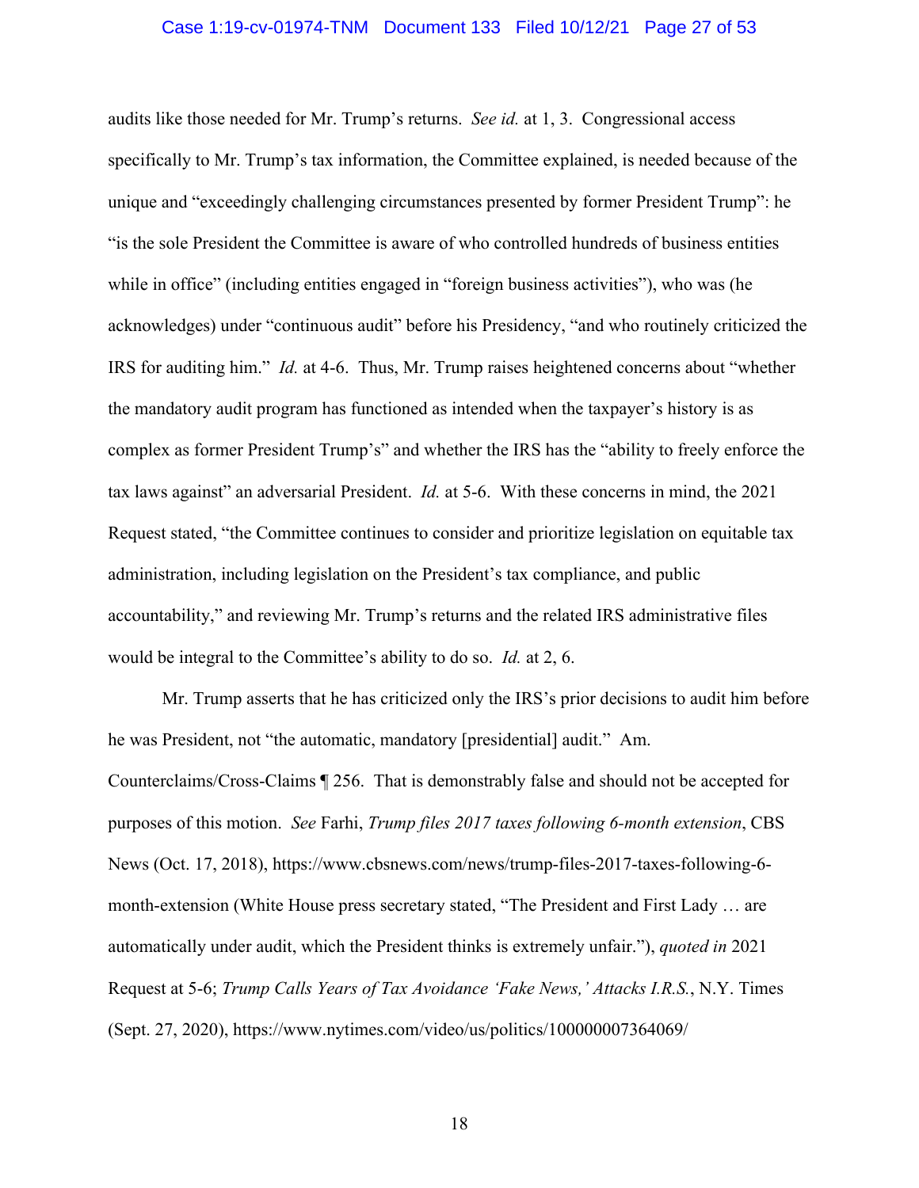audits like those needed for Mr. Trump's returns. *See id.* at 1, 3. Congressional access specifically to Mr. Trump's tax information, the Committee explained, is needed because of the unique and "exceedingly challenging circumstances presented by former President Trump": he "is the sole President the Committee is aware of who controlled hundreds of business entities while in office" (including entities engaged in "foreign business activities"), who was (he acknowledges) under "continuous audit" before his Presidency, "and who routinely criticized the IRS for auditing him." *Id.* at 4-6. Thus, Mr. Trump raises heightened concerns about "whether the mandatory audit program has functioned as intended when the taxpayer's history is as complex as former President Trump's" and whether the IRS has the "ability to freely enforce the tax laws against" an adversarial President. *Id.* at 5-6. With these concerns in mind, the 2021 Request stated, "the Committee continues to consider and prioritize legislation on equitable tax administration, including legislation on the President's tax compliance, and public accountability," and reviewing Mr. Trump's returns and the related IRS administrative files would be integral to the Committee's ability to do so. *Id.* at 2, 6.

Mr. Trump asserts that he has criticized only the IRS's prior decisions to audit him before he was President, not "the automatic, mandatory [presidential] audit." Am. Counterclaims/Cross-Claims ¶ 256. That is demonstrably false and should not be accepted for purposes of this motion. *See* Farhi, *Trump files 2017 taxes following 6-month extension*, CBS News (Oct. 17, 2018), https://www.cbsnews.com/news/trump-files-2017-taxes-following-6-month-extension (White House press secretary stated, "The President and First Lady … are automatically under audit, which the President thinks is extremely unfair."), *quoted in* 2021 Request at 5-6; *Trump Calls Years of Tax Avoidance 'Fake News,' Attacks I.R.S.*, N.Y. Times (Sept. 27, 2020), https://www.nytimes.com/video/us/politics/100000007364069/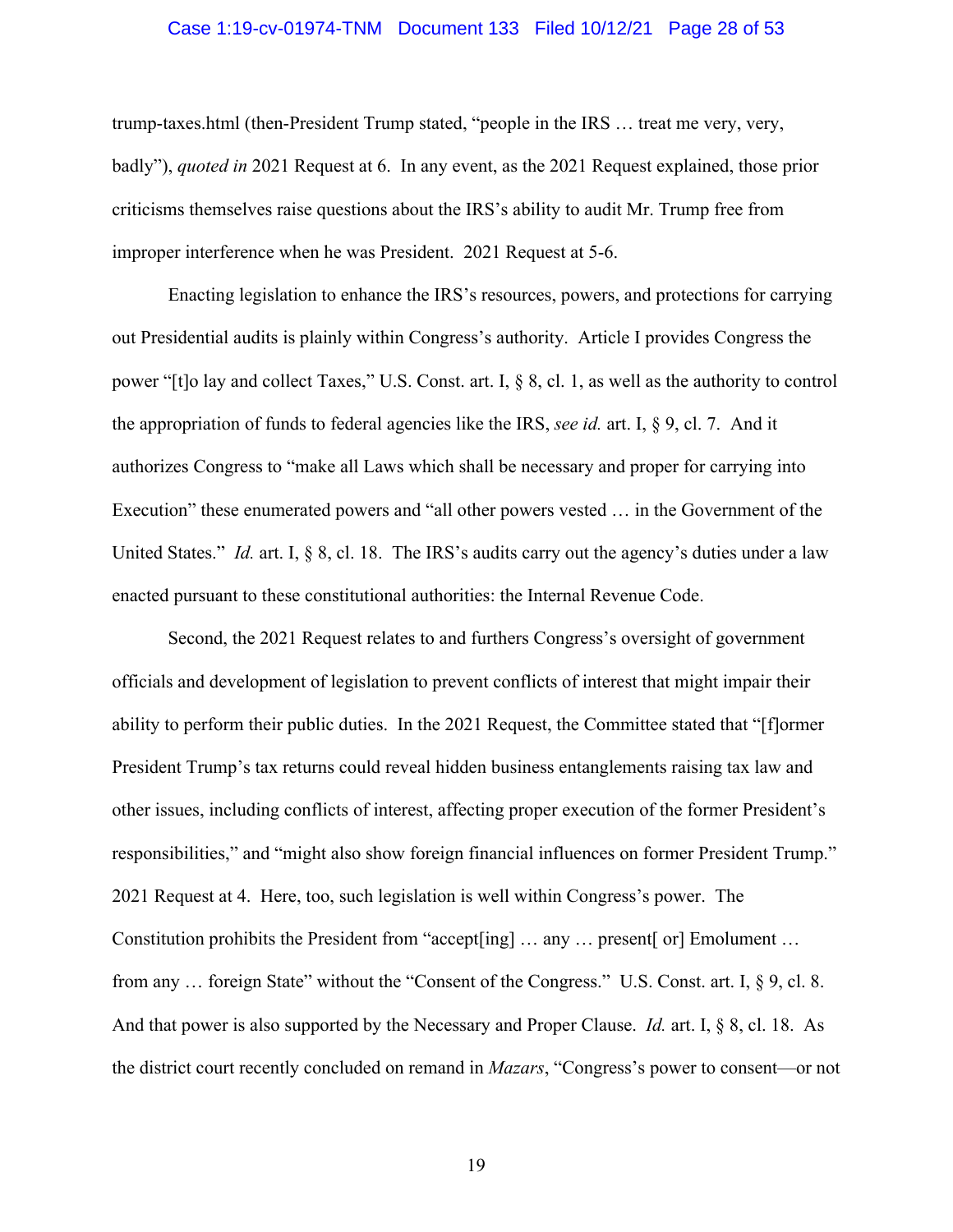trump-taxes.html (then-President Trump stated, "people in the IRS … treat me very, very, badly"), *quoted in* 2021 Request at 6. In any event, as the 2021 Request explained, those prior criticisms themselves raise questions about the IRS's ability to audit Mr. Trump free from improper interference when he was President. 2021 Request at 5-6.

Enacting legislation to enhance the IRS's resources, powers, and protections for carrying out Presidential audits is plainly within Congress's authority. Article I provides Congress the power "[t]o lay and collect Taxes," U.S. Const. art. I, § 8, cl. 1, as well as the authority to control the appropriation of funds to federal agencies like the IRS, *see id.* art. I, § 9, cl. 7. And it authorizes Congress to "make all Laws which shall be necessary and proper for carrying into Execution" these enumerated powers and "all other powers vested … in the Government of the United States." *Id.* art. I, § 8, cl. 18. The IRS's audits carry out the agency's duties under a law enacted pursuant to these constitutional authorities: the Internal Revenue Code.

Second, the 2021 Request relates to and furthers Congress's oversight of government officials and development of legislation to prevent conflicts of interest that might impair their ability to perform their public duties. In the 2021 Request, the Committee stated that "[f]ormer President Trump's tax returns could reveal hidden business entanglements raising tax law and other issues, including conflicts of interest, affecting proper execution of the former President's responsibilities," and "might also show foreign financial influences on former President Trump." 2021 Request at 4. Here, too, such legislation is well within Congress's power. The Constitution prohibits the President from "accept[ing] … any … present[ or] Emolument … from any … foreign State" without the "Consent of the Congress." U.S. Const. art. I, § 9, cl. 8. And that power is also supported by the Necessary and Proper Clause. *Id.* art. I, § 8, cl. 18. As the district court recently concluded on remand in *Mazars*, "Congress's power to consent—or not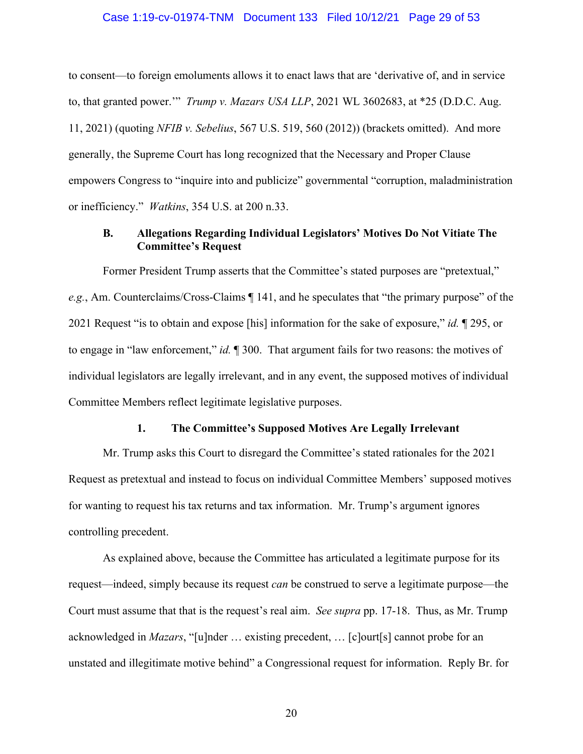to consent—to foreign emoluments allows it to enact laws that are 'derivative of, and in service to, that granted power.'" *Trump v. Mazars USA LLP*, 2021 WL 3602683, at *25 (D.D.C. Aug. 11, 2021) (quoting *NFIB v. Sebelius*, 567 U.S. 519, 560 (2012)) (brackets omitted). And more generally, the Supreme Court has long recognized that the Necessary and Proper Clause empowers Congress to "inquire into and publicize" governmental "corruption, maladministration or inefficiency." *Watkins*, 354 U.S. at 200 n.33.

### B. Allegations Regarding Individual Legislators' Motives Do Not Vitiate The Committee's Request

Former President Trump asserts that the Committee's stated purposes are "pretextual," *e.g.*, Am. Counterclaims/Cross-Claims ¶ 141, and he speculates that "the primary purpose" of the 2021 Request "is to obtain and expose [his] information for the sake of exposure," *id.* ¶ 295, or to engage in "law enforcement," *id.* ¶ 300. That argument fails for two reasons: the motives of individual legislators are legally irrelevant, and in any event, the supposed motives of individual Committee Members reflect legitimate legislative purposes.

#### 1. The Committee's Supposed Motives Are Legally Irrelevant

Mr. Trump asks this Court to disregard the Committee's stated rationales for the 2021 Request as pretextual and instead to focus on individual Committee Members' supposed motives for wanting to request his tax returns and tax information. Mr. Trump's argument ignores controlling precedent.

As explained above, because the Committee has articulated a legitimate purpose for its request—indeed, simply because its request *can* be construed to serve a legitimate purpose—the Court must assume that that is the request's real aim. *See supra* pp. 17-18. Thus, as Mr. Trump acknowledged in *Mazars*, "[u]nder … existing precedent, … [c]ourt[s] cannot probe for an unstated and illegitimate motive behind" a Congressional request for information. Reply Br. for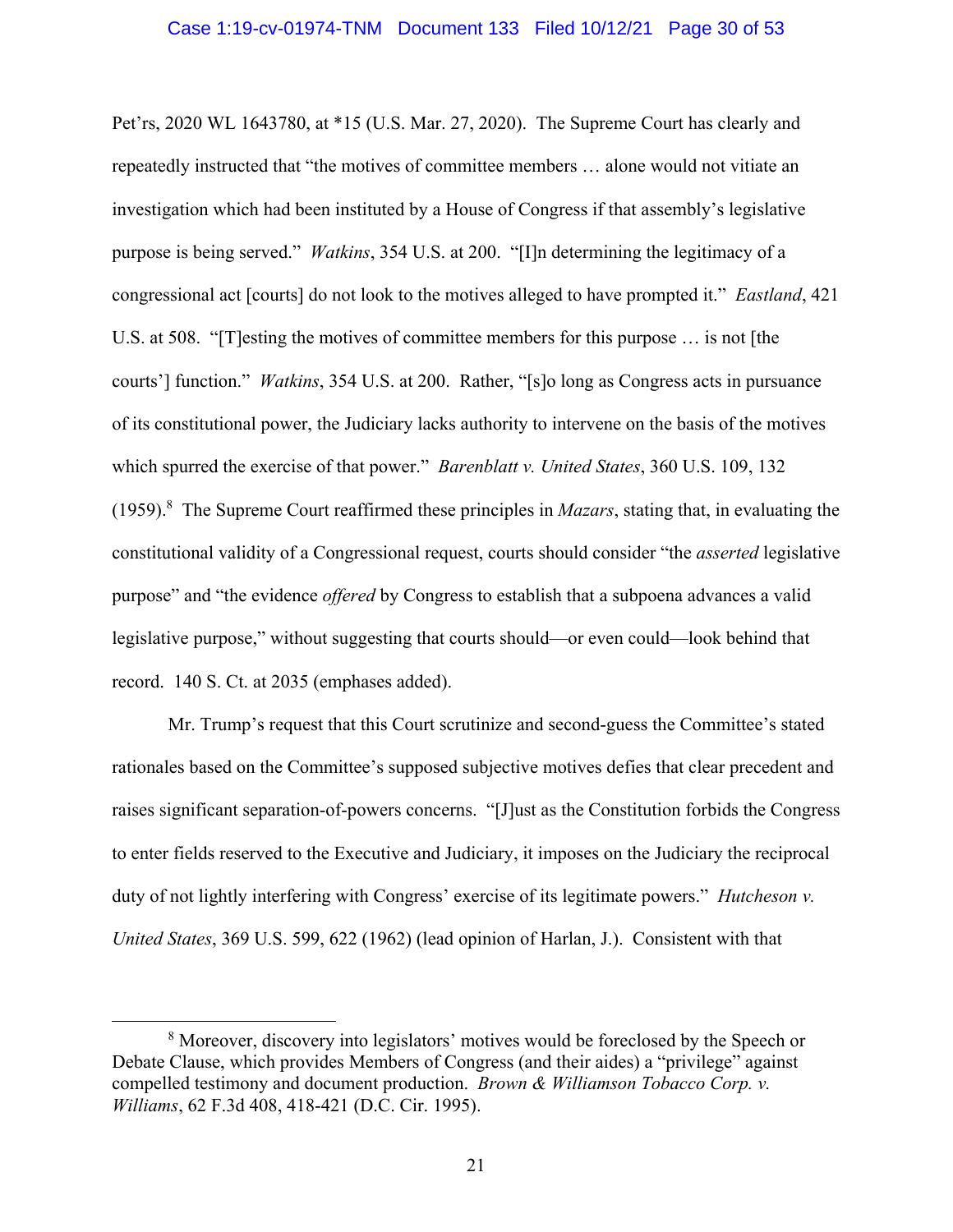Pet'rs, 2020 WL 1643780, at *15 (U.S. Mar. 27, 2020). The Supreme Court has clearly and repeatedly instructed that "the motives of committee members … alone would not vitiate an investigation which had been instituted by a House of Congress if that assembly's legislative purpose is being served." *Watkins*, 354 U.S. at 200. "[I]n determining the legitimacy of a congressional act [courts] do not look to the motives alleged to have prompted it." *Eastland*, 421 U.S. at 508. "[T]esting the motives of committee members for this purpose … is not [the courts'] function." *Watkins*, 354 U.S. at 200. Rather, "[s]o long as Congress acts in pursuance of its constitutional power, the Judiciary lacks authority to intervene on the basis of the motives which spurred the exercise of that power." *Barenblatt v. United States*, 360 U.S. 109, 132 (1959).[8] The Supreme Court reaffirmed these principles in *Mazars*, stating that, in evaluating the constitutional validity of a Congressional request, courts should consider "the *asserted* legislative purpose" and "the evidence *offered* by Congress to establish that a subpoena advances a valid legislative purpose," without suggesting that courts should—or even could—look behind that record. 140 S. Ct. at 2035 (emphases added).

Mr. Trump's request that this Court scrutinize and second-guess the Committee's stated rationales based on the Committee's supposed subjective motives defies that clear precedent and raises significant separation-of-powers concerns. "[J]ust as the Constitution forbids the Congress to enter fields reserved to the Executive and Judiciary, it imposes on the Judiciary the reciprocal duty of not lightly interfering with Congress' exercise of its legitimate powers." *Hutcheson v. United States*, 369 U.S. 599, 622 (1962) (lead opinion of Harlan, J.). Consistent with that

[8] Moreover, discovery into legislators' motives would be foreclosed by the Speech or Debate Clause, which provides Members of Congress (and their aides) a "privilege" against compelled testimony and document production. *Brown & Williamson Tobacco Corp. v. Williams*, 62 F.3d 408, 418-421 (D.C. Cir. 1995).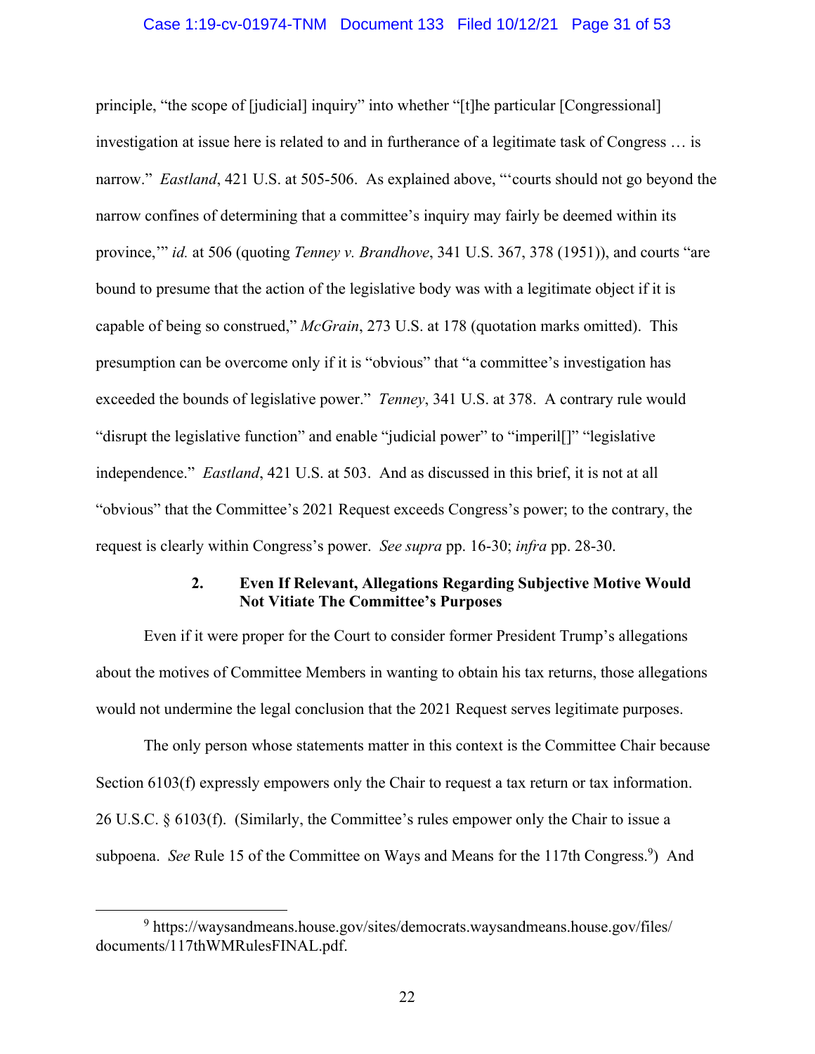principle, "the scope of [judicial] inquiry" into whether "[t]he particular [Congressional] investigation at issue here is related to and in furtherance of a legitimate task of Congress … is narrow." *Eastland*, 421 U.S. at 505-506. As explained above, "'courts should not go beyond the narrow confines of determining that a committee's inquiry may fairly be deemed within its province,'" *id.* at 506 (quoting *Tenney v. Brandhove*, 341 U.S. 367, 378 (1951)), and courts "are bound to presume that the action of the legislative body was with a legitimate object if it is capable of being so construed," *McGrain*, 273 U.S. at 178 (quotation marks omitted). This presumption can be overcome only if it is "obvious" that "a committee's investigation has exceeded the bounds of legislative power." *Tenney*, 341 U.S. at 378. A contrary rule would "disrupt the legislative function" and enable "judicial power" to "imperil[]" "legislative independence." *Eastland*, 421 U.S. at 503. And as discussed in this brief, it is not at all "obvious" that the Committee's 2021 Request exceeds Congress's power; to the contrary, the request is clearly within Congress's power. *See supra* pp. 16-30; *infra* pp. 28-30.

#### 2. Even If Relevant, Allegations Regarding Subjective Motive Would Not Vitiate The Committee's Purposes

Even if it were proper for the Court to consider former President Trump's allegations about the motives of Committee Members in wanting to obtain his tax returns, those allegations would not undermine the legal conclusion that the 2021 Request serves legitimate purposes.

The only person whose statements matter in this context is the Committee Chair because Section 6103(f) expressly empowers only the Chair to request a tax return or tax information. 26 U.S.C. § 6103(f). (Similarly, the Committee's rules empower only the Chair to issue a subpoena. *See* Rule 15 of the Committee on Ways and Means for the 117th Congress.[9]) And

[9] https://waysandmeans.house.gov/sites/democrats.waysandmeans.house.gov/files/documents/117thWMRulesFINAL.pdf.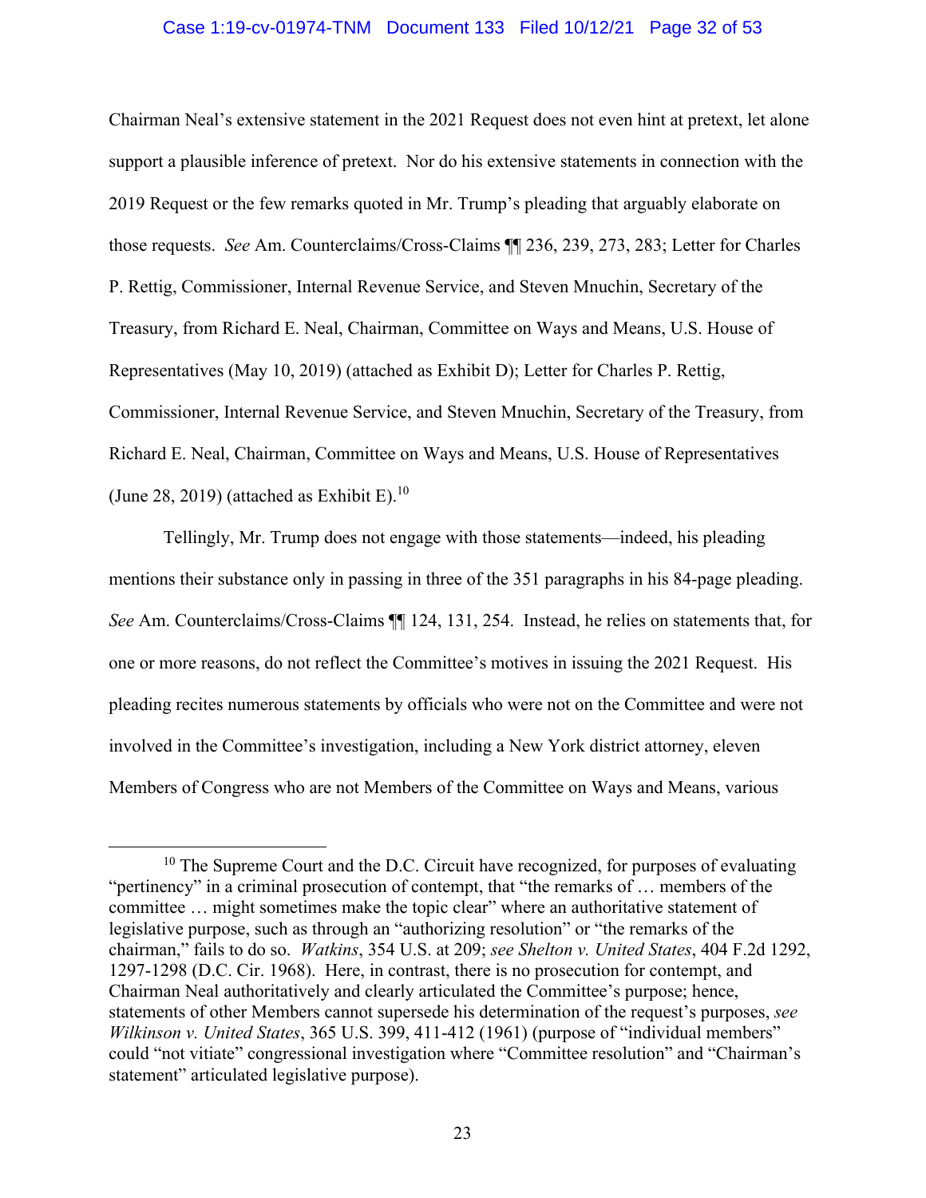Chairman Neal's extensive statement in the 2021 Request does not even hint at pretext, let alone support a plausible inference of pretext. Nor do his extensive statements in connection with the 2019 Request or the few remarks quoted in Mr. Trump's pleading that arguably elaborate on those requests. *See* Am. Counterclaims/Cross-Claims ¶¶ 236, 239, 273, 283; Letter for Charles P. Rettig, Commissioner, Internal Revenue Service, and Steven Mnuchin, Secretary of the Treasury, from Richard E. Neal, Chairman, Committee on Ways and Means, U.S. House of Representatives (May 10, 2019) (attached as Exhibit D); Letter for Charles P. Rettig, Commissioner, Internal Revenue Service, and Steven Mnuchin, Secretary of the Treasury, from Richard E. Neal, Chairman, Committee on Ways and Means, U.S. House of Representatives (June 28, 2019) (attached as Exhibit E).[10]

Tellingly, Mr. Trump does not engage with those statements—indeed, his pleading mentions their substance only in passing in three of the 351 paragraphs in his 84-page pleading. *See* Am. Counterclaims/Cross-Claims ¶¶ 124, 131, 254. Instead, he relies on statements that, for one or more reasons, do not reflect the Committee's motives in issuing the 2021 Request. His pleading recites numerous statements by officials who were not on the Committee and were not involved in the Committee's investigation, including a New York district attorney, eleven Members of Congress who are not Members of the Committee on Ways and Means, various

---

[10] The Supreme Court and the D.C. Circuit have recognized, for purposes of evaluating "pertinency" in a criminal prosecution of contempt, that "the remarks of … members of the committee … might sometimes make the topic clear" where an authoritative statement of legislative purpose, such as through an "authorizing resolution" or "the remarks of the chairman," fails to do so. *Watkins*, 354 U.S. at 209; *see Shelton v. United States*, 404 F.2d 1292, 1297-1298 (D.C. Cir. 1968). Here, in contrast, there is no prosecution for contempt, and Chairman Neal authoritatively and clearly articulated the Committee's purpose; hence, statements of other Members cannot supersede his determination of the request's purposes, *see Wilkinson v. United States*, 365 U.S. 399, 411-412 (1961) (purpose of "individual members" could "not vitiate" congressional investigation where "Committee resolution" and "Chairman's statement" articulated legislative purpose).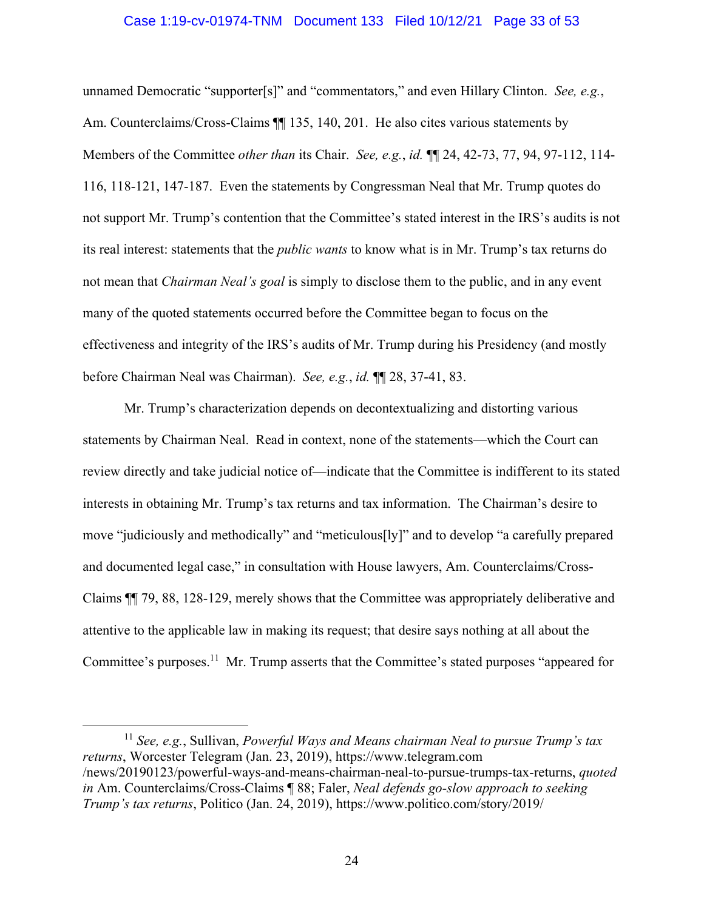unnamed Democratic "supporter[s]" and "commentators," and even Hillary Clinton. *See, e.g.*, Am. Counterclaims/Cross-Claims ¶¶ 135, 140, 201. He also cites various statements by Members of the Committee *other than* its Chair. *See, e.g.*, *id.* ¶¶ 24, 42-73, 77, 94, 97-112, 114-116, 118-121, 147-187. Even the statements by Congressman Neal that Mr. Trump quotes do not support Mr. Trump's contention that the Committee's stated interest in the IRS's audits is not its real interest: statements that the *public wants* to know what is in Mr. Trump's tax returns do not mean that *Chairman Neal's goal* is simply to disclose them to the public, and in any event many of the quoted statements occurred before the Committee began to focus on the effectiveness and integrity of the IRS's audits of Mr. Trump during his Presidency (and mostly before Chairman Neal was Chairman). *See, e.g.*, *id.* ¶¶ 28, 37-41, 83.

Mr. Trump's characterization depends on decontextualizing and distorting various statements by Chairman Neal. Read in context, none of the statements—which the Court can review directly and take judicial notice of—indicate that the Committee is indifferent to its stated interests in obtaining Mr. Trump's tax returns and tax information. The Chairman's desire to move "judiciously and methodically" and "meticulous[ly]" and to develop "a carefully prepared and documented legal case," in consultation with House lawyers, Am. Counterclaims/Cross-Claims ¶¶ 79, 88, 128-129, merely shows that the Committee was appropriately deliberative and attentive to the applicable law in making its request; that desire says nothing at all about the Committee's purposes.[11] Mr. Trump asserts that the Committee's stated purposes "appeared for

---

[11] *See, e.g.*, Sullivan, *Powerful Ways and Means chairman Neal to pursue Trump's tax returns*, Worcester Telegram (Jan. 23, 2019), https://www.telegram.com/news/20190123/powerful-ways-and-means-chairman-neal-to-pursue-trumps-tax-returns, *quoted in* Am. Counterclaims/Cross-Claims ¶ 88; Faler, *Neal defends go-slow approach to seeking Trump's tax returns*, Politico (Jan. 24, 2019), https://www.politico.com/story/2019/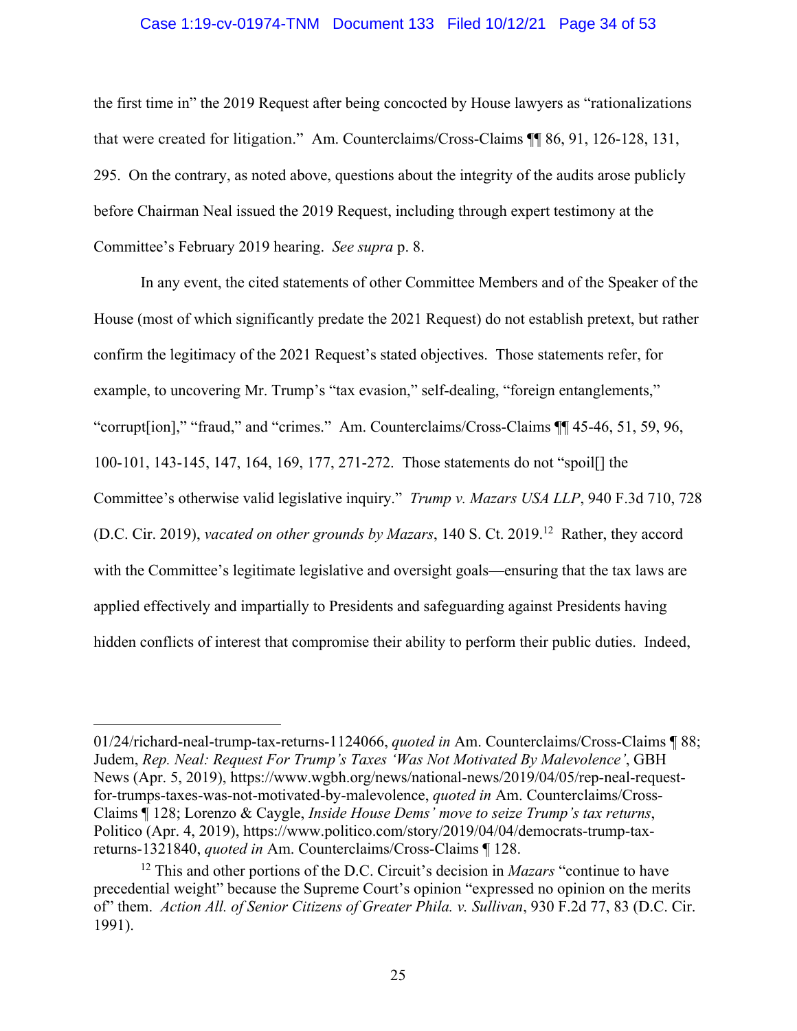the first time in" the 2019 Request after being concocted by House lawyers as "rationalizations that were created for litigation." Am. Counterclaims/Cross-Claims ¶¶ 86, 91, 126-128, 131, 295. On the contrary, as noted above, questions about the integrity of the audits arose publicly before Chairman Neal issued the 2019 Request, including through expert testimony at the Committee's February 2019 hearing. *See supra* p. 8.

In any event, the cited statements of other Committee Members and of the Speaker of the House (most of which significantly predate the 2021 Request) do not establish pretext, but rather confirm the legitimacy of the 2021 Request's stated objectives. Those statements refer, for example, to uncovering Mr. Trump's "tax evasion," self-dealing, "foreign entanglements," "corrupt[ion]," "fraud," and "crimes." Am. Counterclaims/Cross-Claims ¶¶ 45-46, 51, 59, 96, 100-101, 143-145, 147, 164, 169, 177, 271-272. Those statements do not "spoil[] the Committee's otherwise valid legislative inquiry." *Trump v. Mazars USA LLP*, 940 F.3d 710, 728 (D.C. Cir. 2019), *vacated on other grounds by Mazars*, 140 S. Ct. 2019.[12] Rather, they accord with the Committee's legitimate legislative and oversight goals—ensuring that the tax laws are applied effectively and impartially to Presidents and safeguarding against Presidents having hidden conflicts of interest that compromise their ability to perform their public duties. Indeed,

---

01/24/richard-neal-trump-tax-returns-1124066, *quoted in* Am. Counterclaims/Cross-Claims ¶ 88; Judem, *Rep. Neal: Request For Trump's Taxes 'Was Not Motivated By Malevolence'*, GBH News (Apr. 5, 2019), https://www.wgbh.org/news/national-news/2019/04/05/rep-neal-request-for-trumps-taxes-was-not-motivated-by-malevolence, *quoted in* Am. Counterclaims/Cross-Claims ¶ 128; Lorenzo & Caygle, *Inside House Dems' move to seize Trump's tax returns*, Politico (Apr. 4, 2019), https://www.politico.com/story/2019/04/04/democrats-trump-tax-returns-1321840, *quoted in* Am. Counterclaims/Cross-Claims ¶ 128.

[12] This and other portions of the D.C. Circuit's decision in *Mazars* "continue to have precedential weight" because the Supreme Court's opinion "expressed no opinion on the merits of" them. *Action All. of Senior Citizens of Greater Phila. v. Sullivan*, 930 F.2d 77, 83 (D.C. Cir. 1991).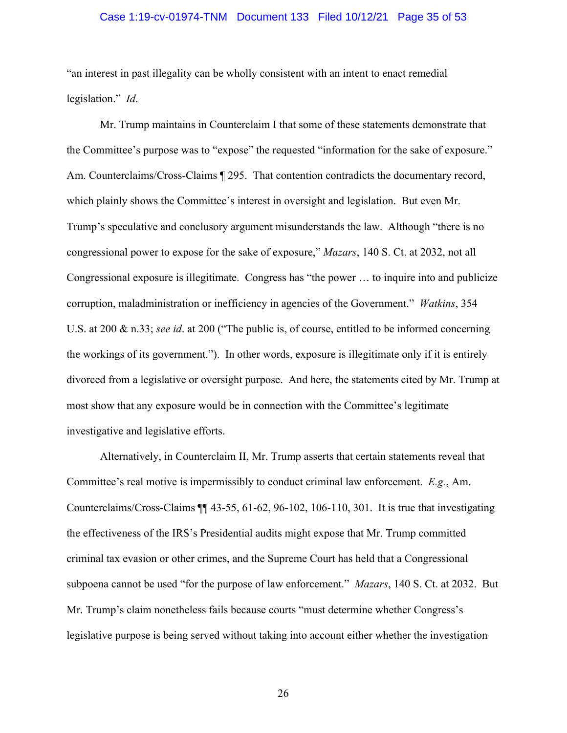"an interest in past illegality can be wholly consistent with an intent to enact remedial legislation." *Id*.

Mr. Trump maintains in Counterclaim I that some of these statements demonstrate that the Committee's purpose was to "expose" the requested "information for the sake of exposure." Am. Counterclaims/Cross-Claims ¶ 295. That contention contradicts the documentary record, which plainly shows the Committee's interest in oversight and legislation. But even Mr. Trump's speculative and conclusory argument misunderstands the law. Although "there is no congressional power to expose for the sake of exposure," *Mazars*, 140 S. Ct. at 2032, not all Congressional exposure is illegitimate. Congress has "the power … to inquire into and publicize corruption, maladministration or inefficiency in agencies of the Government." *Watkins*, 354 U.S. at 200 & n.33; *see id*. at 200 ("The public is, of course, entitled to be informed concerning the workings of its government."). In other words, exposure is illegitimate only if it is entirely divorced from a legislative or oversight purpose. And here, the statements cited by Mr. Trump at most show that any exposure would be in connection with the Committee's legitimate investigative and legislative efforts.

Alternatively, in Counterclaim II, Mr. Trump asserts that certain statements reveal that Committee's real motive is impermissibly to conduct criminal law enforcement. *E.g.*, Am. Counterclaims/Cross-Claims ¶¶ 43-55, 61-62, 96-102, 106-110, 301. It is true that investigating the effectiveness of the IRS's Presidential audits might expose that Mr. Trump committed criminal tax evasion or other crimes, and the Supreme Court has held that a Congressional subpoena cannot be used "for the purpose of law enforcement." *Mazars*, 140 S. Ct. at 2032. But Mr. Trump's claim nonetheless fails because courts "must determine whether Congress's legislative purpose is being served without taking into account either whether the investigation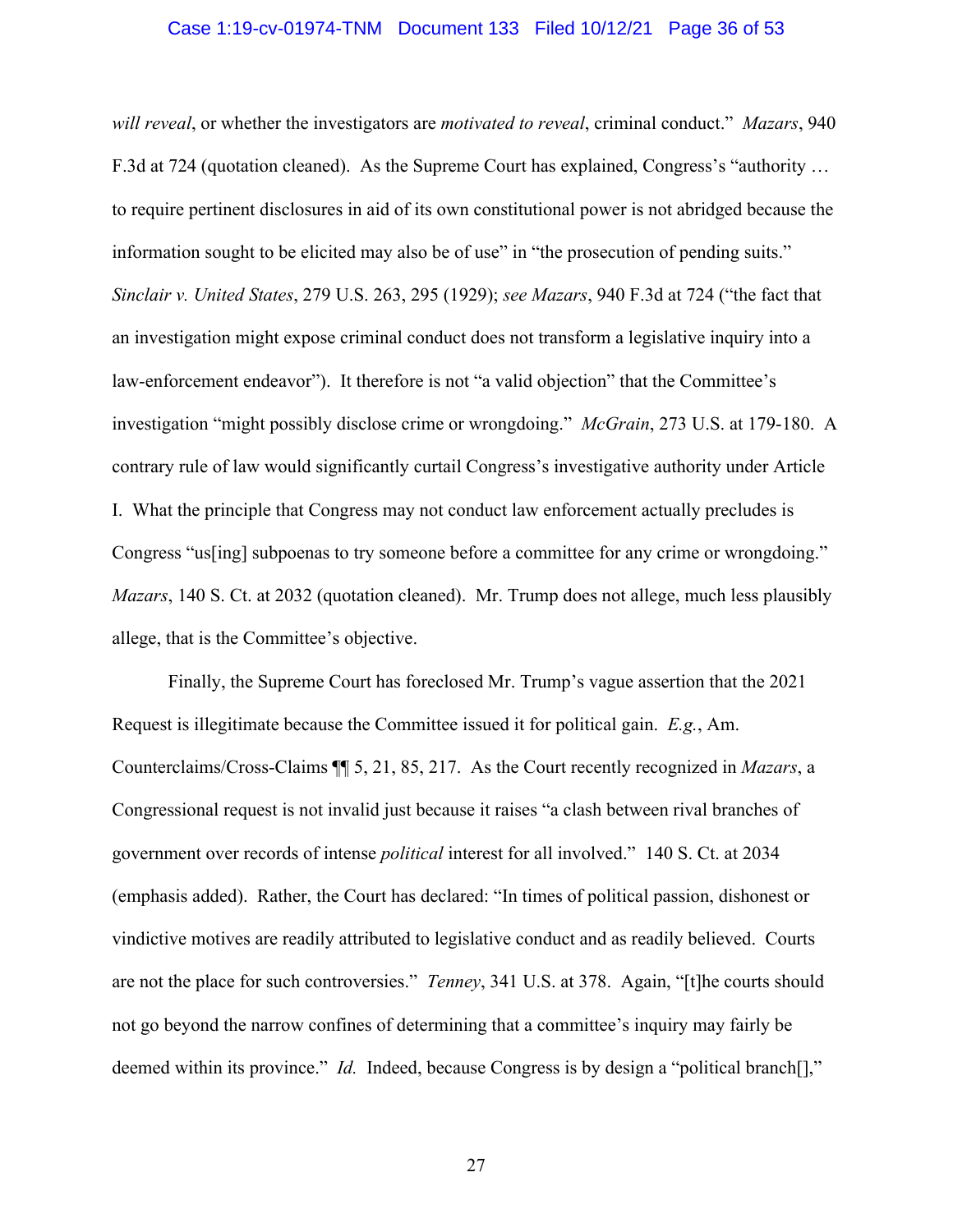*will reveal*, or whether the investigators are *motivated to reveal*, criminal conduct." *Mazars*, 940 F.3d at 724 (quotation cleaned). As the Supreme Court has explained, Congress's "authority … to require pertinent disclosures in aid of its own constitutional power is not abridged because the information sought to be elicited may also be of use" in "the prosecution of pending suits." *Sinclair v. United States*, 279 U.S. 263, 295 (1929); *see Mazars*, 940 F.3d at 724 ("the fact that an investigation might expose criminal conduct does not transform a legislative inquiry into a law-enforcement endeavor"). It therefore is not "a valid objection" that the Committee's investigation "might possibly disclose crime or wrongdoing." *McGrain*, 273 U.S. at 179-180. A contrary rule of law would significantly curtail Congress's investigative authority under Article I. What the principle that Congress may not conduct law enforcement actually precludes is Congress "us[ing] subpoenas to try someone before a committee for any crime or wrongdoing." *Mazars*, 140 S. Ct. at 2032 (quotation cleaned). Mr. Trump does not allege, much less plausibly allege, that is the Committee's objective.

Finally, the Supreme Court has foreclosed Mr. Trump's vague assertion that the 2021 Request is illegitimate because the Committee issued it for political gain. *E.g.*, Am. Counterclaims/Cross-Claims ¶¶ 5, 21, 85, 217. As the Court recently recognized in *Mazars*, a Congressional request is not invalid just because it raises "a clash between rival branches of government over records of intense *political* interest for all involved." 140 S. Ct. at 2034 (emphasis added). Rather, the Court has declared: "In times of political passion, dishonest or vindictive motives are readily attributed to legislative conduct and as readily believed. Courts are not the place for such controversies." *Tenney*, 341 U.S. at 378. Again, "[t]he courts should not go beyond the narrow confines of determining that a committee's inquiry may fairly be deemed within its province." *Id.* Indeed, because Congress is by design a "political branch[],"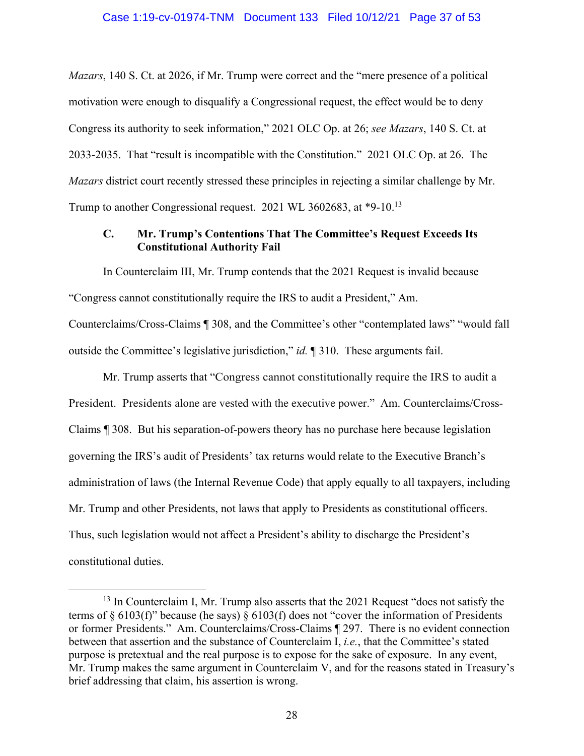*Mazars*, 140 S. Ct. at 2026, if Mr. Trump were correct and the "mere presence of a political motivation were enough to disqualify a Congressional request, the effect would be to deny Congress its authority to seek information," 2021 OLC Op. at 26; *see Mazars*, 140 S. Ct. at 2033-2035. That "result is incompatible with the Constitution." 2021 OLC Op. at 26. The *Mazars* district court recently stressed these principles in rejecting a similar challenge by Mr. Trump to another Congressional request. 2021 WL 3602683, at *9-10.[13]

### C. Mr. Trump's Contentions That The Committee's Request Exceeds Its Constitutional Authority Fail

In Counterclaim III, Mr. Trump contends that the 2021 Request is invalid because "Congress cannot constitutionally require the IRS to audit a President," Am. Counterclaims/Cross-Claims ¶ 308, and the Committee's other "contemplated laws" "would fall outside the Committee's legislative jurisdiction," *id.* ¶ 310. These arguments fail.

Mr. Trump asserts that "Congress cannot constitutionally require the IRS to audit a President. Presidents alone are vested with the executive power." Am. Counterclaims/Cross-Claims ¶ 308. But his separation-of-powers theory has no purchase here because legislation governing the IRS's audit of Presidents' tax returns would relate to the Executive Branch's administration of laws (the Internal Revenue Code) that apply equally to all taxpayers, including Mr. Trump and other Presidents, not laws that apply to Presidents as constitutional officers. Thus, such legislation would not affect a President's ability to discharge the President's constitutional duties.

---

[13] In Counterclaim I, Mr. Trump also asserts that the 2021 Request "does not satisfy the terms of § 6103(f)" because (he says) § 6103(f) does not "cover the information of Presidents or former Presidents." Am. Counterclaims/Cross-Claims ¶ 297. There is no evident connection between that assertion and the substance of Counterclaim I, *i.e.*, that the Committee's stated purpose is pretextual and the real purpose is to expose for the sake of exposure. In any event, Mr. Trump makes the same argument in Counterclaim V, and for the reasons stated in Treasury's brief addressing that claim, his assertion is wrong.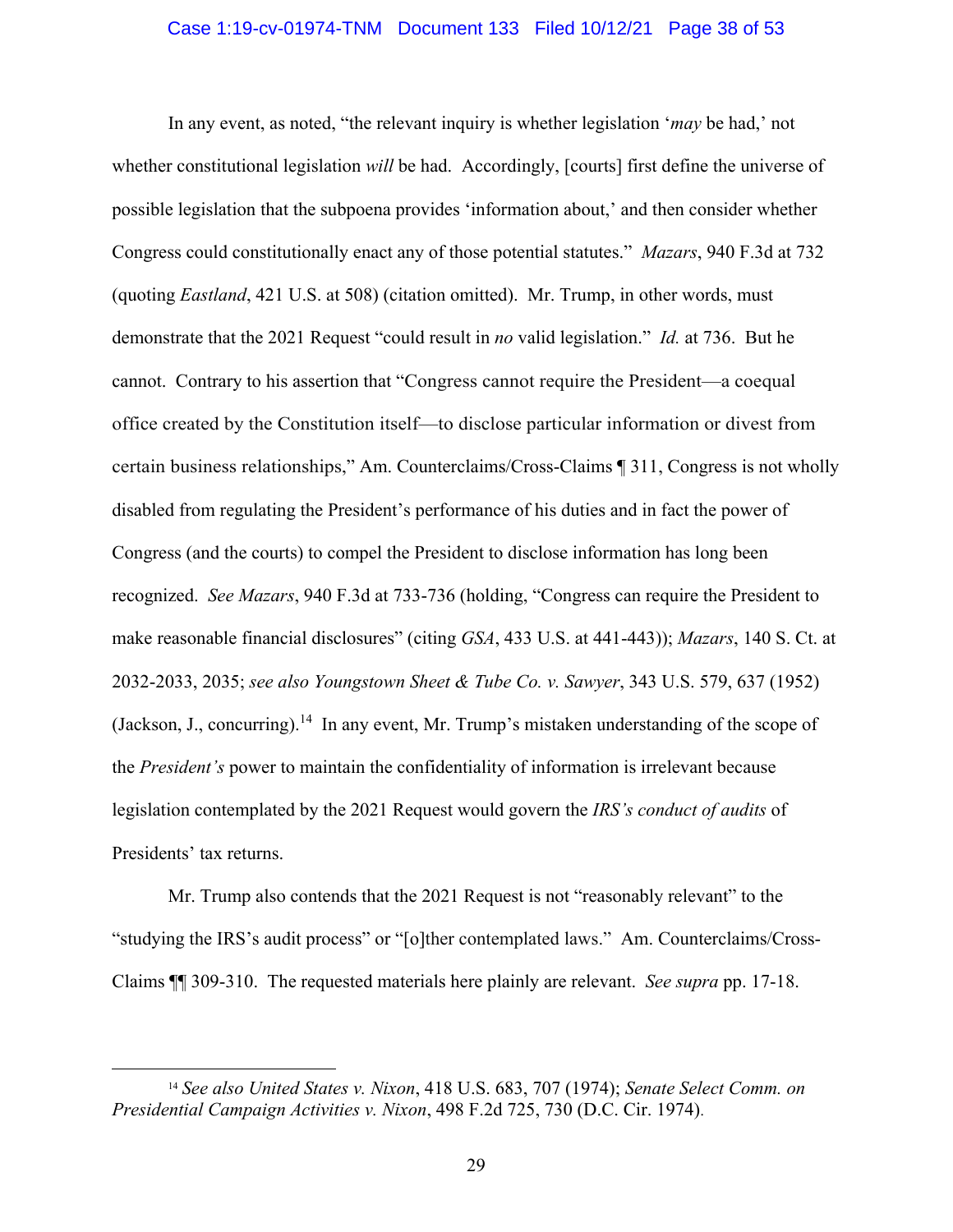In any event, as noted, "the relevant inquiry is whether legislation '*may* be had,' not whether constitutional legislation *will* be had. Accordingly, [courts] first define the universe of possible legislation that the subpoena provides 'information about,' and then consider whether Congress could constitutionally enact any of those potential statutes." *Mazars*, 940 F.3d at 732 (quoting *Eastland*, 421 U.S. at 508) (citation omitted). Mr. Trump, in other words, must demonstrate that the 2021 Request "could result in *no* valid legislation." *Id.* at 736. But he cannot. Contrary to his assertion that "Congress cannot require the President—a coequal office created by the Constitution itself—to disclose particular information or divest from certain business relationships," Am. Counterclaims/Cross-Claims ¶ 311, Congress is not wholly disabled from regulating the President's performance of his duties and in fact the power of Congress (and the courts) to compel the President to disclose information has long been recognized. *See Mazars*, 940 F.3d at 733-736 (holding, "Congress can require the President to make reasonable financial disclosures" (citing *GSA*, 433 U.S. at 441-443)); *Mazars*, 140 S. Ct. at 2032-2033, 2035; *see also Youngstown Sheet & Tube Co. v. Sawyer*, 343 U.S. 579, 637 (1952) (Jackson, J., concurring).[14] In any event, Mr. Trump's mistaken understanding of the scope of the *President's* power to maintain the confidentiality of information is irrelevant because legislation contemplated by the 2021 Request would govern the *IRS's conduct of audits* of Presidents' tax returns.

Mr. Trump also contends that the 2021 Request is not "reasonably relevant" to the "studying the IRS's audit process" or "[o]ther contemplated laws." Am. Counterclaims/Cross-Claims ¶¶ 309-310. The requested materials here plainly are relevant. *See supra* pp. 17-18.

---

[14] *See also United States v. Nixon*, 418 U.S. 683, 707 (1974); *Senate Select Comm. on Presidential Campaign Activities v. Nixon*, 498 F.2d 725, 730 (D.C. Cir. 1974).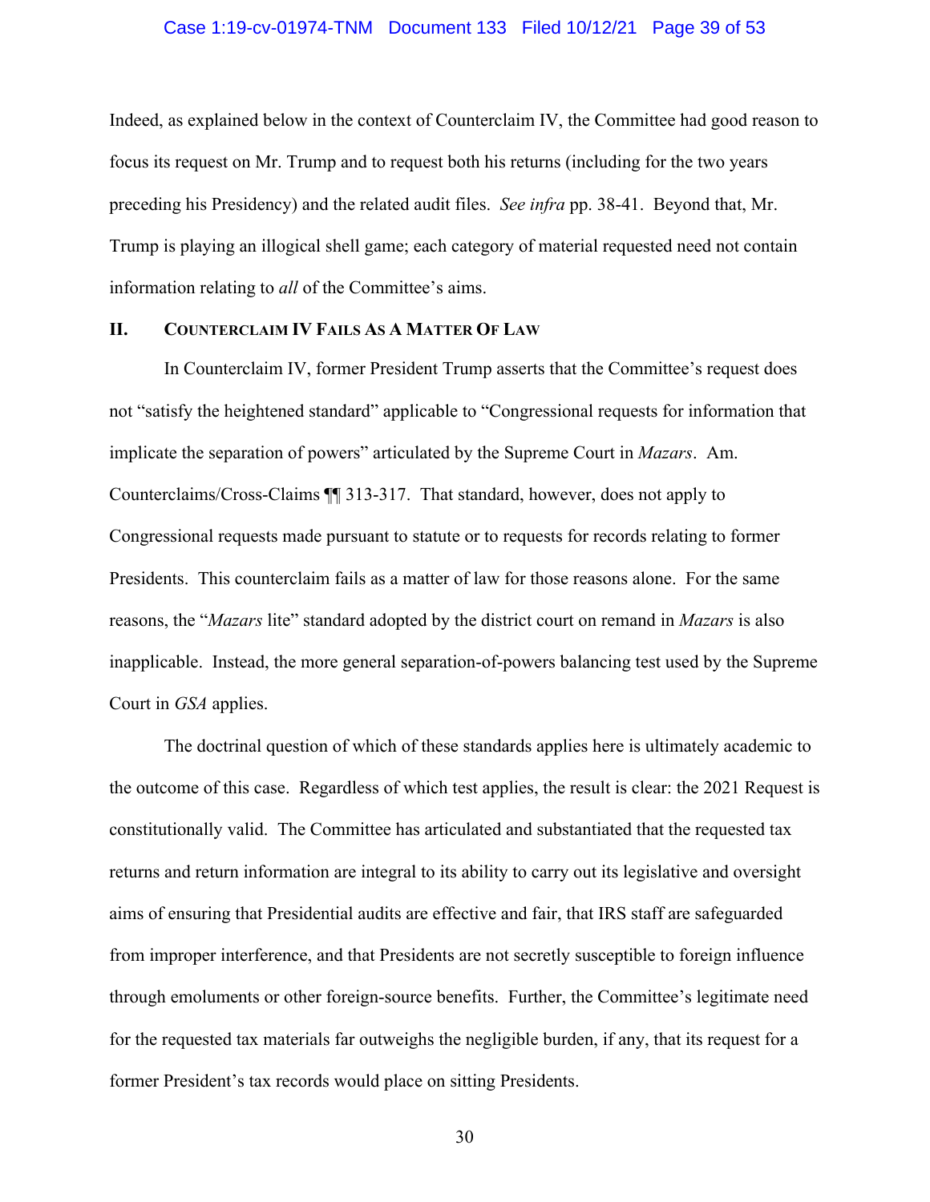Indeed, as explained below in the context of Counterclaim IV, the Committee had good reason to focus its request on Mr. Trump and to request both his returns (including for the two years preceding his Presidency) and the related audit files. *See infra* pp. 38-41. Beyond that, Mr. Trump is playing an illogical shell game; each category of material requested need not contain information relating to *all* of the Committee's aims.

## II. Counterclaim IV Fails As A Matter Of Law

In Counterclaim IV, former President Trump asserts that the Committee's request does not "satisfy the heightened standard" applicable to "Congressional requests for information that implicate the separation of powers" articulated by the Supreme Court in *Mazars*. Am. Counterclaims/Cross-Claims ¶¶ 313-317. That standard, however, does not apply to Congressional requests made pursuant to statute or to requests for records relating to former Presidents. This counterclaim fails as a matter of law for those reasons alone. For the same reasons, the "*Mazars* lite" standard adopted by the district court on remand in *Mazars* is also inapplicable. Instead, the more general separation-of-powers balancing test used by the Supreme Court in *GSA* applies.

The doctrinal question of which of these standards applies here is ultimately academic to the outcome of this case. Regardless of which test applies, the result is clear: the 2021 Request is constitutionally valid. The Committee has articulated and substantiated that the requested tax returns and return information are integral to its ability to carry out its legislative and oversight aims of ensuring that Presidential audits are effective and fair, that IRS staff are safeguarded from improper interference, and that Presidents are not secretly susceptible to foreign influence through emoluments or other foreign-source benefits. Further, the Committee's legitimate need for the requested tax materials far outweighs the negligible burden, if any, that its request for a former President's tax records would place on sitting Presidents.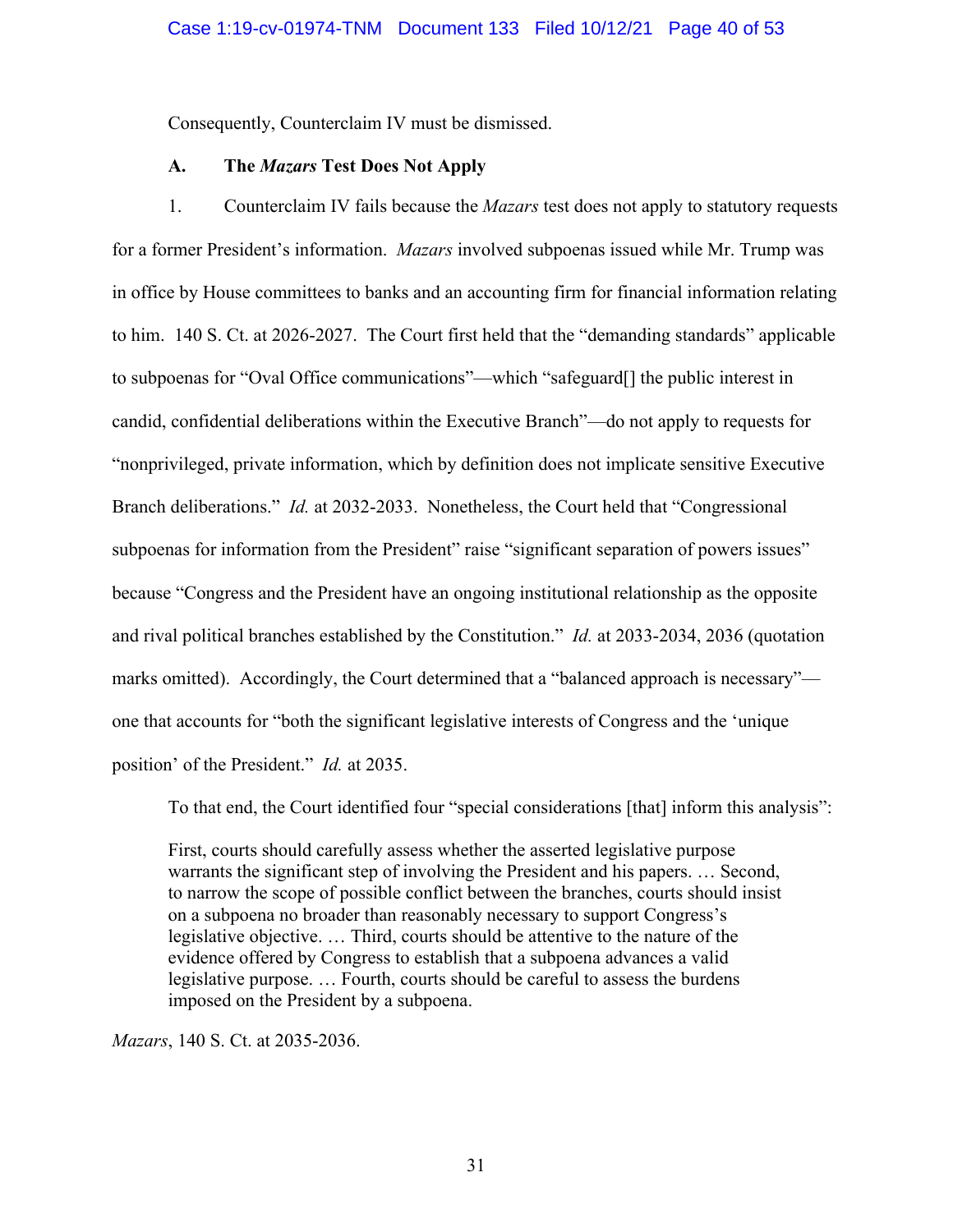Consequently, Counterclaim IV must be dismissed.

### A. The *Mazars* Test Does Not Apply

1. Counterclaim IV fails because the *Mazars* test does not apply to statutory requests for a former President's information. *Mazars* involved subpoenas issued while Mr. Trump was in office by House committees to banks and an accounting firm for financial information relating to him. 140 S. Ct. at 2026-2027. The Court first held that the "demanding standards" applicable to subpoenas for "Oval Office communications"—which "safeguard[] the public interest in candid, confidential deliberations within the Executive Branch"—do not apply to requests for "nonprivileged, private information, which by definition does not implicate sensitive Executive Branch deliberations." *Id.* at 2032-2033. Nonetheless, the Court held that "Congressional subpoenas for information from the President" raise "significant separation of powers issues" because "Congress and the President have an ongoing institutional relationship as the opposite and rival political branches established by the Constitution." *Id.* at 2033-2034, 2036 (quotation marks omitted). Accordingly, the Court determined that a "balanced approach is necessary"—one that accounts for "both the significant legislative interests of Congress and the 'unique position' of the President." *Id.* at 2035.

To that end, the Court identified four "special considerations [that] inform this analysis":

> First, courts should carefully assess whether the asserted legislative purpose warrants the significant step of involving the President and his papers. … Second, to narrow the scope of possible conflict between the branches, courts should insist on a subpoena no broader than reasonably necessary to support Congress's legislative objective. … Third, courts should be attentive to the nature of the evidence offered by Congress to establish that a subpoena advances a valid legislative purpose. … Fourth, courts should be careful to assess the burdens imposed on the President by a subpoena.

*Mazars*, 140 S. Ct. at 2035-2036.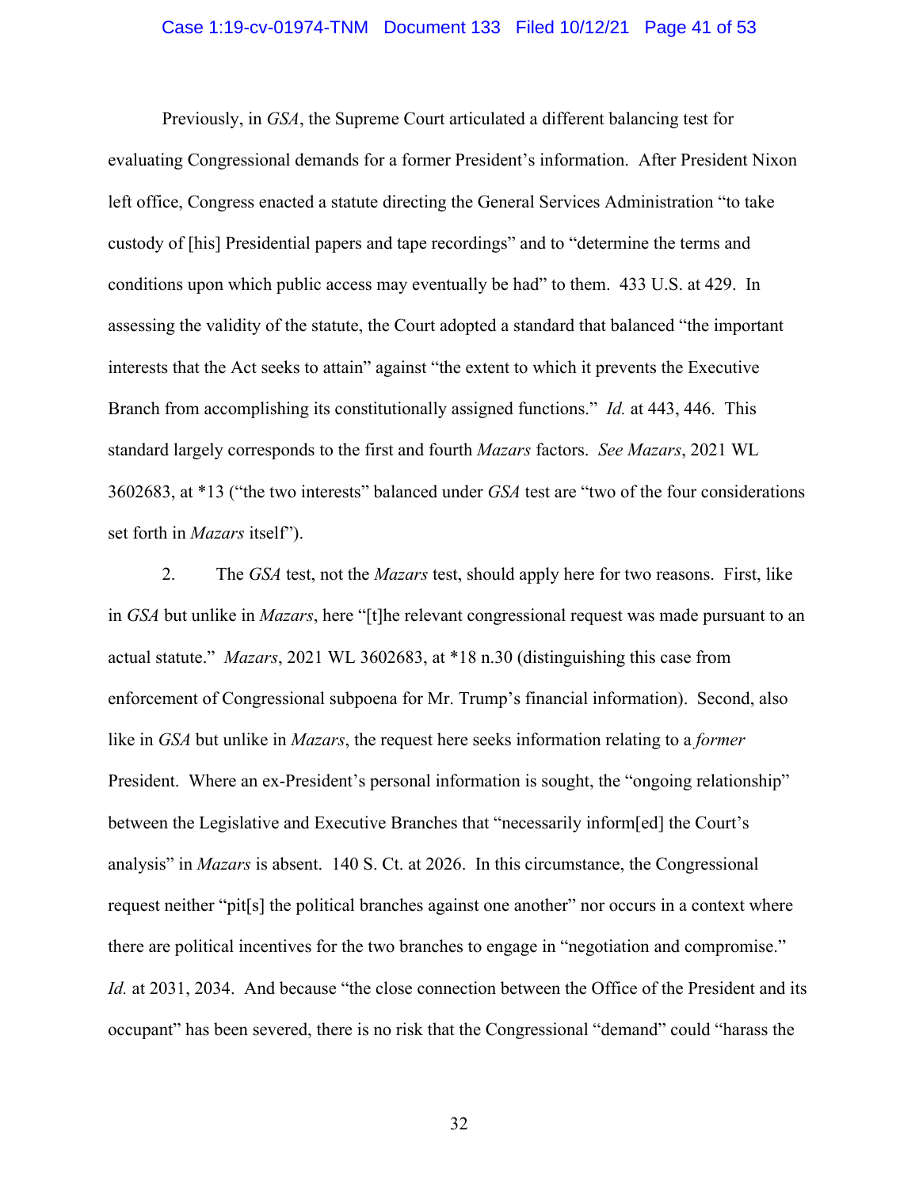Previously, in *GSA*, the Supreme Court articulated a different balancing test for evaluating Congressional demands for a former President's information. After President Nixon left office, Congress enacted a statute directing the General Services Administration "to take custody of [his] Presidential papers and tape recordings" and to "determine the terms and conditions upon which public access may eventually be had" to them. 433 U.S. at 429. In assessing the validity of the statute, the Court adopted a standard that balanced "the important interests that the Act seeks to attain" against "the extent to which it prevents the Executive Branch from accomplishing its constitutionally assigned functions." *Id.* at 443, 446. This standard largely corresponds to the first and fourth *Mazars* factors. *See Mazars*, 2021 WL 3602683, at *13 ("the two interests" balanced under *GSA* test are "two of the four considerations set forth in *Mazars* itself").

2. The *GSA* test, not the *Mazars* test, should apply here for two reasons. First, like in *GSA* but unlike in *Mazars*, here "[t]he relevant congressional request was made pursuant to an actual statute." *Mazars*, 2021 WL 3602683, at *18 n.30 (distinguishing this case from enforcement of Congressional subpoena for Mr. Trump's financial information). Second, also like in *GSA* but unlike in *Mazars*, the request here seeks information relating to a *former* President. Where an ex-President's personal information is sought, the "ongoing relationship" between the Legislative and Executive Branches that "necessarily inform[ed] the Court's analysis" in *Mazars* is absent. 140 S. Ct. at 2026. In this circumstance, the Congressional request neither "pit[s] the political branches against one another" nor occurs in a context where there are political incentives for the two branches to engage in "negotiation and compromise." *Id.* at 2031, 2034. And because "the close connection between the Office of the President and its occupant" has been severed, there is no risk that the Congressional "demand" could "harass the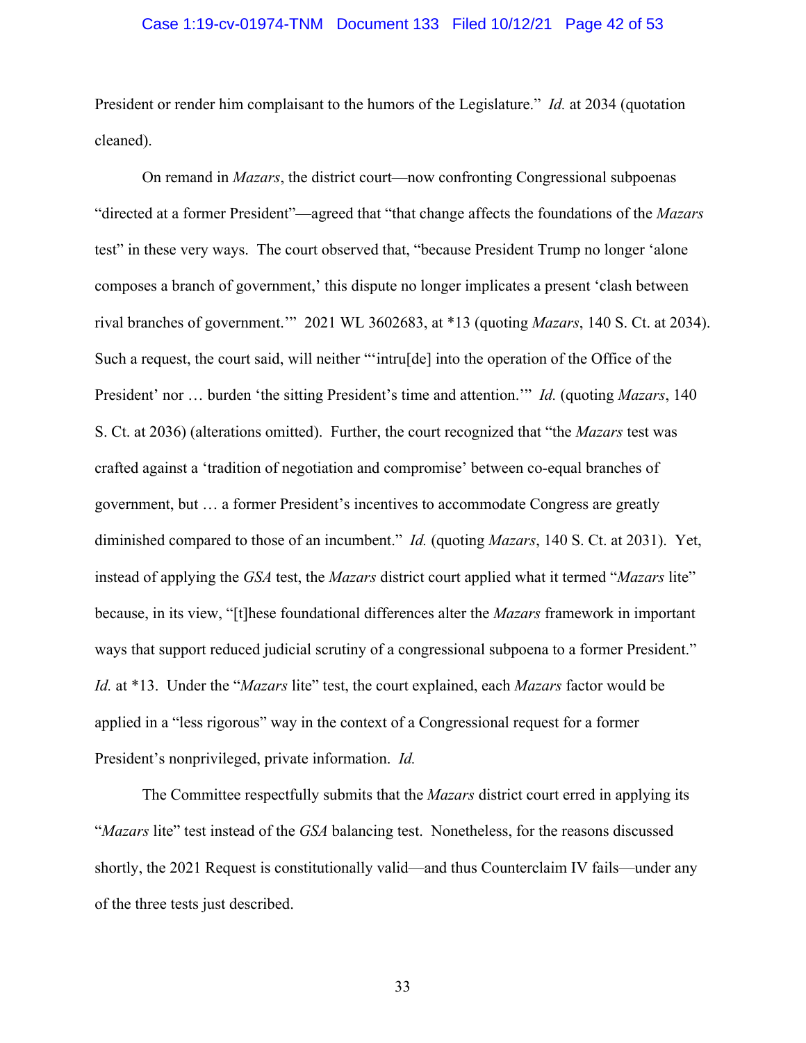President or render him complaisant to the humors of the Legislature." *Id.* at 2034 (quotation cleaned).

On remand in *Mazars*, the district court—now confronting Congressional subpoenas "directed at a former President"—agreed that "that change affects the foundations of the *Mazars* test" in these very ways. The court observed that, "because President Trump no longer 'alone composes a branch of government,' this dispute no longer implicates a present 'clash between rival branches of government.'" 2021 WL 3602683, at *13 (quoting *Mazars*, 140 S. Ct. at 2034). Such a request, the court said, will neither "'intru[de] into the operation of the Office of the President' nor … burden 'the sitting President's time and attention.'" *Id.* (quoting *Mazars*, 140 S. Ct. at 2036) (alterations omitted). Further, the court recognized that "the *Mazars* test was crafted against a 'tradition of negotiation and compromise' between co-equal branches of government, but … a former President's incentives to accommodate Congress are greatly diminished compared to those of an incumbent." *Id.* (quoting *Mazars*, 140 S. Ct. at 2031). Yet, instead of applying the *GSA* test, the *Mazars* district court applied what it termed "*Mazars* lite" because, in its view, "[t]hese foundational differences alter the *Mazars* framework in important ways that support reduced judicial scrutiny of a congressional subpoena to a former President." *Id.* at *13. Under the "*Mazars* lite" test, the court explained, each *Mazars* factor would be applied in a "less rigorous" way in the context of a Congressional request for a former President's nonprivileged, private information. *Id.*

The Committee respectfully submits that the *Mazars* district court erred in applying its "*Mazars* lite" test instead of the *GSA* balancing test. Nonetheless, for the reasons discussed shortly, the 2021 Request is constitutionally valid—and thus Counterclaim IV fails—under any of the three tests just described.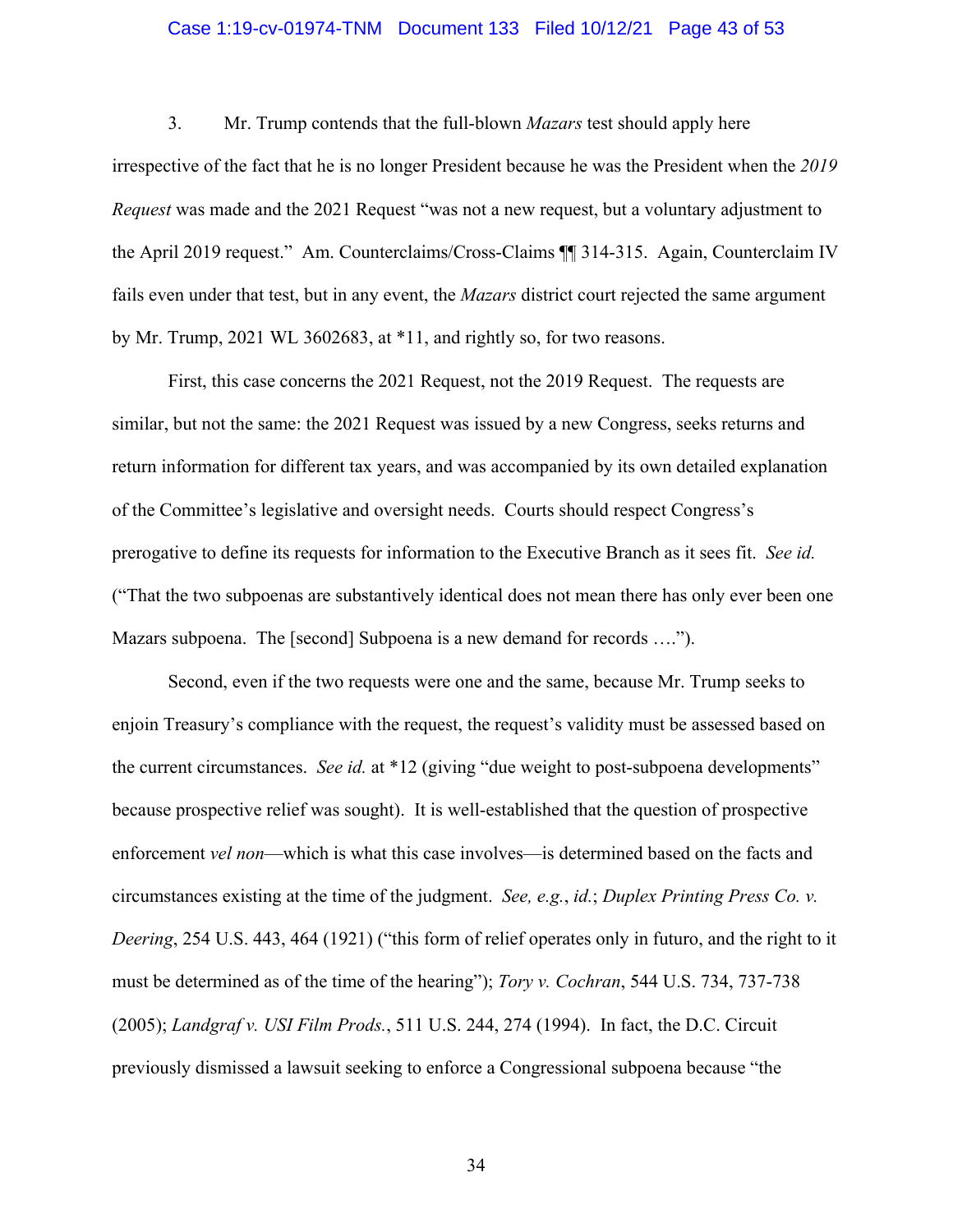3. Mr. Trump contends that the full-blown *Mazars* test should apply here irrespective of the fact that he is no longer President because he was the President when the *2019 Request* was made and the 2021 Request "was not a new request, but a voluntary adjustment to the April 2019 request." Am. Counterclaims/Cross-Claims ¶¶ 314-315. Again, Counterclaim IV fails even under that test, but in any event, the *Mazars* district court rejected the same argument by Mr. Trump, 2021 WL 3602683, at *11, and rightly so, for two reasons.

First, this case concerns the 2021 Request, not the 2019 Request. The requests are similar, but not the same: the 2021 Request was issued by a new Congress, seeks returns and return information for different tax years, and was accompanied by its own detailed explanation of the Committee's legislative and oversight needs. Courts should respect Congress's prerogative to define its requests for information to the Executive Branch as it sees fit. *See id.* ("That the two subpoenas are substantively identical does not mean there has only ever been one Mazars subpoena. The [second] Subpoena is a new demand for records ….").

Second, even if the two requests were one and the same, because Mr. Trump seeks to enjoin Treasury's compliance with the request, the request's validity must be assessed based on the current circumstances. *See id.* at *12 (giving "due weight to post-subpoena developments" because prospective relief was sought). It is well-established that the question of prospective enforcement *vel non*—which is what this case involves—is determined based on the facts and circumstances existing at the time of the judgment. *See, e.g.*, *id.*; *Duplex Printing Press Co. v. Deering*, 254 U.S. 443, 464 (1921) ("this form of relief operates only in futuro, and the right to it must be determined as of the time of the hearing"); *Tory v. Cochran*, 544 U.S. 734, 737-738 (2005); *Landgraf v. USI Film Prods.*, 511 U.S. 244, 274 (1994). In fact, the D.C. Circuit previously dismissed a lawsuit seeking to enforce a Congressional subpoena because "the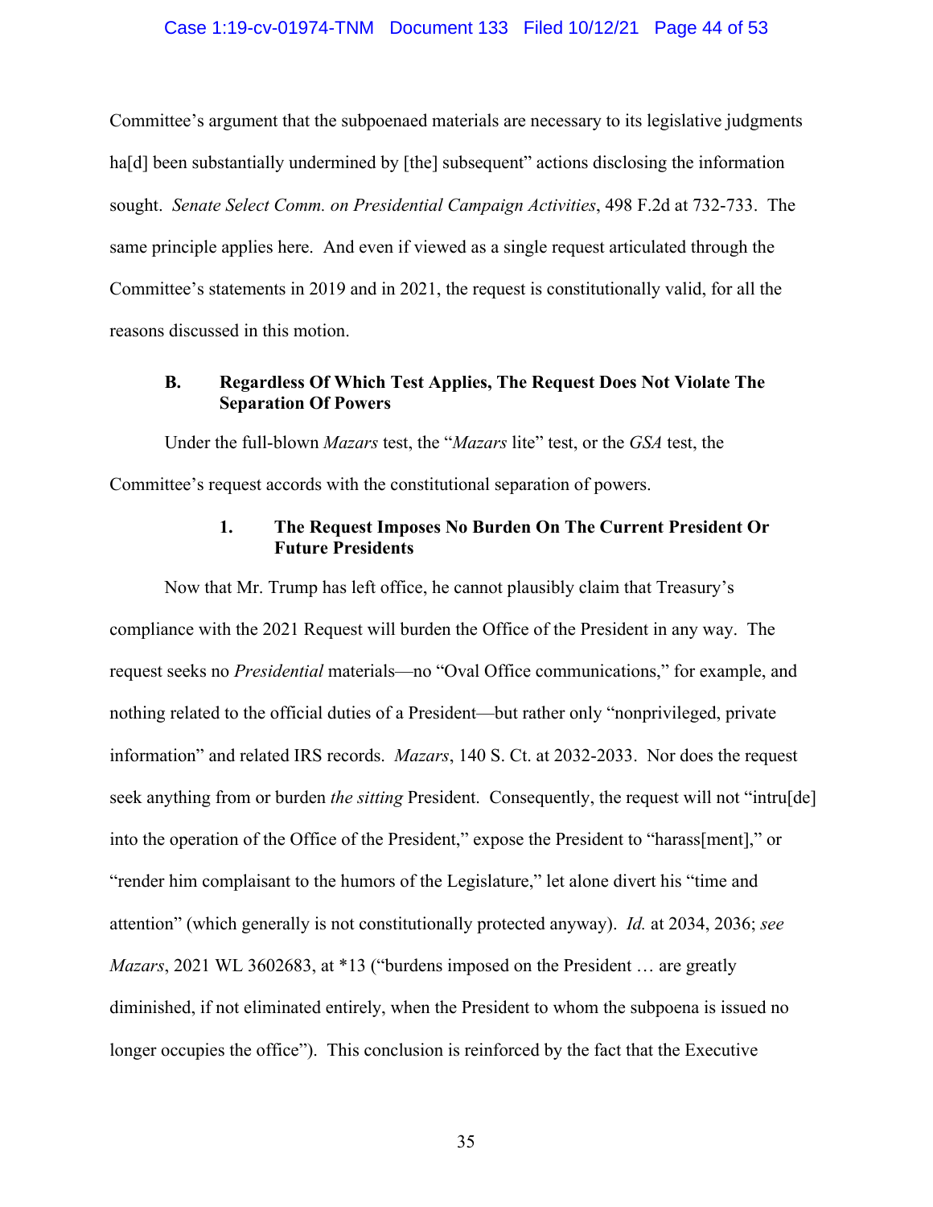Committee's argument that the subpoenaed materials are necessary to its legislative judgments ha[d] been substantially undermined by [the] subsequent" actions disclosing the information sought. *Senate Select Comm. on Presidential Campaign Activities*, 498 F.2d at 732-733. The same principle applies here. And even if viewed as a single request articulated through the Committee's statements in 2019 and in 2021, the request is constitutionally valid, for all the reasons discussed in this motion.

### B. Regardless Of Which Test Applies, The Request Does Not Violate The Separation Of Powers

Under the full-blown *Mazars* test, the "*Mazars* lite" test, or the *GSA* test, the Committee's request accords with the constitutional separation of powers.

#### 1. The Request Imposes No Burden On The Current President Or Future Presidents

Now that Mr. Trump has left office, he cannot plausibly claim that Treasury's compliance with the 2021 Request will burden the Office of the President in any way. The request seeks no *Presidential* materials—no "Oval Office communications," for example, and nothing related to the official duties of a President—but rather only "nonprivileged, private information" and related IRS records. *Mazars*, 140 S. Ct. at 2032-2033. Nor does the request seek anything from or burden *the sitting* President. Consequently, the request will not "intru[de] into the operation of the Office of the President," expose the President to "harass[ment]," or "render him complaisant to the humors of the Legislature," let alone divert his "time and attention" (which generally is not constitutionally protected anyway). *Id.* at 2034, 2036; *see Mazars*, 2021 WL 3602683, at \*13 ("burdens imposed on the President … are greatly diminished, if not eliminated entirely, when the President to whom the subpoena is issued no longer occupies the office"). This conclusion is reinforced by the fact that the Executive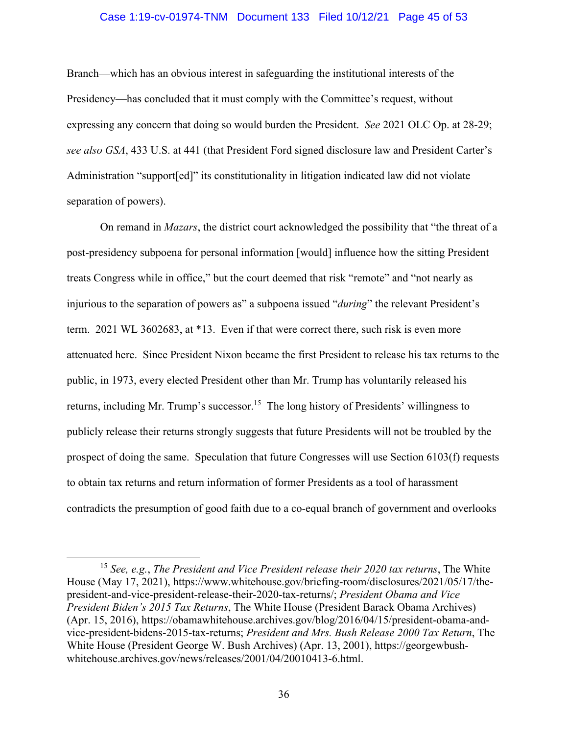Branch—which has an obvious interest in safeguarding the institutional interests of the Presidency—has concluded that it must comply with the Committee's request, without expressing any concern that doing so would burden the President. *See* 2021 OLC Op. at 28-29; *see also GSA*, 433 U.S. at 441 (that President Ford signed disclosure law and President Carter's Administration "support[ed]" its constitutionality in litigation indicated law did not violate separation of powers).

On remand in *Mazars*, the district court acknowledged the possibility that "the threat of a post-presidency subpoena for personal information [would] influence how the sitting President treats Congress while in office," but the court deemed that risk "remote" and "not nearly as injurious to the separation of powers as" a subpoena issued "*during*" the relevant President's term. 2021 WL 3602683, at *13. Even if that were correct there, such risk is even more attenuated here. Since President Nixon became the first President to release his tax returns to the public, in 1973, every elected President other than Mr. Trump has voluntarily released his returns, including Mr. Trump's successor.[15] The long history of Presidents' willingness to publicly release their returns strongly suggests that future Presidents will not be troubled by the prospect of doing the same. Speculation that future Congresses will use Section 6103(f) requests to obtain tax returns and return information of former Presidents as a tool of harassment contradicts the presumption of good faith due to a co-equal branch of government and overlooks

---

[15] *See, e.g.*, *The President and Vice President release their 2020 tax returns*, The White House (May 17, 2021), https://www.whitehouse.gov/briefing-room/disclosures/2021/05/17/the-president-and-vice-president-release-their-2020-tax-returns/; *President Obama and Vice President Biden's 2015 Tax Returns*, The White House (President Barack Obama Archives) (Apr. 15, 2016), https://obamawhitehouse.archives.gov/blog/2016/04/15/president-obama-and-vice-president-bidens-2015-tax-returns; *President and Mrs. Bush Release 2000 Tax Return*, The White House (President George W. Bush Archives) (Apr. 13, 2001), https://georgewbush-whitehouse.archives.gov/news/releases/2001/04/20010413-6.html.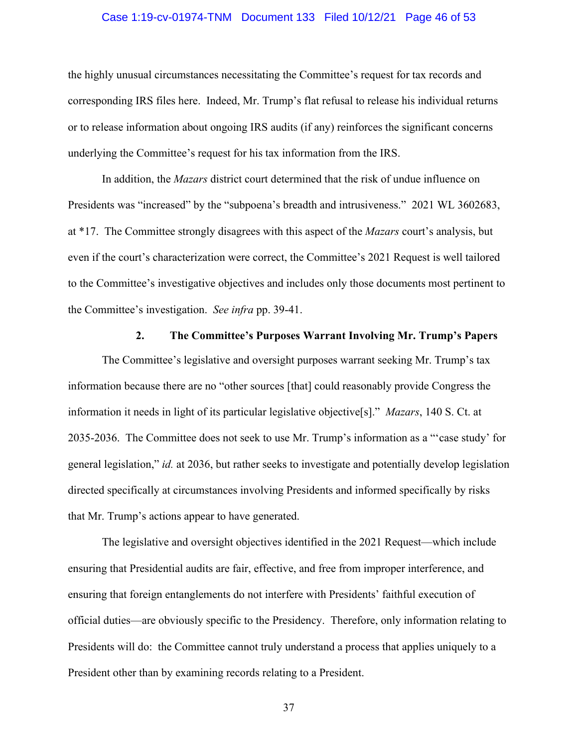the highly unusual circumstances necessitating the Committee's request for tax records and corresponding IRS files here. Indeed, Mr. Trump's flat refusal to release his individual returns or to release information about ongoing IRS audits (if any) reinforces the significant concerns underlying the Committee's request for his tax information from the IRS.

In addition, the *Mazars* district court determined that the risk of undue influence on Presidents was "increased" by the "subpoena's breadth and intrusiveness." 2021 WL 3602683, at *17. The Committee strongly disagrees with this aspect of the *Mazars* court's analysis, but even if the court's characterization were correct, the Committee's 2021 Request is well tailored to the Committee's investigative objectives and includes only those documents most pertinent to the Committee's investigation. *See infra* pp. 39-41.

### 2. The Committee's Purposes Warrant Involving Mr. Trump's Papers

The Committee's legislative and oversight purposes warrant seeking Mr. Trump's tax information because there are no "other sources [that] could reasonably provide Congress the information it needs in light of its particular legislative objective[s]." *Mazars*, 140 S. Ct. at 2035-2036. The Committee does not seek to use Mr. Trump's information as a "'case study' for general legislation," *id.* at 2036, but rather seeks to investigate and potentially develop legislation directed specifically at circumstances involving Presidents and informed specifically by risks that Mr. Trump's actions appear to have generated.

The legislative and oversight objectives identified in the 2021 Request—which include ensuring that Presidential audits are fair, effective, and free from improper interference, and ensuring that foreign entanglements do not interfere with Presidents' faithful execution of official duties—are obviously specific to the Presidency. Therefore, only information relating to Presidents will do: the Committee cannot truly understand a process that applies uniquely to a President other than by examining records relating to a President.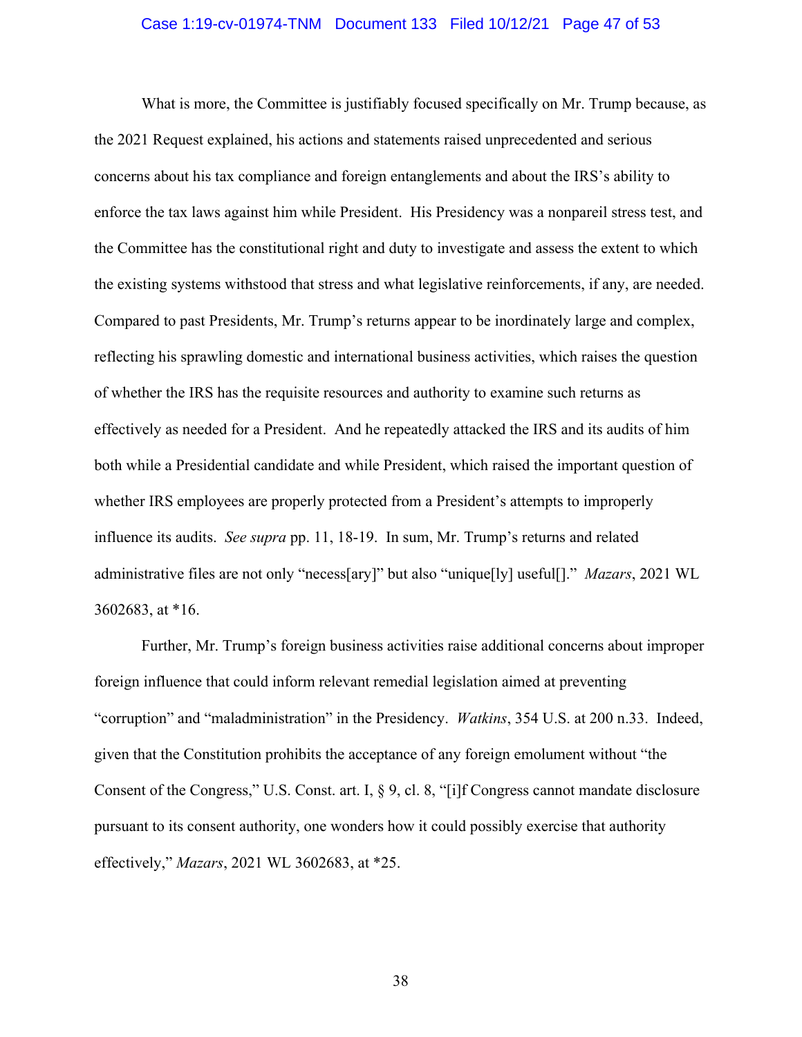What is more, the Committee is justifiably focused specifically on Mr. Trump because, as the 2021 Request explained, his actions and statements raised unprecedented and serious concerns about his tax compliance and foreign entanglements and about the IRS's ability to enforce the tax laws against him while President. His Presidency was a nonpareil stress test, and the Committee has the constitutional right and duty to investigate and assess the extent to which the existing systems withstood that stress and what legislative reinforcements, if any, are needed. Compared to past Presidents, Mr. Trump's returns appear to be inordinately large and complex, reflecting his sprawling domestic and international business activities, which raises the question of whether the IRS has the requisite resources and authority to examine such returns as effectively as needed for a President. And he repeatedly attacked the IRS and its audits of him both while a Presidential candidate and while President, which raised the important question of whether IRS employees are properly protected from a President's attempts to improperly influence its audits. *See supra* pp. 11, 18-19. In sum, Mr. Trump's returns and related administrative files are not only "necess[ary]" but also "unique[ly] useful[]." *Mazars*, 2021 WL 3602683, at *16.

Further, Mr. Trump's foreign business activities raise additional concerns about improper foreign influence that could inform relevant remedial legislation aimed at preventing "corruption" and "maladministration" in the Presidency. *Watkins*, 354 U.S. at 200 n.33. Indeed, given that the Constitution prohibits the acceptance of any foreign emolument without "the Consent of the Congress," U.S. Const. art. I, § 9, cl. 8, "[i]f Congress cannot mandate disclosure pursuant to its consent authority, one wonders how it could possibly exercise that authority effectively," *Mazars*, 2021 WL 3602683, at *25.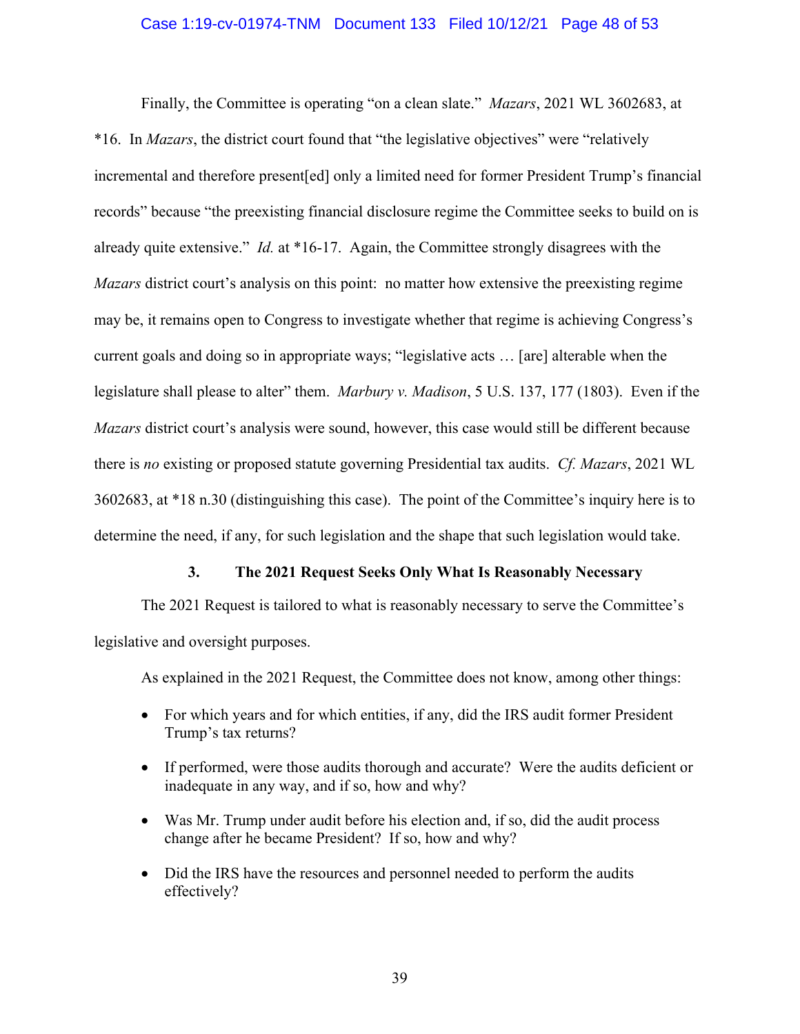Finally, the Committee is operating "on a clean slate." *Mazars*, 2021 WL 3602683, at *16. In *Mazars*, the district court found that "the legislative objectives" were "relatively incremental and therefore present[ed] only a limited need for former President Trump's financial records" because "the preexisting financial disclosure regime the Committee seeks to build on is already quite extensive." *Id.* at *16-17. Again, the Committee strongly disagrees with the *Mazars* district court's analysis on this point: no matter how extensive the preexisting regime may be, it remains open to Congress to investigate whether that regime is achieving Congress's current goals and doing so in appropriate ways; "legislative acts … [are] alterable when the legislature shall please to alter" them. *Marbury v. Madison*, 5 U.S. 137, 177 (1803). Even if the *Mazars* district court's analysis were sound, however, this case would still be different because there is *no* existing or proposed statute governing Presidential tax audits. *Cf. Mazars*, 2021 WL 3602683, at *18 n.30 (distinguishing this case). The point of the Committee's inquiry here is to determine the need, if any, for such legislation and the shape that such legislation would take.

### 3. The 2021 Request Seeks Only What Is Reasonably Necessary

The 2021 Request is tailored to what is reasonably necessary to serve the Committee's legislative and oversight purposes.

As explained in the 2021 Request, the Committee does not know, among other things:

- For which years and for which entities, if any, did the IRS audit former President Trump's tax returns?
- If performed, were those audits thorough and accurate? Were the audits deficient or inadequate in any way, and if so, how and why?
- Was Mr. Trump under audit before his election and, if so, did the audit process change after he became President? If so, how and why?
- Did the IRS have the resources and personnel needed to perform the audits effectively?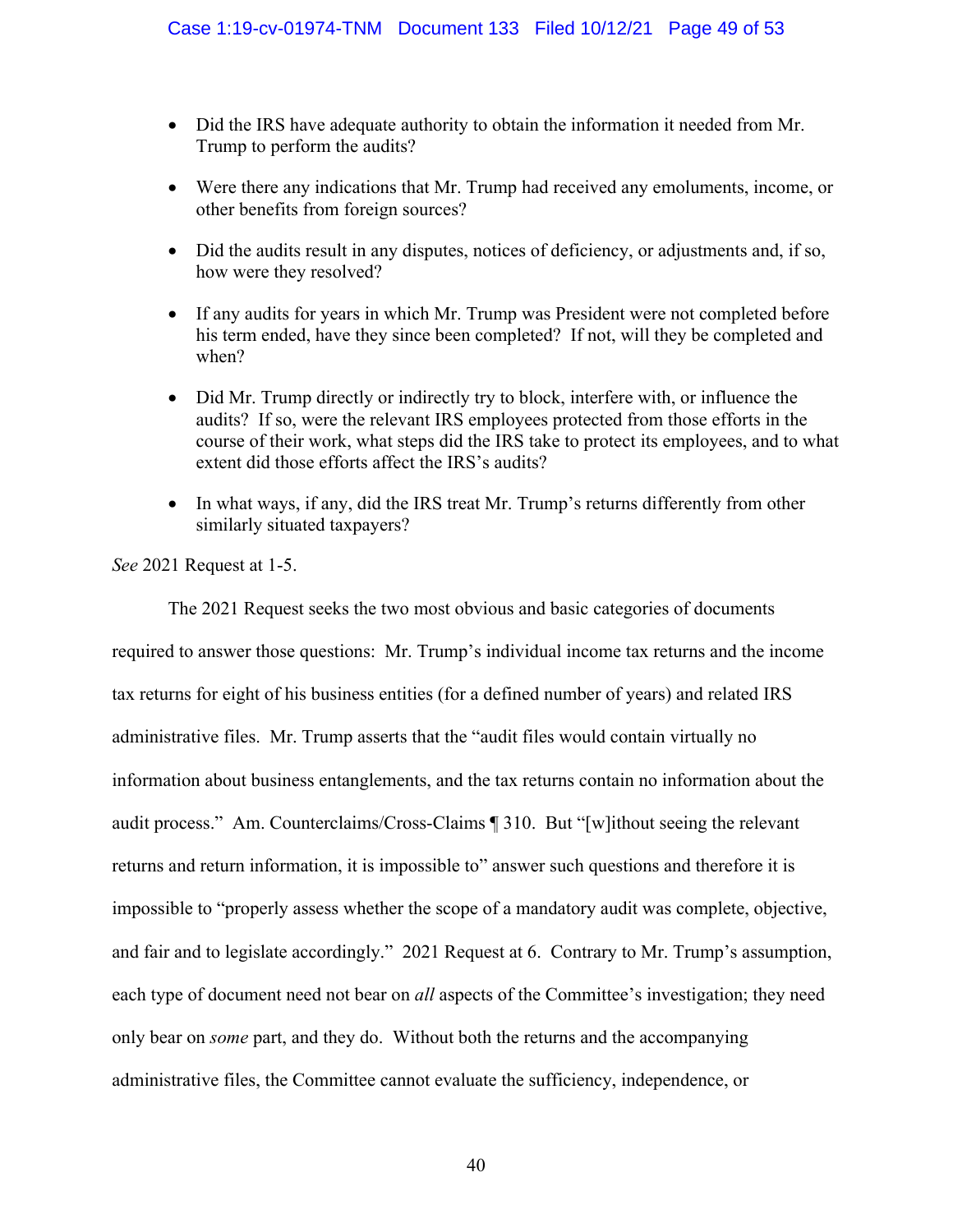- Did the IRS have adequate authority to obtain the information it needed from Mr. Trump to perform the audits?

- Were there any indications that Mr. Trump had received any emoluments, income, or other benefits from foreign sources?

- Did the audits result in any disputes, notices of deficiency, or adjustments and, if so, how were they resolved?

- If any audits for years in which Mr. Trump was President were not completed before his term ended, have they since been completed? If not, will they be completed and when?

- Did Mr. Trump directly or indirectly try to block, interfere with, or influence the audits? If so, were the relevant IRS employees protected from those efforts in the course of their work, what steps did the IRS take to protect its employees, and to what extent did those efforts affect the IRS's audits?

- In what ways, if any, did the IRS treat Mr. Trump's returns differently from other similarly situated taxpayers?

*See* 2021 Request at 1-5.

The 2021 Request seeks the two most obvious and basic categories of documents required to answer those questions: Mr. Trump's individual income tax returns and the income tax returns for eight of his business entities (for a defined number of years) and related IRS administrative files. Mr. Trump asserts that the "audit files would contain virtually no information about business entanglements, and the tax returns contain no information about the audit process." Am. Counterclaims/Cross-Claims ¶ 310. But "[w]ithout seeing the relevant returns and return information, it is impossible to" answer such questions and therefore it is impossible to "properly assess whether the scope of a mandatory audit was complete, objective, and fair and to legislate accordingly." 2021 Request at 6. Contrary to Mr. Trump's assumption, each type of document need not bear on *all* aspects of the Committee's investigation; they need only bear on *some* part, and they do. Without both the returns and the accompanying administrative files, the Committee cannot evaluate the sufficiency, independence, or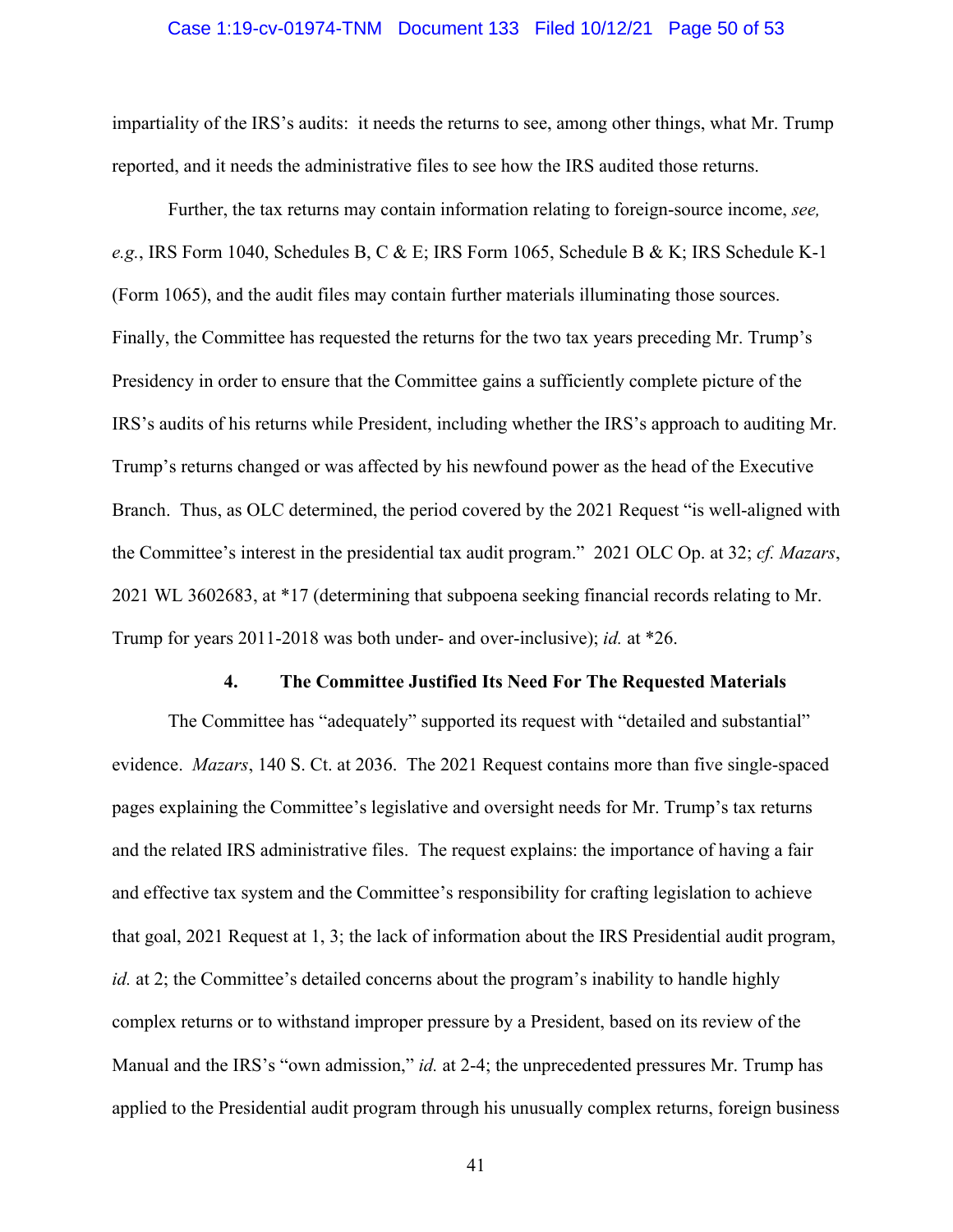impartiality of the IRS's audits: it needs the returns to see, among other things, what Mr. Trump reported, and it needs the administrative files to see how the IRS audited those returns.

Further, the tax returns may contain information relating to foreign-source income, *see, e.g.*, IRS Form 1040, Schedules B, C & E; IRS Form 1065, Schedule B & K; IRS Schedule K-1 (Form 1065), and the audit files may contain further materials illuminating those sources. Finally, the Committee has requested the returns for the two tax years preceding Mr. Trump's Presidency in order to ensure that the Committee gains a sufficiently complete picture of the IRS's audits of his returns while President, including whether the IRS's approach to auditing Mr. Trump's returns changed or was affected by his newfound power as the head of the Executive Branch. Thus, as OLC determined, the period covered by the 2021 Request "is well-aligned with the Committee's interest in the presidential tax audit program." 2021 OLC Op. at 32; *cf. Mazars*, 2021 WL 3602683, at \*17 (determining that subpoena seeking financial records relating to Mr. Trump for years 2011-2018 was both under- and over-inclusive); *id.* at \*26.

### 4. The Committee Justified Its Need For The Requested Materials

The Committee has "adequately" supported its request with "detailed and substantial" evidence. *Mazars*, 140 S. Ct. at 2036. The 2021 Request contains more than five single-spaced pages explaining the Committee's legislative and oversight needs for Mr. Trump's tax returns and the related IRS administrative files. The request explains: the importance of having a fair and effective tax system and the Committee's responsibility for crafting legislation to achieve that goal, 2021 Request at 1, 3; the lack of information about the IRS Presidential audit program, *id.* at 2; the Committee's detailed concerns about the program's inability to handle highly complex returns or to withstand improper pressure by a President, based on its review of the Manual and the IRS's "own admission," *id.* at 2-4; the unprecedented pressures Mr. Trump has applied to the Presidential audit program through his unusually complex returns, foreign business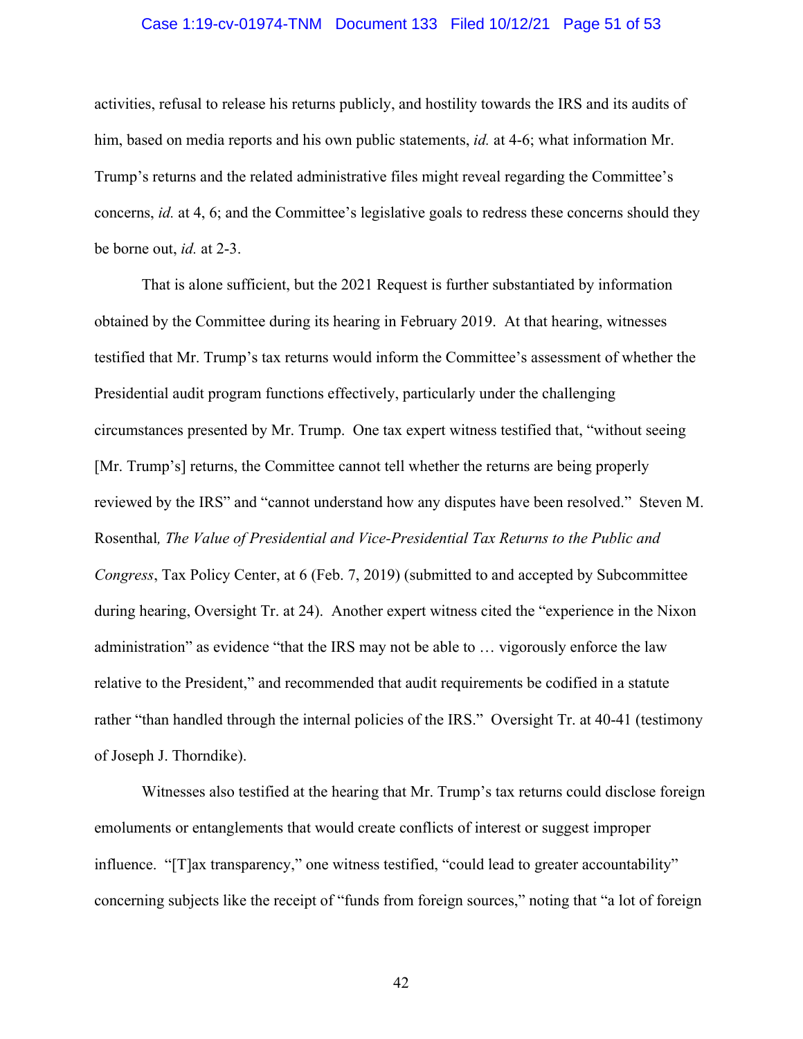activities, refusal to release his returns publicly, and hostility towards the IRS and its audits of him, based on media reports and his own public statements, *id.* at 4-6; what information Mr. Trump's returns and the related administrative files might reveal regarding the Committee's concerns, *id.* at 4, 6; and the Committee's legislative goals to redress these concerns should they be borne out, *id.* at 2-3.

That is alone sufficient, but the 2021 Request is further substantiated by information obtained by the Committee during its hearing in February 2019. At that hearing, witnesses testified that Mr. Trump's tax returns would inform the Committee's assessment of whether the Presidential audit program functions effectively, particularly under the challenging circumstances presented by Mr. Trump. One tax expert witness testified that, "without seeing [Mr. Trump's] returns, the Committee cannot tell whether the returns are being properly reviewed by the IRS" and "cannot understand how any disputes have been resolved." Steven M. Rosenthal*, The Value of Presidential and Vice-Presidential Tax Returns to the Public and Congress*, Tax Policy Center, at 6 (Feb. 7, 2019) (submitted to and accepted by Subcommittee during hearing, Oversight Tr. at 24). Another expert witness cited the "experience in the Nixon administration" as evidence "that the IRS may not be able to … vigorously enforce the law relative to the President," and recommended that audit requirements be codified in a statute rather "than handled through the internal policies of the IRS." Oversight Tr. at 40-41 (testimony of Joseph J. Thorndike).

Witnesses also testified at the hearing that Mr. Trump's tax returns could disclose foreign emoluments or entanglements that would create conflicts of interest or suggest improper influence. "[T]ax transparency," one witness testified, "could lead to greater accountability" concerning subjects like the receipt of "funds from foreign sources," noting that "a lot of foreign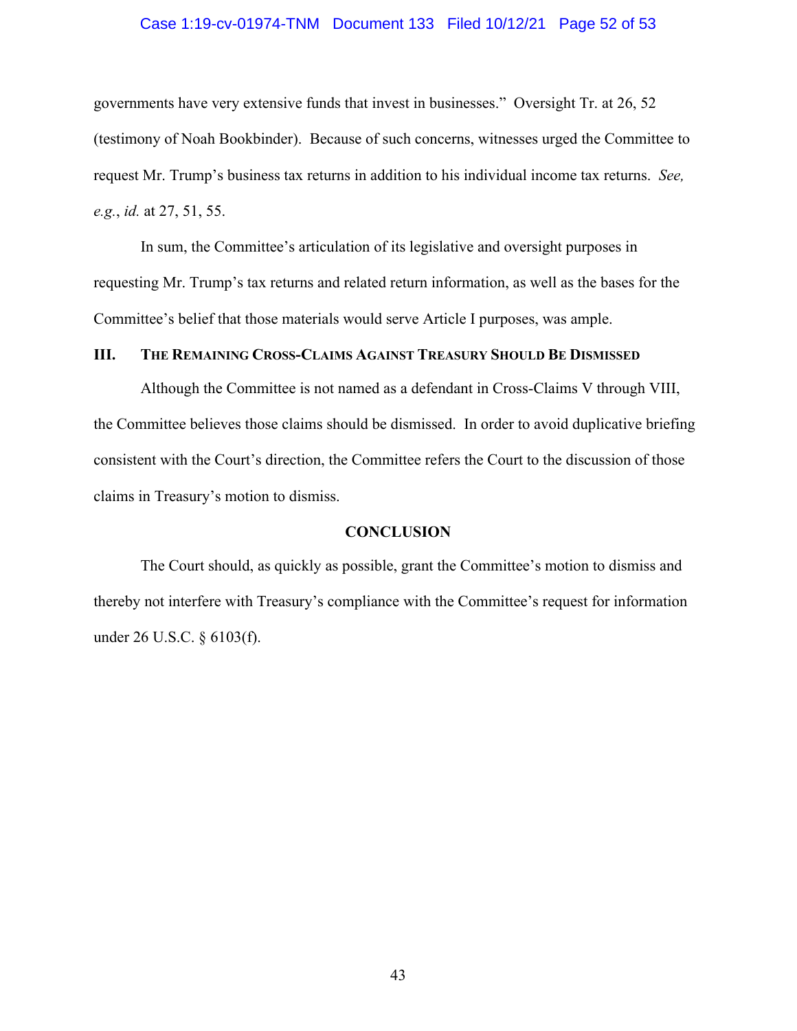governments have very extensive funds that invest in businesses." Oversight Tr. at 26, 52 (testimony of Noah Bookbinder). Because of such concerns, witnesses urged the Committee to request Mr. Trump's business tax returns in addition to his individual income tax returns. *See, e.g.*, *id.* at 27, 51, 55.

In sum, the Committee's articulation of its legislative and oversight purposes in requesting Mr. Trump's tax returns and related return information, as well as the bases for the Committee's belief that those materials would serve Article I purposes, was ample.

## III. The Remaining Cross-Claims Against Treasury Should Be Dismissed

Although the Committee is not named as a defendant in Cross-Claims V through VIII, the Committee believes those claims should be dismissed. In order to avoid duplicative briefing consistent with the Court's direction, the Committee refers the Court to the discussion of those claims in Treasury's motion to dismiss.

## CONCLUSION

The Court should, as quickly as possible, grant the Committee's motion to dismiss and thereby not interfere with Treasury's compliance with the Committee's request for information under 26 U.S.C. § 6103(f).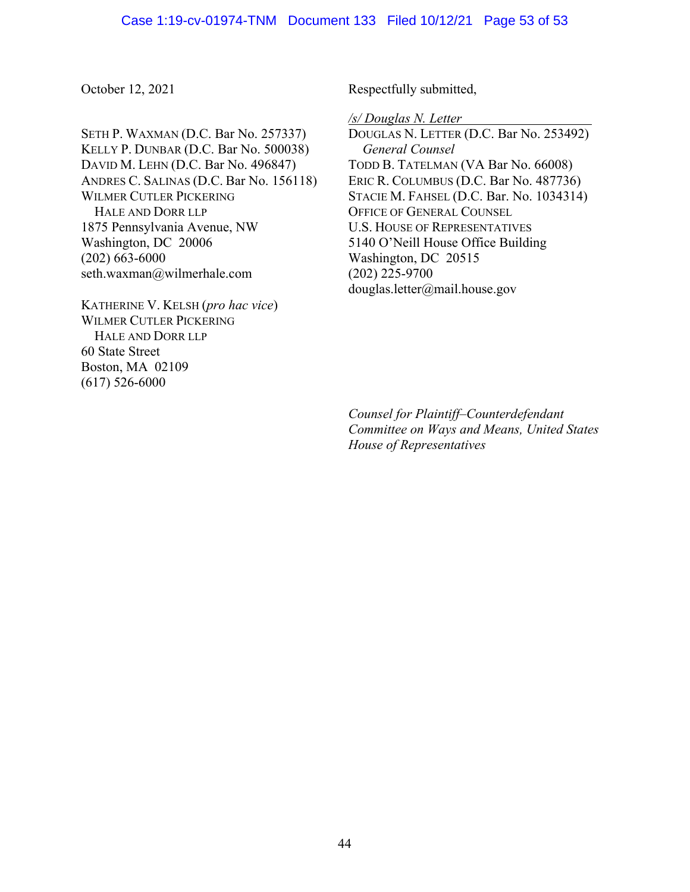October 12, 2021

Respectfully submitted,

*/s/ Douglas N. Letter*
DOUGLAS N. LETTER (D.C. Bar No. 253492)
*General Counsel*
TODD B. TATELMAN (VA Bar No. 66008)
ERIC R. COLUMBUS (D.C. Bar No. 487736)
STACIE M. FAHSEL (D.C. Bar. No. 1034314)
OFFICE OF GENERAL COUNSEL
U.S. HOUSE OF REPRESENTATIVES
5140 O'Neill House Office Building
Washington, DC 20515
(202) 225-9700
douglas.letter@mail.house.gov

SETH P. WAXMAN (D.C. Bar No. 257337)
KELLY P. DUNBAR (D.C. Bar No. 500038)
DAVID M. LEHN (D.C. Bar No. 496847)
ANDRES C. SALINAS (D.C. Bar No. 156118)
WILMER CUTLER PICKERING
HALE AND DORR LLP
1875 Pennsylvania Avenue, NW
Washington, DC 20006
(202) 663-6000
seth.waxman@wilmerhale.com

KATHERINE V. KELSH (*pro hac vice*)
WILMER CUTLER PICKERING
HALE AND DORR LLP
60 State Street
Boston, MA 02109
(617) 526-6000

*Counsel for Plaintiff–Counterdefendant Committee on Ways and Means, United States House of Representatives*